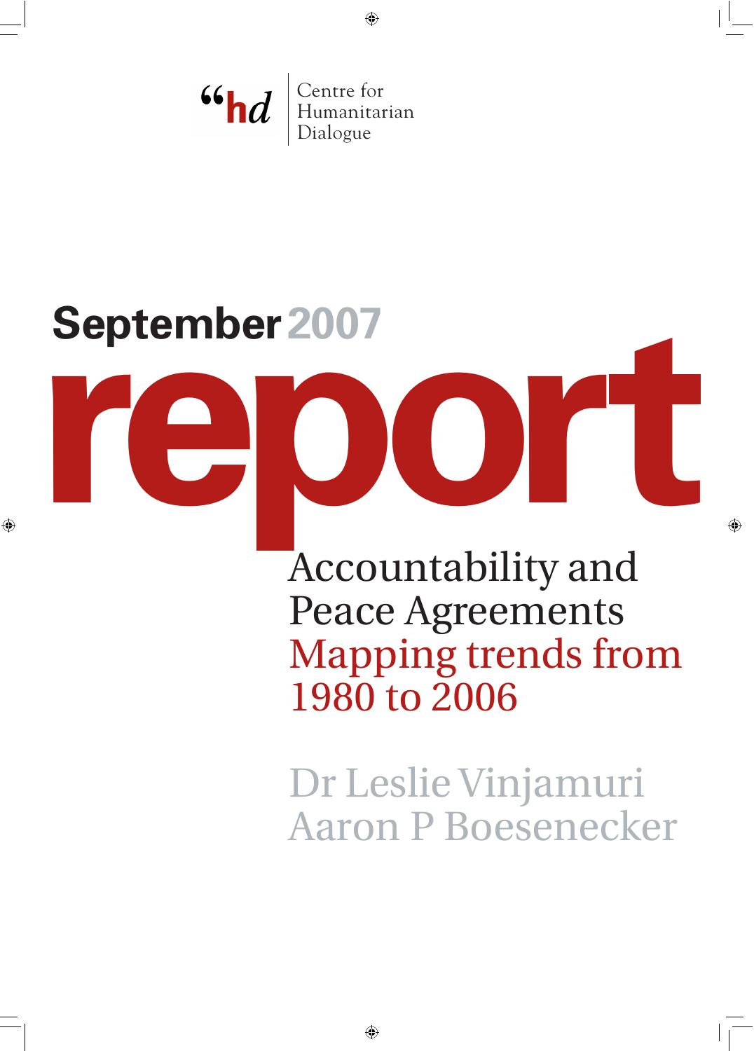Centre for Humanitarian Dialogue

**September 2007**

# report

## Accountability and Peace Agreements

## Mapping trends from 1980 to 2006

Dr Leslie Vinjamuri

Aaron P Boesenecker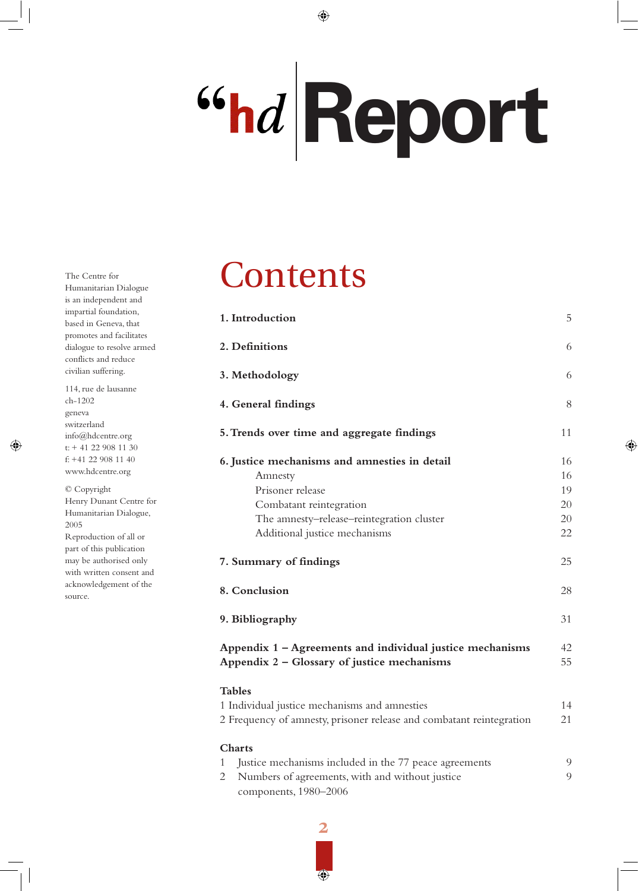# “hd Report

The Centre for Humanitarian Dialogue is an independent and impartial foundation, based in Geneva, that promotes and facilitates dialogue to resolve armed conflicts and reduce civilian suffering.

114, rue de lausanne
ch-1202
geneva
switzerland
info@hdcentre.org
t: + 41 22 908 11 30
f: +41 22 908 11 40
www.hdcentre.org

© Copyright
Henry Dunant Centre for Humanitarian Dialogue, 2005
Reproduction of all or part of this publication may be authorised only with written consent and acknowledgement of the source.

## Contents

| | |
|---|---|
| **1. Introduction** | 5 |
| **2. Definitions** | 6 |
| **3. Methodology** | 6 |
| **4. General findings** | 8 |
| **5. Trends over time and aggregate findings** | 11 |
| **6. Justice mechanisms and amnesties in detail** | 16 |
| Amnesty | 16 |
| Prisoner release | 19 |
| Combatant reintegration | 20 |
| The amnesty–release–reintegration cluster | 20 |
| Additional justice mechanisms | 22 |
| **7. Summary of findings** | 25 |
| **8. Conclusion** | 28 |
| **9. Bibliography** | 31 |
| **Appendix 1 – Agreements and individual justice mechanisms** | 42 |
| **Appendix 2 – Glossary of justice mechanisms** | 55 |

**Tables**

| | |
|---|---|
| 1 Individual justice mechanisms and amnesties | 14 |
| 2 Frequency of amnesty, prisoner release and combatant reintegration | 21 |

**Charts**

| | |
|---|---|
| 1 Justice mechanisms included in the 77 peace agreements | 9 |
| 2 Numbers of agreements, with and without justice components, 1980–2006 | 9 |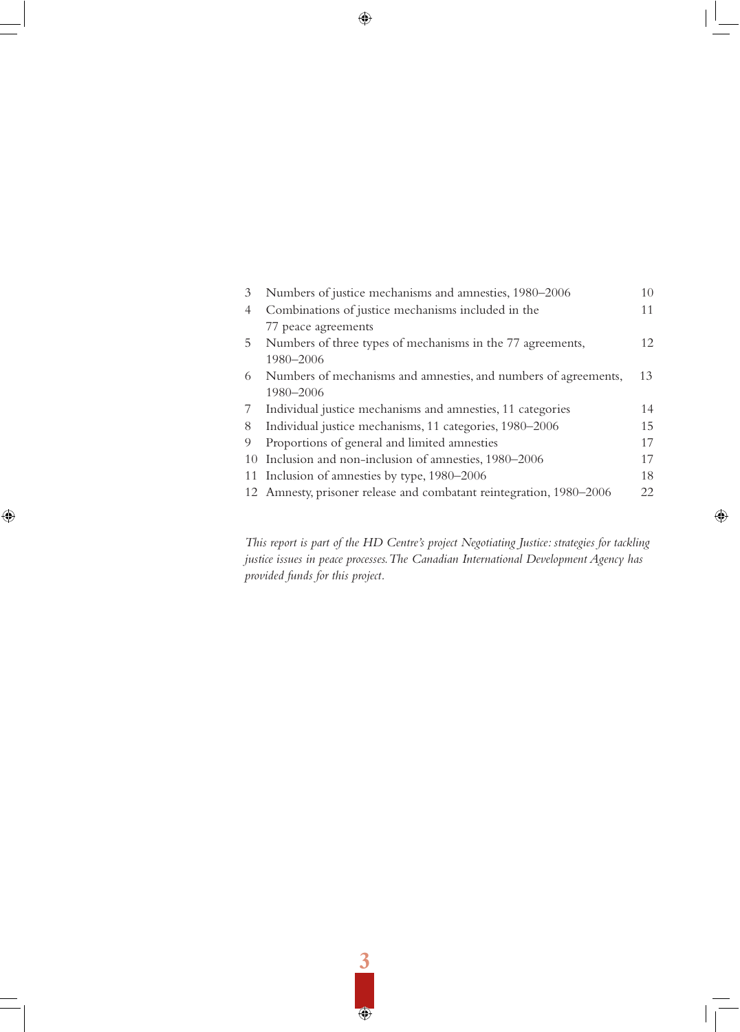| | | |
|---|---|---|
| 3 | Numbers of justice mechanisms and amnesties, 1980–2006 | 10 |
| 4 | Combinations of justice mechanisms included in the 77 peace agreements | 11 |
| 5 | Numbers of three types of mechanisms in the 77 agreements, 1980–2006 | 12 |
| 6 | Numbers of mechanisms and amnesties, and numbers of agreements, 1980–2006 | 13 |
| 7 | Individual justice mechanisms and amnesties, 11 categories | 14 |
| 8 | Individual justice mechanisms, 11 categories, 1980–2006 | 15 |
| 9 | Proportions of general and limited amnesties | 17 |
| 10 | Inclusion and non-inclusion of amnesties, 1980–2006 | 17 |
| 11 | Inclusion of amnesties by type, 1980–2006 | 18 |
| 12 | Amnesty, prisoner release and combatant reintegration, 1980–2006 | 22 |

*This report is part of the HD Centre's project Negotiating Justice: strategies for tackling justice issues in peace processes. The Canadian International Development Agency has provided funds for this project.*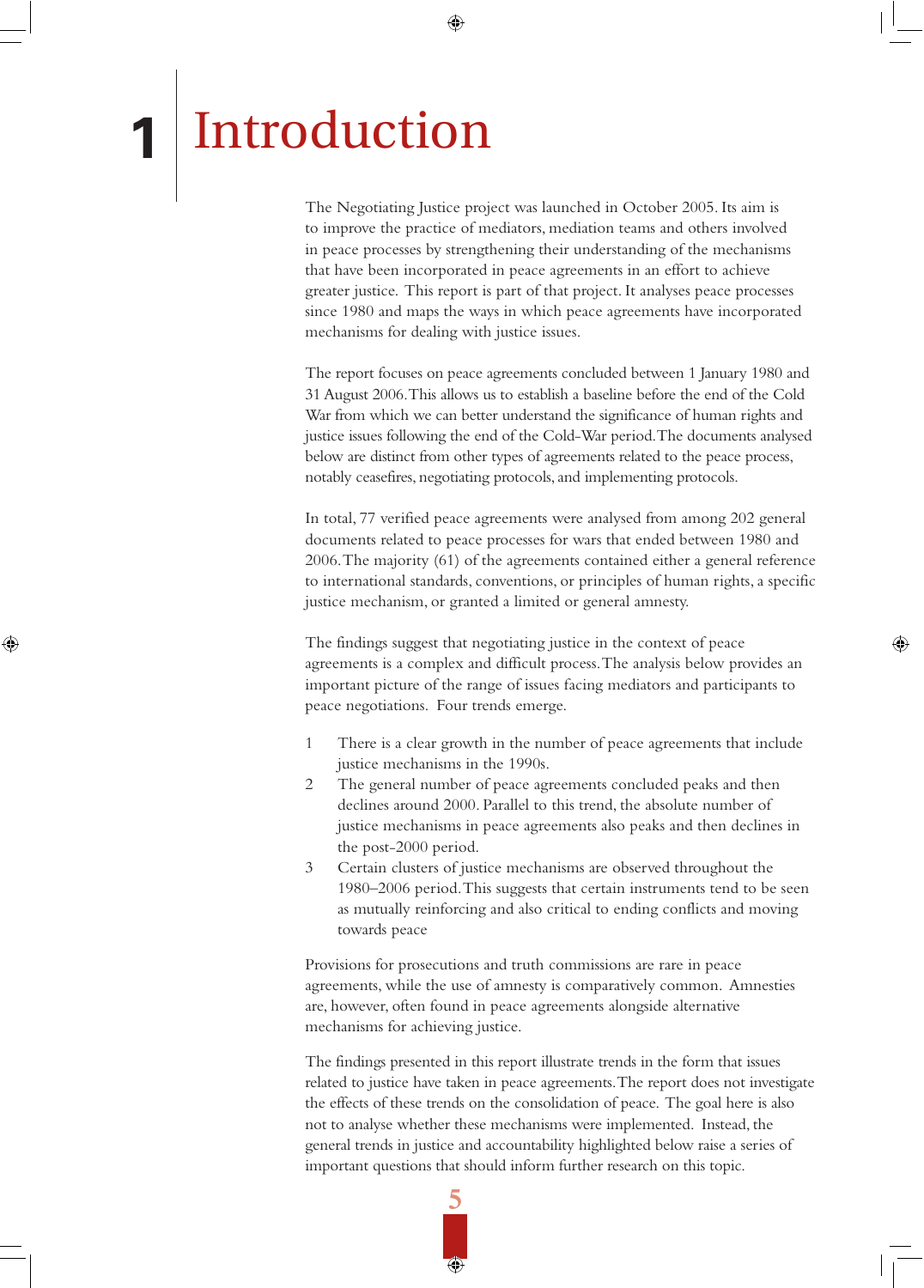# 1 Introduction

The Negotiating Justice project was launched in October 2005. Its aim is to improve the practice of mediators, mediation teams and others involved in peace processes by strengthening their understanding of the mechanisms that have been incorporated in peace agreements in an effort to achieve greater justice. This report is part of that project. It analyses peace processes since 1980 and maps the ways in which peace agreements have incorporated mechanisms for dealing with justice issues.

The report focuses on peace agreements concluded between 1 January 1980 and 31 August 2006. This allows us to establish a baseline before the end of the Cold War from which we can better understand the significance of human rights and justice issues following the end of the Cold-War period. The documents analysed below are distinct from other types of agreements related to the peace process, notably ceasefires, negotiating protocols, and implementing protocols.

In total, 77 verified peace agreements were analysed from among 202 general documents related to peace processes for wars that ended between 1980 and 2006. The majority (61) of the agreements contained either a general reference to international standards, conventions, or principles of human rights, a specific justice mechanism, or granted a limited or general amnesty.

The findings suggest that negotiating justice in the context of peace agreements is a complex and difficult process. The analysis below provides an important picture of the range of issues facing mediators and participants to peace negotiations. Four trends emerge.

1. There is a clear growth in the number of peace agreements that include justice mechanisms in the 1990s.
2. The general number of peace agreements concluded peaks and then declines around 2000. Parallel to this trend, the absolute number of justice mechanisms in peace agreements also peaks and then declines in the post-2000 period.
3. Certain clusters of justice mechanisms are observed throughout the 1980–2006 period. This suggests that certain instruments tend to be seen as mutually reinforcing and also critical to ending conflicts and moving towards peace

Provisions for prosecutions and truth commissions are rare in peace agreements, while the use of amnesty is comparatively common. Amnesties are, however, often found in peace agreements alongside alternative mechanisms for achieving justice.

The findings presented in this report illustrate trends in the form that issues related to justice have taken in peace agreements. The report does not investigate the effects of these trends on the consolidation of peace. The goal here is also not to analyse whether these mechanisms were implemented. Instead, the general trends in justice and accountability highlighted below raise a series of important questions that should inform further research on this topic.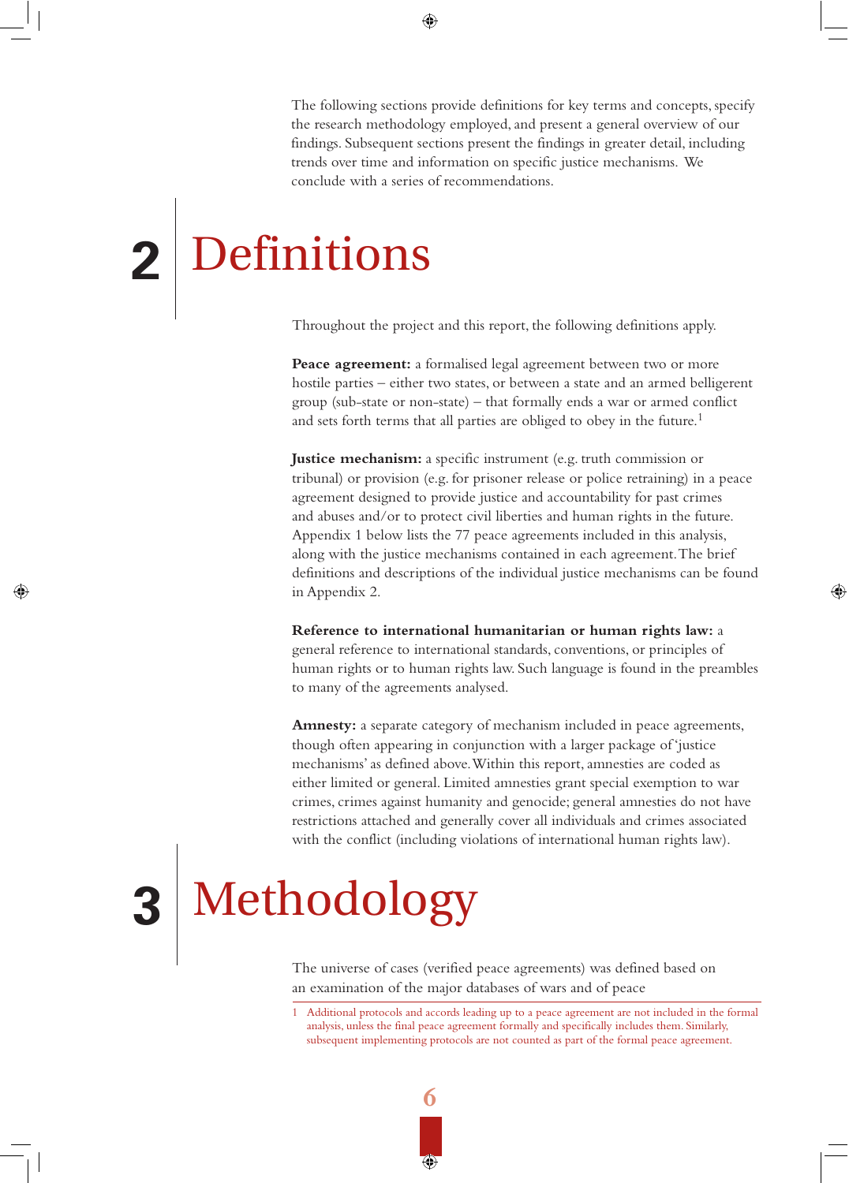The following sections provide definitions for key terms and concepts, specify the research methodology employed, and present a general overview of our findings. Subsequent sections present the findings in greater detail, including trends over time and information on specific justice mechanisms. We conclude with a series of recommendations.

# 2 Definitions

Throughout the project and this report, the following definitions apply.

**Peace agreement:** a formalised legal agreement between two or more hostile parties – either two states, or between a state and an armed belligerent group (sub-state or non-state) – that formally ends a war or armed conflict and sets forth terms that all parties are obliged to obey in the future.[1]

**Justice mechanism:** a specific instrument (e.g. truth commission or tribunal) or provision (e.g. for prisoner release or police retraining) in a peace agreement designed to provide justice and accountability for past crimes and abuses and/or to protect civil liberties and human rights in the future. Appendix 1 below lists the 77 peace agreements included in this analysis, along with the justice mechanisms contained in each agreement. The brief definitions and descriptions of the individual justice mechanisms can be found in Appendix 2.

**Reference to international humanitarian or human rights law:** a general reference to international standards, conventions, or principles of human rights or to human rights law. Such language is found in the preambles to many of the agreements analysed.

**Amnesty:** a separate category of mechanism included in peace agreements, though often appearing in conjunction with a larger package of 'justice mechanisms' as defined above. Within this report, amnesties are coded as either limited or general. Limited amnesties grant special exemption to war crimes, crimes against humanity and genocide; general amnesties do not have restrictions attached and generally cover all individuals and crimes associated with the conflict (including violations of international human rights law).

# 3 Methodology

The universe of cases (verified peace agreements) was defined based on an examination of the major databases of wars and of peace

1 Additional protocols and accords leading up to a peace agreement are not included in the formal analysis, unless the final peace agreement formally and specifically includes them. Similarly, subsequent implementing protocols are not counted as part of the formal peace agreement.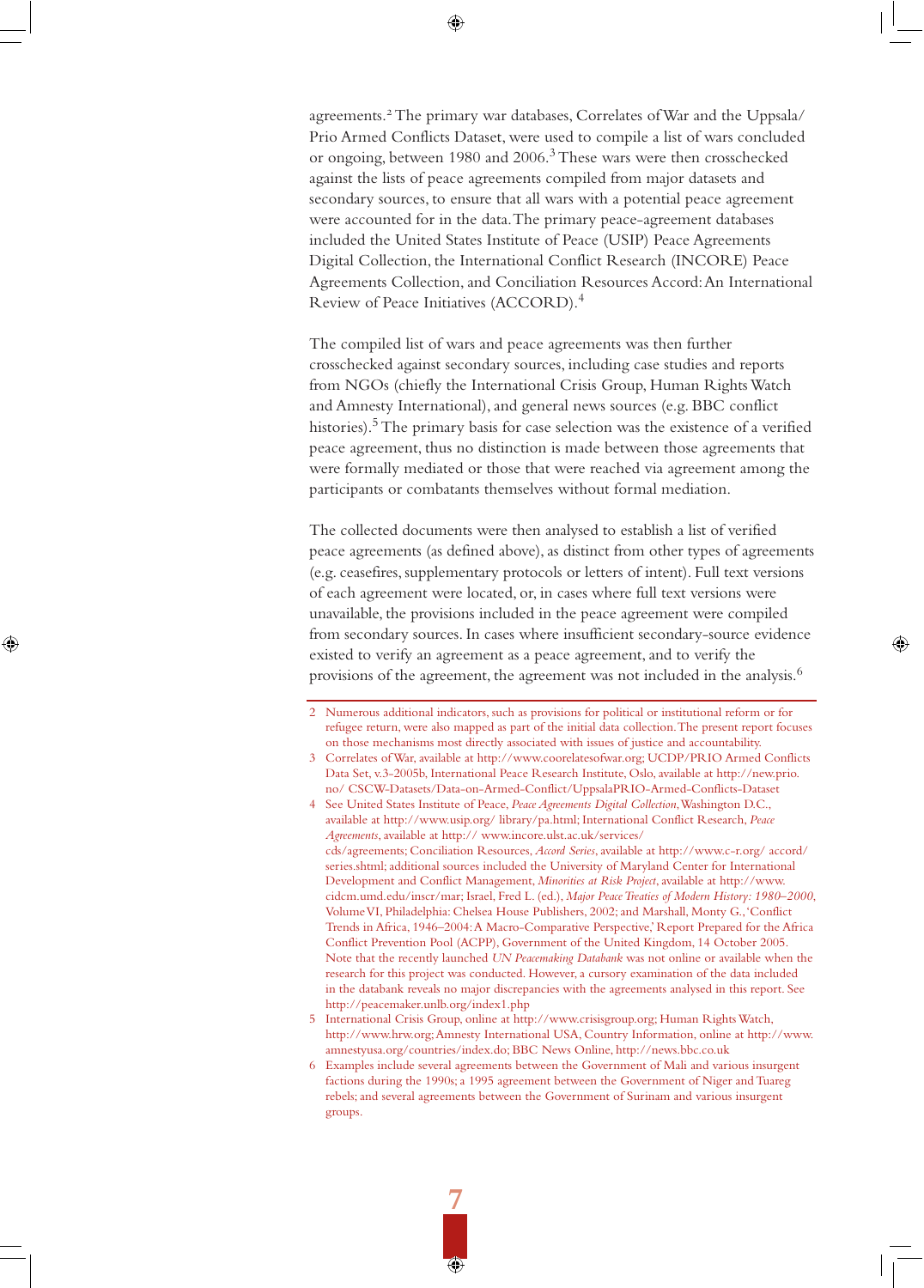agreements.[2] The primary war databases, Correlates of War and the Uppsala/Prio Armed Conflicts Dataset, were used to compile a list of wars concluded or ongoing, between 1980 and 2006.[3] These wars were then crosschecked against the lists of peace agreements compiled from major datasets and secondary sources, to ensure that all wars with a potential peace agreement were accounted for in the data. The primary peace-agreement databases included the United States Institute of Peace (USIP) Peace Agreements Digital Collection, the International Conflict Research (INCORE) Peace Agreements Collection, and Conciliation Resources Accord: An International Review of Peace Initiatives (ACCORD).[4]

The compiled list of wars and peace agreements was then further crosschecked against secondary sources, including case studies and reports from NGOs (chiefly the International Crisis Group, Human Rights Watch and Amnesty International), and general news sources (e.g. BBC conflict histories).[5] The primary basis for case selection was the existence of a verified peace agreement, thus no distinction is made between those agreements that were formally mediated or those that were reached via agreement among the participants or combatants themselves without formal mediation.

The collected documents were then analysed to establish a list of verified peace agreements (as defined above), as distinct from other types of agreements (e.g. ceasefires, supplementary protocols or letters of intent). Full text versions of each agreement were located, or, in cases where full text versions were unavailable, the provisions included in the peace agreement were compiled from secondary sources. In cases where insufficient secondary-source evidence existed to verify an agreement as a peace agreement, and to verify the provisions of the agreement, the agreement was not included in the analysis.[6]

---

2 Numerous additional indicators, such as provisions for political or institutional reform or for refugee return, were also mapped as part of the initial data collection. The present report focuses on those mechanisms most directly associated with issues of justice and accountability.

3 Correlates of War, available at http://www.coorelatesofwar.org; UCDP/PRIO Armed Conflicts Data Set, v.3-2005b, International Peace Research Institute, Oslo, available at http://new.prio.no/ CSCW-Datasets/Data-on-Armed-Conflict/UppsalaPRIO-Armed-Conflicts-Dataset

4 See United States Institute of Peace, *Peace Agreements Digital Collection*, Washington D.C., available at http://www.usip.org/ library/pa.html; International Conflict Research, *Peace Agreements*, available at http:// www.incore.ulst.ac.uk/services/ cds/agreements; Conciliation Resources, *Accord Series*, available at http://www.c-r.org/ accord/ series.shtml; additional sources included the University of Maryland Center for International Development and Conflict Management, *Minorities at Risk Project*, available at http://www.cidcm.umd.edu/inscr/mar; Israel, Fred L. (ed.), *Major Peace Treaties of Modern History: 1980–2000*, Volume VI, Philadelphia: Chelsea House Publishers, 2002; and Marshall, Monty G., 'Conflict Trends in Africa, 1946–2004: A Macro-Comparative Perspective,' Report Prepared for the Africa Conflict Prevention Pool (ACPP), Government of the United Kingdom, 14 October 2005. Note that the recently launched *UN Peacemaking Databank* was not online or available when the research for this project was conducted. However, a cursory examination of the data included in the databank reveals no major discrepancies with the agreements analysed in this report. See http://peacemaker.unlb.org/index1.php

5 International Crisis Group, online at http://www.crisisgroup.org; Human Rights Watch, http://www.hrw.org; Amnesty International USA, Country Information, online at http://www.amnestyusa.org/countries/index.do; BBC News Online, http://news.bbc.co.uk

6 Examples include several agreements between the Government of Mali and various insurgent factions during the 1990s; a 1995 agreement between the Government of Niger and Tuareg rebels; and several agreements between the Government of Surinam and various insurgent groups.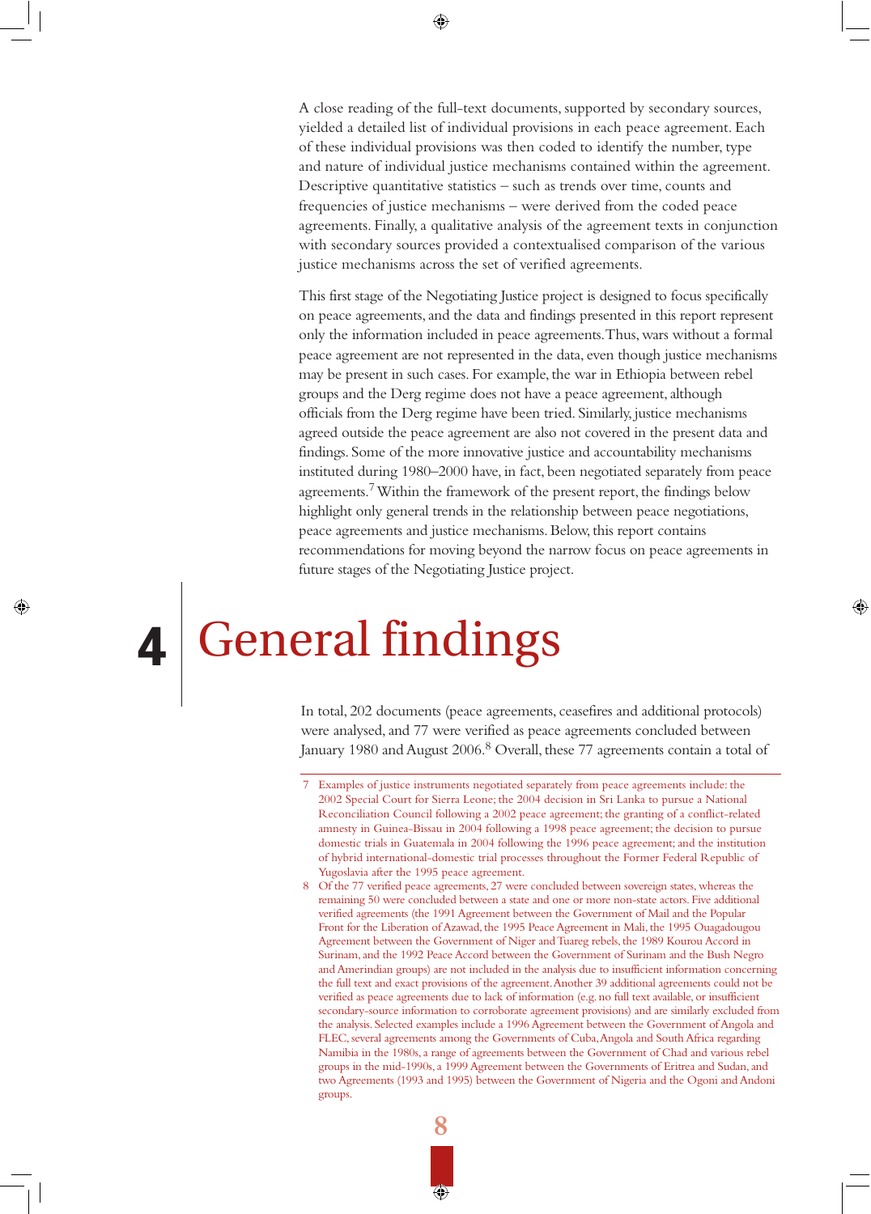A close reading of the full-text documents, supported by secondary sources, yielded a detailed list of individual provisions in each peace agreement. Each of these individual provisions was then coded to identify the number, type and nature of individual justice mechanisms contained within the agreement. Descriptive quantitative statistics – such as trends over time, counts and frequencies of justice mechanisms – were derived from the coded peace agreements. Finally, a qualitative analysis of the agreement texts in conjunction with secondary sources provided a contextualised comparison of the various justice mechanisms across the set of verified agreements.

This first stage of the Negotiating Justice project is designed to focus specifically on peace agreements, and the data and findings presented in this report represent only the information included in peace agreements. Thus, wars without a formal peace agreement are not represented in the data, even though justice mechanisms may be present in such cases. For example, the war in Ethiopia between rebel groups and the Derg regime does not have a peace agreement, although officials from the Derg regime have been tried. Similarly, justice mechanisms agreed outside the peace agreement are also not covered in the present data and findings. Some of the more innovative justice and accountability mechanisms instituted during 1980–2000 have, in fact, been negotiated separately from peace agreements.[7] Within the framework of the present report, the findings below highlight only general trends in the relationship between peace negotiations, peace agreements and justice mechanisms. Below, this report contains recommendations for moving beyond the narrow focus on peace agreements in future stages of the Negotiating Justice project.

# 4 General findings

In total, 202 documents (peace agreements, ceasefires and additional protocols) were analysed, and 77 were verified as peace agreements concluded between January 1980 and August 2006.[8] Overall, these 77 agreements contain a total of

---

7 Examples of justice instruments negotiated separately from peace agreements include: the 2002 Special Court for Sierra Leone; the 2004 decision in Sri Lanka to pursue a National Reconciliation Council following a 2002 peace agreement; the granting of a conflict-related amnesty in Guinea-Bissau in 2004 following a 1998 peace agreement; the decision to pursue domestic trials in Guatemala in 2004 following the 1996 peace agreement; and the institution of hybrid international-domestic trial processes throughout the Former Federal Republic of Yugoslavia after the 1995 peace agreement.

8 Of the 77 verified peace agreements, 27 were concluded between sovereign states, whereas the remaining 50 were concluded between a state and one or more non-state actors. Five additional verified agreements (the 1991 Agreement between the Government of Mail and the Popular Front for the Liberation of Azawad, the 1995 Peace Agreement in Mali, the 1995 Ouagadougou Agreement between the Government of Niger and Tuareg rebels, the 1989 Kourou Accord in Surinam, and the 1992 Peace Accord between the Government of Surinam and the Bush Negro and Amerindian groups) are not included in the analysis due to insufficient information concerning the full text and exact provisions of the agreement. Another 39 additional agreements could not be verified as peace agreements due to lack of information (e.g. no full text available, or insufficient secondary-source information to corroborate agreement provisions) and are similarly excluded from the analysis. Selected examples include a 1996 Agreement between the Government of Angola and FLEC, several agreements among the Governments of Cuba, Angola and South Africa regarding Namibia in the 1980s, a range of agreements between the Government of Chad and various rebel groups in the mid-1990s, a 1999 Agreement between the Governments of Eritrea and Sudan, and two Agreements (1993 and 1995) between the Government of Nigeria and the Ogoni and Andoni groups.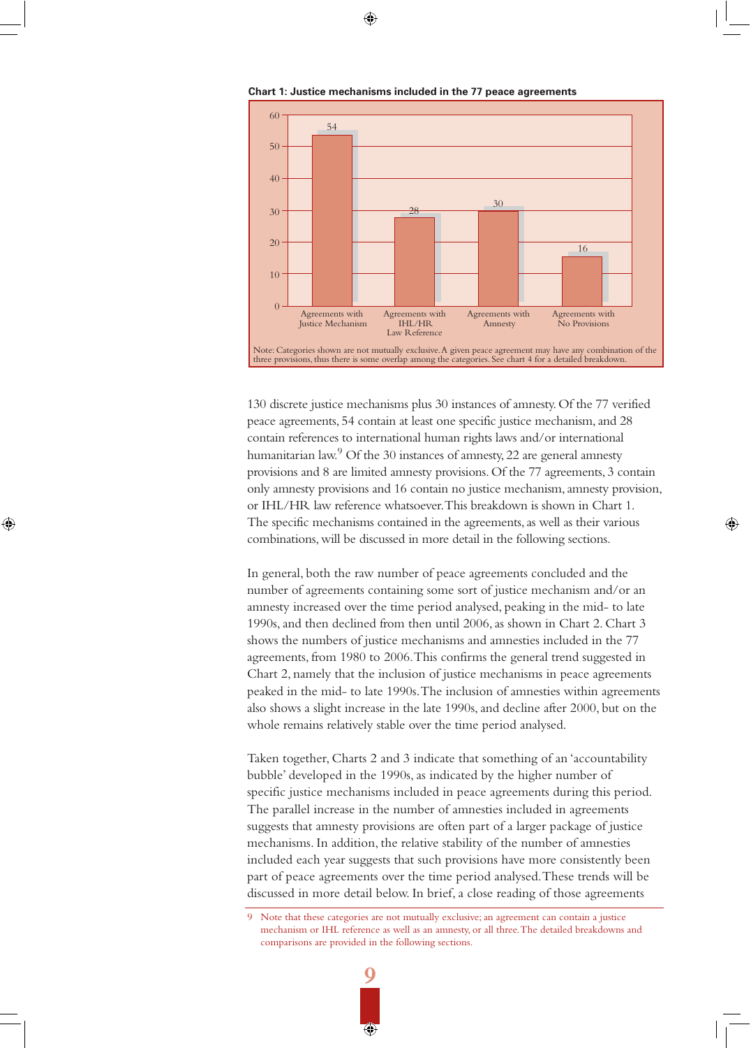**Chart 1: Justice mechanisms included in the 77 peace agreements**

| Category | Number |
| --- | --- |
| Agreements with Justice Mechanism | 54 |
| Agreements with IHL/HR Law Reference | 28 |
| Agreements with Amnesty | 30 |
| Agreements with No Provisions | 16 |

Note: Categories shown are not mutually exclusive. A given peace agreement may have any combination of the three provisions, thus there is some overlap among the categories. See chart 4 for a detailed breakdown.

130 discrete justice mechanisms plus 30 instances of amnesty. Of the 77 verified peace agreements, 54 contain at least one specific justice mechanism, and 28 contain references to international human rights laws and/or international humanitarian law.[9] Of the 30 instances of amnesty, 22 are general amnesty provisions and 8 are limited amnesty provisions. Of the 77 agreements, 3 contain only amnesty provisions and 16 contain no justice mechanism, amnesty provision, or IHL/HR law reference whatsoever. This breakdown is shown in Chart 1. The specific mechanisms contained in the agreements, as well as their various combinations, will be discussed in more detail in the following sections.

In general, both the raw number of peace agreements concluded and the number of agreements containing some sort of justice mechanism and/or an amnesty increased over the time period analysed, peaking in the mid- to late 1990s, and then declined from then until 2006, as shown in Chart 2. Chart 3 shows the numbers of justice mechanisms and amnesties included in the 77 agreements, from 1980 to 2006. This confirms the general trend suggested in Chart 2, namely that the inclusion of justice mechanisms in peace agreements peaked in the mid- to late 1990s. The inclusion of amnesties within agreements also shows a slight increase in the late 1990s, and decline after 2000, but on the whole remains relatively stable over the time period analysed.

Taken together, Charts 2 and 3 indicate that something of an 'accountability bubble' developed in the 1990s, as indicated by the higher number of specific justice mechanisms included in peace agreements during this period. The parallel increase in the number of amnesties included in agreements suggests that amnesty provisions are often part of a larger package of justice mechanisms. In addition, the relative stability of the number of amnesties included each year suggests that such provisions have more consistently been part of peace agreements over the time period analysed. These trends will be discussed in more detail below. In brief, a close reading of those agreements

9 Note that these categories are not mutually exclusive; an agreement can contain a justice mechanism or IHL reference as well as an amnesty, or all three. The detailed breakdowns and comparisons are provided in the following sections.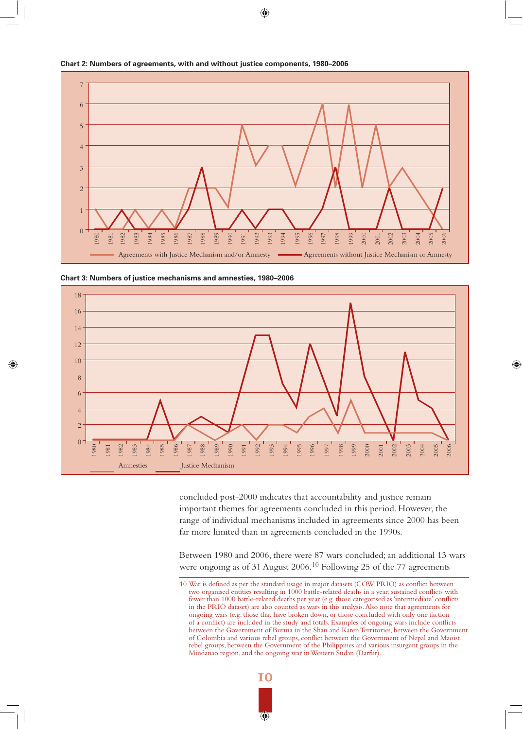**Chart 2: Numbers of agreements, with and without justice components, 1980–2006**

**Chart 3: Numbers of justice mechanisms and amnesties, 1980–2006**

concluded post-2000 indicates that accountability and justice remain important themes for agreements concluded in this period. However, the range of individual mechanisms included in agreements since 2000 has been far more limited than in agreements concluded in the 1990s.

Between 1980 and 2006, there were 87 wars concluded; an additional 13 wars were ongoing as of 31 August 2006.[10] Following 25 of the 77 agreements

10 War is defined as per the standard usage in major datasets (COW, PRIO) as conflict between two organised entities resulting in 1000 battle-related deaths in a year; sustained conflicts with fewer than 1000 battle-related deaths per year (e.g. those categorised as 'intermediate' conflicts in the PRIO dataset) are also counted as wars in this analysis. Also note that agreements for ongoing wars (e.g. those that have broken down, or those concluded with only one faction of a conflict) are included in the study and totals. Examples of ongoing wars include conflicts between the Government of Burma in the Shan and Karen Territories, between the Government of Colombia and various rebel groups, conflict between the Government of Nepal and Maoist rebel groups, between the Government of the Philippines and various insurgent groups in the Mindanao region, and the ongoing war in Western Sudan (Darfur).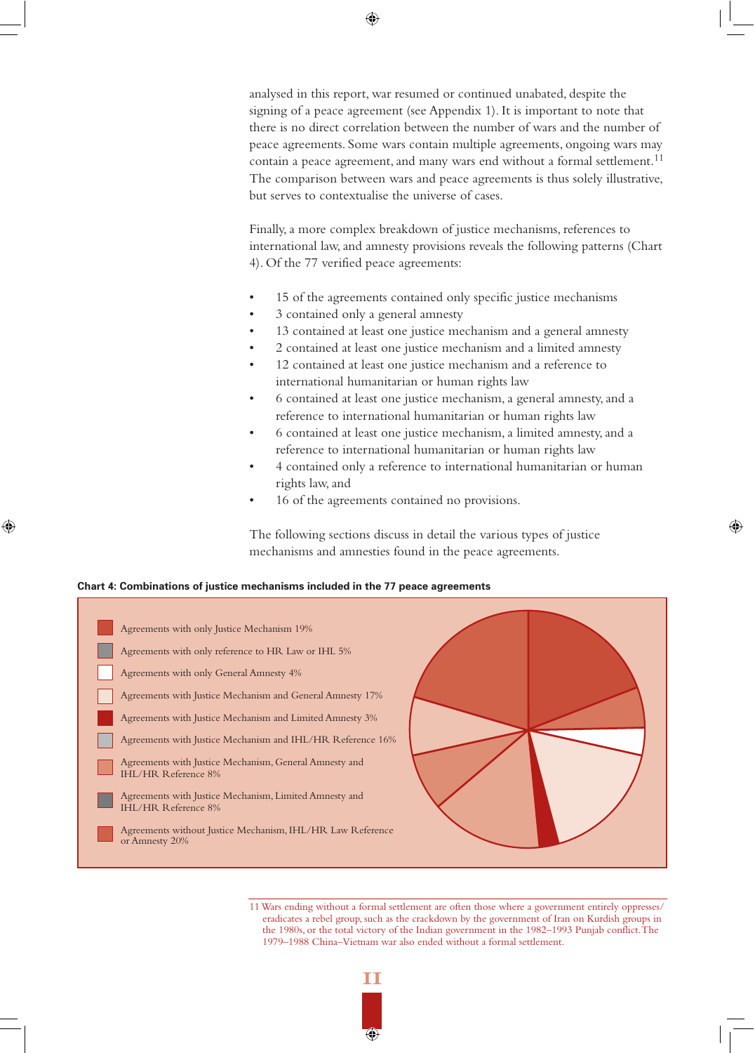analysed in this report, war resumed or continued unabated, despite the signing of a peace agreement (see Appendix 1). It is important to note that there is no direct correlation between the number of wars and the number of peace agreements. Some wars contain multiple agreements, ongoing wars may contain a peace agreement, and many wars end without a formal settlement.[11] The comparison between wars and peace agreements is thus solely illustrative, but serves to contextualise the universe of cases.

Finally, a more complex breakdown of justice mechanisms, references to international law, and amnesty provisions reveals the following patterns (Chart 4). Of the 77 verified peace agreements:

- 15 of the agreements contained only specific justice mechanisms
- 3 contained only a general amnesty
- 13 contained at least one justice mechanism and a general amnesty
- 2 contained at least one justice mechanism and a limited amnesty
- 12 contained at least one justice mechanism and a reference to international humanitarian or human rights law
- 6 contained at least one justice mechanism, a general amnesty, and a reference to international humanitarian or human rights law
- 6 contained at least one justice mechanism, a limited amnesty, and a reference to international humanitarian or human rights law
- 4 contained only a reference to international humanitarian or human rights law, and
- 16 of the agreements contained no provisions.

The following sections discuss in detail the various types of justice mechanisms and amnesties found in the peace agreements.

**Chart 4: Combinations of justice mechanisms included in the 77 peace agreements**

- Agreements with only Justice Mechanism 19%
- Agreements with only reference to HR Law or IHL 5%
- Agreements with only General Amnesty 4%
- Agreements with Justice Mechanism and General Amnesty 17%
- Agreements with Justice Mechanism and Limited Amnesty 3%
- Agreements with Justice Mechanism and IHL/HR Reference 16%
- Agreements with Justice Mechanism, General Amnesty and IHL/HR Reference 8%
- Agreements with Justice Mechanism, Limited Amnesty and IHL/HR Reference 8%
- Agreements without Justice Mechanism, IHL/HR Law Reference or Amnesty 20%

11 Wars ending without a formal settlement are often those where a government entirely oppresses/eradicates a rebel group, such as the crackdown by the government of Iran on Kurdish groups in the 1980s, or the total victory of the Indian government in the 1982–1993 Punjab conflict. The 1979–1988 China–Vietnam war also ended without a formal settlement.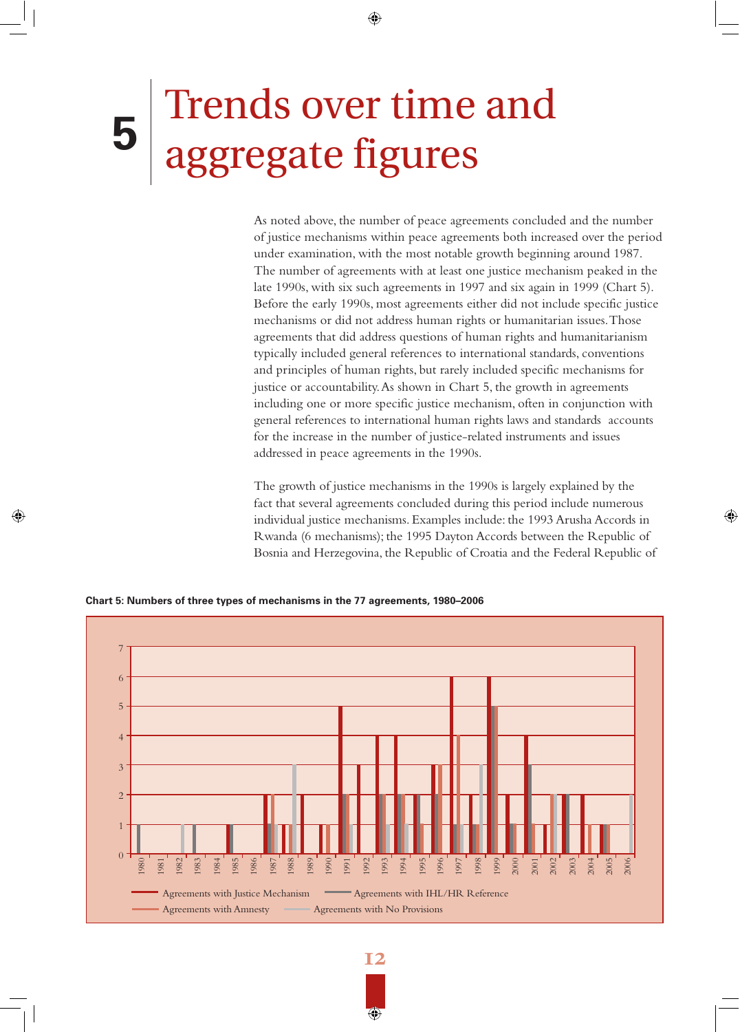# 5 Trends over time and aggregate figures

As noted above, the number of peace agreements concluded and the number of justice mechanisms within peace agreements both increased over the period under examination, with the most notable growth beginning around 1987. The number of agreements with at least one justice mechanism peaked in the late 1990s, with six such agreements in 1997 and six again in 1999 (Chart 5). Before the early 1990s, most agreements either did not include specific justice mechanisms or did not address human rights or humanitarian issues. Those agreements that did address questions of human rights and humanitarianism typically included general references to international standards, conventions and principles of human rights, but rarely included specific mechanisms for justice or accountability. As shown in Chart 5, the growth in agreements including one or more specific justice mechanism, often in conjunction with general references to international human rights laws and standards accounts for the increase in the number of justice-related instruments and issues addressed in peace agreements in the 1990s.

The growth of justice mechanisms in the 1990s is largely explained by the fact that several agreements concluded during this period include numerous individual justice mechanisms. Examples include: the 1993 Arusha Accords in Rwanda (6 mechanisms); the 1995 Dayton Accords between the Republic of Bosnia and Herzegovina, the Republic of Croatia and the Federal Republic of

**Chart 5: Numbers of three types of mechanisms in the 77 agreements, 1980–2006**

Legend: Agreements with Justice Mechanism; Agreements with IHL/HR Reference; Agreements with Amnesty; Agreements with No Provisions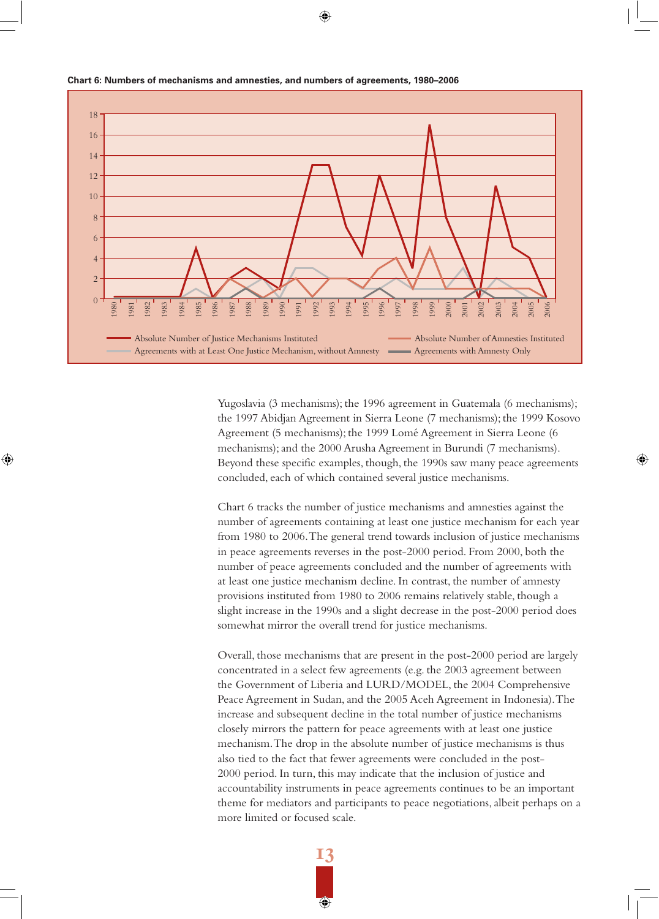**Chart 6: Numbers of mechanisms and amnesties, and numbers of agreements, 1980–2006**

Yugoslavia (3 mechanisms); the 1996 agreement in Guatemala (6 mechanisms); the 1997 Abidjan Agreement in Sierra Leone (7 mechanisms); the 1999 Kosovo Agreement (5 mechanisms); the 1999 Lomé Agreement in Sierra Leone (6 mechanisms); and the 2000 Arusha Agreement in Burundi (7 mechanisms). Beyond these specific examples, though, the 1990s saw many peace agreements concluded, each of which contained several justice mechanisms.

Chart 6 tracks the number of justice mechanisms and amnesties against the number of agreements containing at least one justice mechanism for each year from 1980 to 2006. The general trend towards inclusion of justice mechanisms in peace agreements reverses in the post-2000 period. From 2000, both the number of peace agreements concluded and the number of agreements with at least one justice mechanism decline. In contrast, the number of amnesty provisions instituted from 1980 to 2006 remains relatively stable, though a slight increase in the 1990s and a slight decrease in the post-2000 period does somewhat mirror the overall trend for justice mechanisms.

Overall, those mechanisms that are present in the post-2000 period are largely concentrated in a select few agreements (e.g. the 2003 agreement between the Government of Liberia and LURD/MODEL, the 2004 Comprehensive Peace Agreement in Sudan, and the 2005 Aceh Agreement in Indonesia). The increase and subsequent decline in the total number of justice mechanisms closely mirrors the pattern for peace agreements with at least one justice mechanism. The drop in the absolute number of justice mechanisms is thus also tied to the fact that fewer agreements were concluded in the post-2000 period. In turn, this may indicate that the inclusion of justice and accountability instruments in peace agreements continues to be an important theme for mediators and participants to peace negotiations, albeit perhaps on a more limited or focused scale.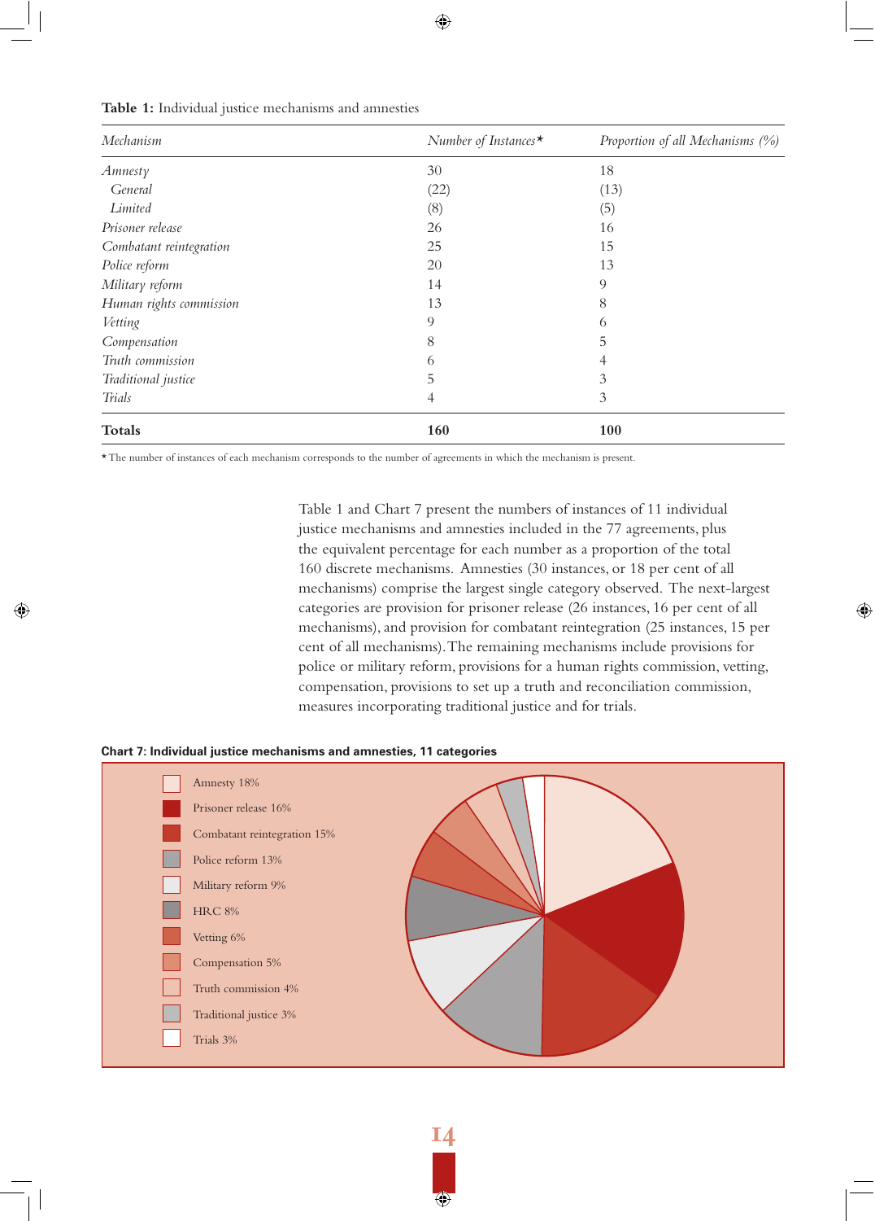**Table 1:** Individual justice mechanisms and amnesties

| *Mechanism* | *Number of Instances** | *Proportion of all Mechanisms (%)* |
|---|---|---|
| *Amnesty* | 30 | 18 |
| *General* | (22) | (13) |
| *Limited* | (8) | (5) |
| *Prisoner release* | 26 | 16 |
| *Combatant reintegration* | 25 | 15 |
| *Police reform* | 20 | 13 |
| *Military reform* | 14 | 9 |
| *Human rights commission* | 13 | 8 |
| *Vetting* | 9 | 6 |
| *Compensation* | 8 | 5 |
| *Truth commission* | 6 | 4 |
| *Traditional justice* | 5 | 3 |
| *Trials* | 4 | 3 |
| **Totals** | **160** | **100** |

* The number of instances of each mechanism corresponds to the number of agreements in which the mechanism is present.

Table 1 and Chart 7 present the numbers of instances of 11 individual justice mechanisms and amnesties included in the 77 agreements, plus the equivalent percentage for each number as a proportion of the total 160 discrete mechanisms. Amnesties (30 instances, or 18 per cent of all mechanisms) comprise the largest single category observed. The next-largest categories are provision for prisoner release (26 instances, 16 per cent of all mechanisms), and provision for combatant reintegration (25 instances, 15 per cent of all mechanisms). The remaining mechanisms include provisions for police or military reform, provisions for a human rights commission, vetting, compensation, provisions to set up a truth and reconciliation commission, measures incorporating traditional justice and for trials.

**Chart 7: Individual justice mechanisms and amnesties, 11 categories**

- Amnesty 18%
- Prisoner release 16%
- Combatant reintegration 15%
- Police reform 13%
- Military reform 9%
- HRC 8%
- Vetting 6%
- Compensation 5%
- Truth commission 4%
- Traditional justice 3%
- Trials 3%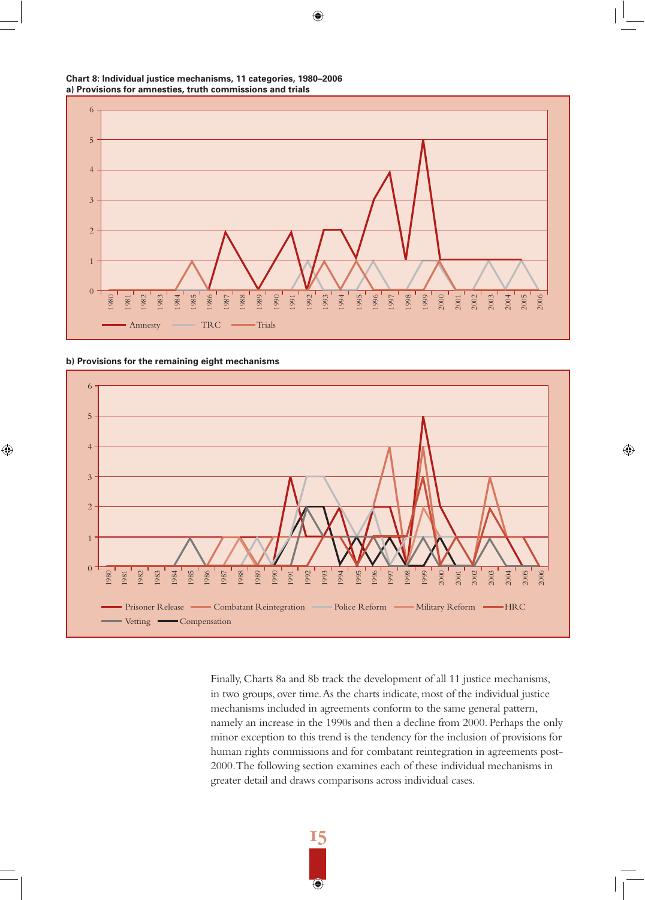**Chart 8: Individual justice mechanisms, 11 categories, 1980–2006**

**a) Provisions for amnesties, truth commissions and trials**

**b) Provisions for the remaining eight mechanisms**

Finally, Charts 8a and 8b track the development of all 11 justice mechanisms, in two groups, over time. As the charts indicate, most of the individual justice mechanisms included in agreements conform to the same general pattern, namely an increase in the 1990s and then a decline from 2000. Perhaps the only minor exception to this trend is the tendency for the inclusion of provisions for human rights commissions and for combatant reintegration in agreements post-2000. The following section examines each of these individual mechanisms in greater detail and draws comparisons across individual cases.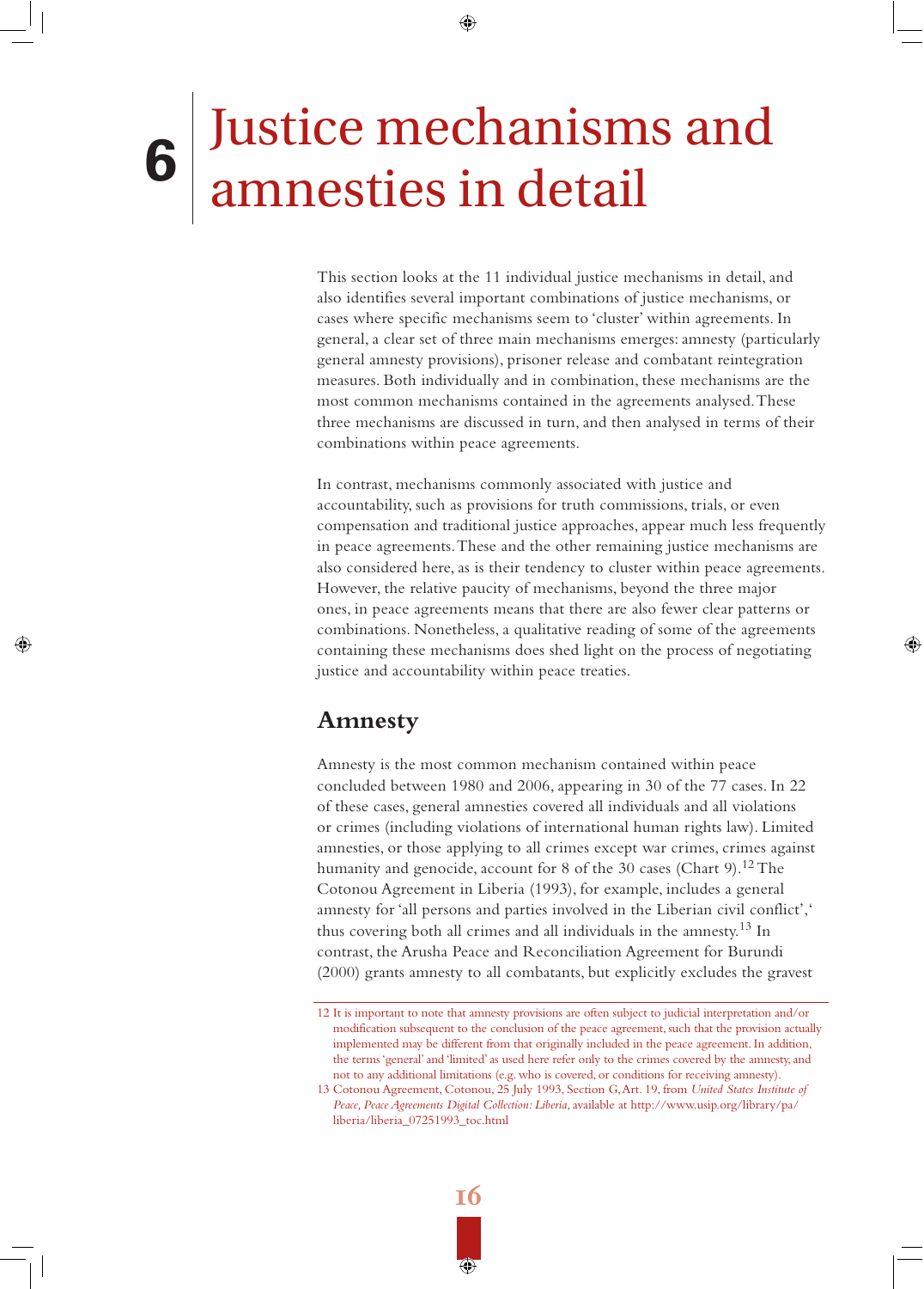# 6 Justice mechanisms and amnesties in detail

This section looks at the 11 individual justice mechanisms in detail, and also identifies several important combinations of justice mechanisms, or cases where specific mechanisms seem to 'cluster' within agreements. In general, a clear set of three main mechanisms emerges: amnesty (particularly general amnesty provisions), prisoner release and combatant reintegration measures. Both individually and in combination, these mechanisms are the most common mechanisms contained in the agreements analysed. These three mechanisms are discussed in turn, and then analysed in terms of their combinations within peace agreements.

In contrast, mechanisms commonly associated with justice and accountability, such as provisions for truth commissions, trials, or even compensation and traditional justice approaches, appear much less frequently in peace agreements. These and the other remaining justice mechanisms are also considered here, as is their tendency to cluster within peace agreements. However, the relative paucity of mechanisms, beyond the three major ones, in peace agreements means that there are also fewer clear patterns or combinations. Nonetheless, a qualitative reading of some of the agreements containing these mechanisms does shed light on the process of negotiating justice and accountability within peace treaties.

## Amnesty

Amnesty is the most common mechanism contained within peace concluded between 1980 and 2006, appearing in 30 of the 77 cases. In 22 of these cases, general amnesties covered all individuals and all violations or crimes (including violations of international human rights law). Limited amnesties, or those applying to all crimes except war crimes, crimes against humanity and genocide, account for 8 of the 30 cases (Chart 9).[12] The Cotonou Agreement in Liberia (1993), for example, includes a general amnesty for 'all persons and parties involved in the Liberian civil conflict',' thus covering both all crimes and all individuals in the amnesty.[13] In contrast, the Arusha Peace and Reconciliation Agreement for Burundi (2000) grants amnesty to all combatants, but explicitly excludes the gravest

12 It is important to note that amnesty provisions are often subject to judicial interpretation and/or modification subsequent to the conclusion of the peace agreement, such that the provision actually implemented may be different from that originally included in the peace agreement. In addition, the terms 'general' and 'limited' as used here refer only to the crimes covered by the amnesty, and not to any additional limitations (e.g. who is covered, or conditions for receiving amnesty).

13 Cotonou Agreement, Cotonou, 25 July 1993, Section G, Art. 19, from *United States Institute of Peace, Peace Agreements Digital Collection: Liberia*, available at http://www.usip.org/library/pa/liberia/liberia_07251993_toc.html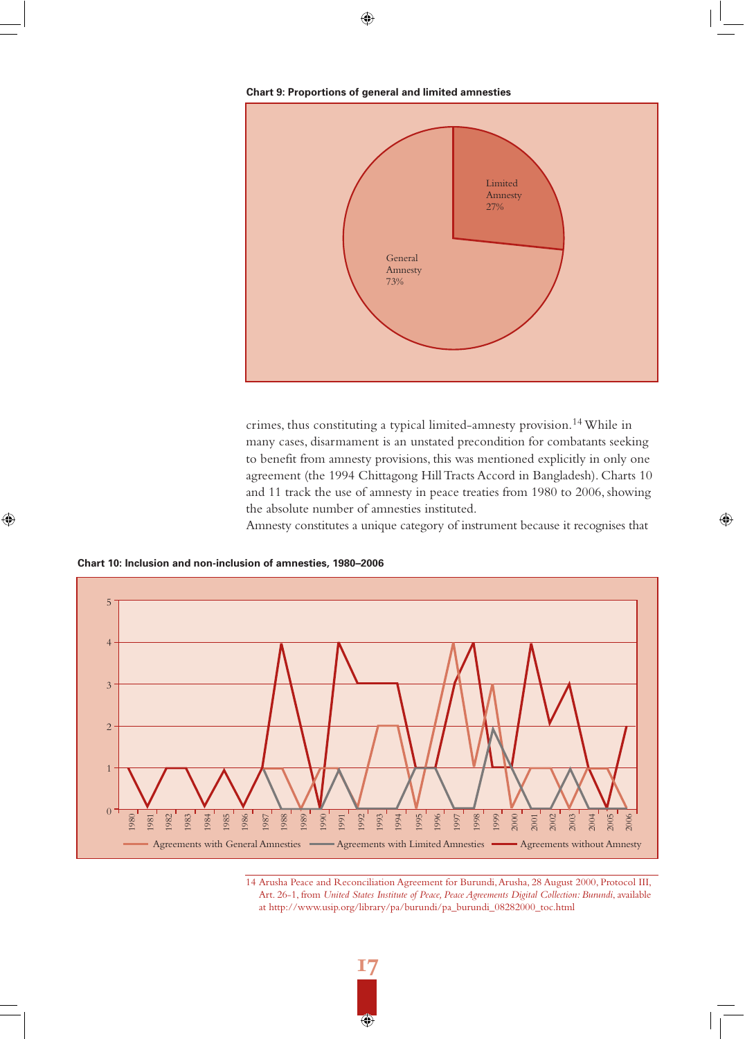**Chart 9: Proportions of general and limited amnesties**

Limited Amnesty 27%

General Amnesty 73%

crimes, thus constituting a typical limited-amnesty provision.[14] While in many cases, disarmament is an unstated precondition for combatants seeking to benefit from amnesty provisions, this was mentioned explicitly in only one agreement (the 1994 Chittagong Hill Tracts Accord in Bangladesh). Charts 10 and 11 track the use of amnesty in peace treaties from 1980 to 2006, showing the absolute number of amnesties instituted.

Amnesty constitutes a unique category of instrument because it recognises that

**Chart 10: Inclusion and non-inclusion of amnesties, 1980–2006**

Agreements with General Amnesties — Agreements with Limited Amnesties — Agreements without Amnesty

14 Arusha Peace and Reconciliation Agreement for Burundi, Arusha, 28 August 2000, Protocol III, Art. 26-1, from *United States Institute of Peace, Peace Agreements Digital Collection: Burundi*, available at http://www.usip.org/library/pa/burundi/pa_burundi_08282000_toc.html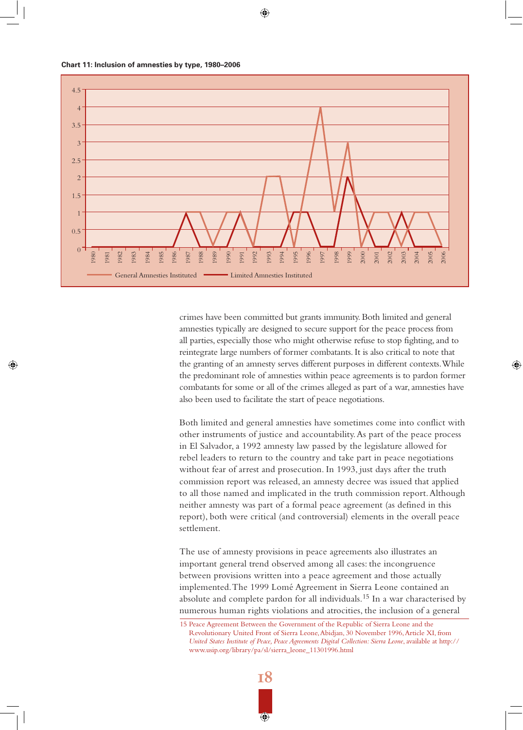**Chart 11: Inclusion of amnesties by type, 1980–2006**

crimes have been committed but grants immunity. Both limited and general amnesties typically are designed to secure support for the peace process from all parties, especially those who might otherwise refuse to stop fighting, and to reintegrate large numbers of former combatants. It is also critical to note that the granting of an amnesty serves different purposes in different contexts. While the predominant role of amnesties within peace agreements is to pardon former combatants for some or all of the crimes alleged as part of a war, amnesties have also been used to facilitate the start of peace negotiations.

Both limited and general amnesties have sometimes come into conflict with other instruments of justice and accountability. As part of the peace process in El Salvador, a 1992 amnesty law passed by the legislature allowed for rebel leaders to return to the country and take part in peace negotiations without fear of arrest and prosecution. In 1993, just days after the truth commission report was released, an amnesty decree was issued that applied to all those named and implicated in the truth commission report. Although neither amnesty was part of a formal peace agreement (as defined in this report), both were critical (and controversial) elements in the overall peace settlement.

The use of amnesty provisions in peace agreements also illustrates an important general trend observed among all cases: the incongruence between provisions written into a peace agreement and those actually implemented. The 1999 Lomé Agreement in Sierra Leone contained an absolute and complete pardon for all individuals.[15] In a war characterised by numerous human rights violations and atrocities, the inclusion of a general

15 Peace Agreement Between the Government of the Republic of Sierra Leone and the Revolutionary United Front of Sierra Leone, Abidjan, 30 November 1996, Article XI, from *United States Institute of Peace, Peace Agreements Digital Collection: Sierra Leone*, available at http://www.usip.org/library/pa/sl/sierra_leone_11301996.html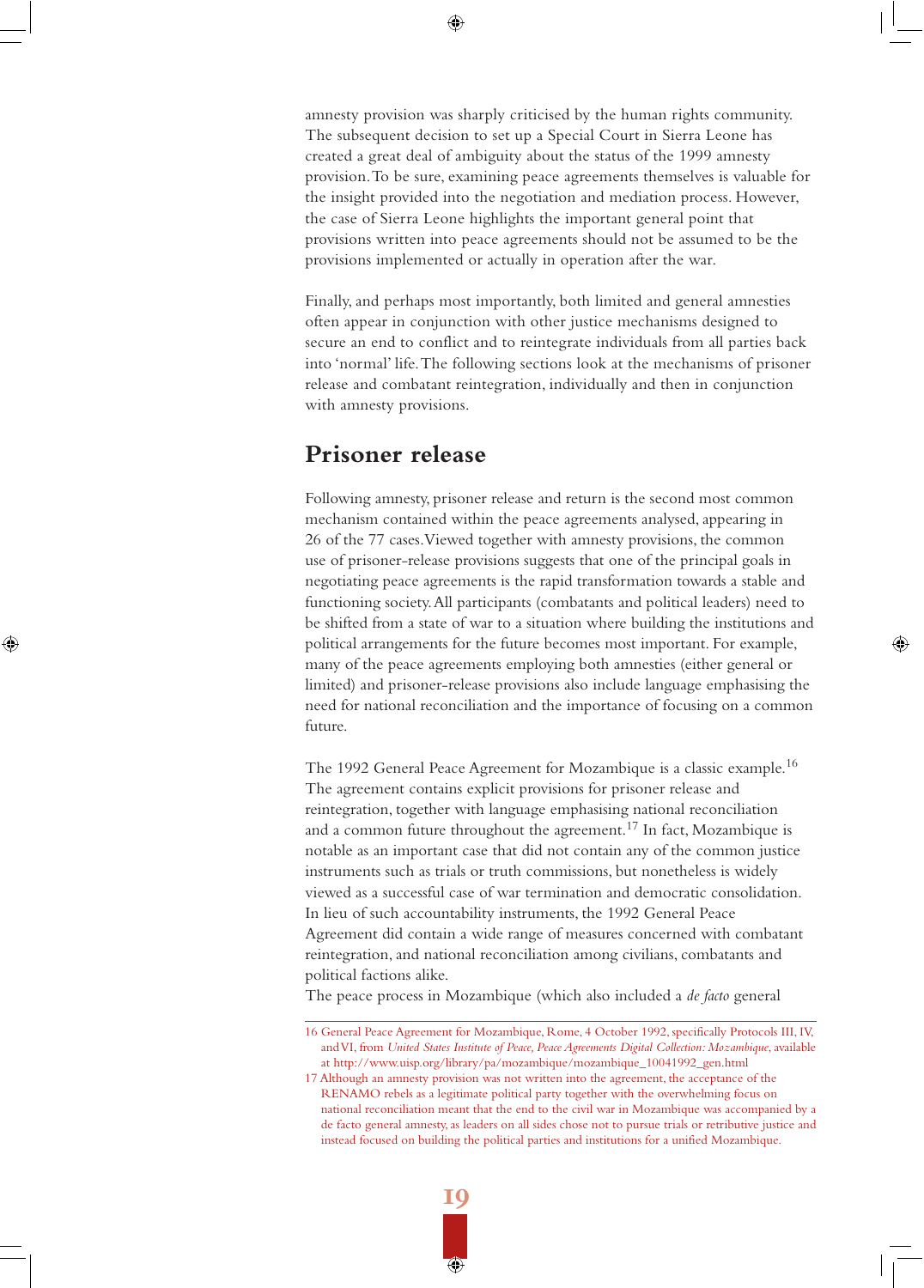amnesty provision was sharply criticised by the human rights community. The subsequent decision to set up a Special Court in Sierra Leone has created a great deal of ambiguity about the status of the 1999 amnesty provision. To be sure, examining peace agreements themselves is valuable for the insight provided into the negotiation and mediation process. However, the case of Sierra Leone highlights the important general point that provisions written into peace agreements should not be assumed to be the provisions implemented or actually in operation after the war.

Finally, and perhaps most importantly, both limited and general amnesties often appear in conjunction with other justice mechanisms designed to secure an end to conflict and to reintegrate individuals from all parties back into 'normal' life. The following sections look at the mechanisms of prisoner release and combatant reintegration, individually and then in conjunction with amnesty provisions.

## Prisoner release

Following amnesty, prisoner release and return is the second most common mechanism contained within the peace agreements analysed, appearing in 26 of the 77 cases. Viewed together with amnesty provisions, the common use of prisoner-release provisions suggests that one of the principal goals in negotiating peace agreements is the rapid transformation towards a stable and functioning society. All participants (combatants and political leaders) need to be shifted from a state of war to a situation where building the institutions and political arrangements for the future becomes most important. For example, many of the peace agreements employing both amnesties (either general or limited) and prisoner-release provisions also include language emphasising the need for national reconciliation and the importance of focusing on a common future.

The 1992 General Peace Agreement for Mozambique is a classic example.[16] The agreement contains explicit provisions for prisoner release and reintegration, together with language emphasising national reconciliation and a common future throughout the agreement.[17] In fact, Mozambique is notable as an important case that did not contain any of the common justice instruments such as trials or truth commissions, but nonetheless is widely viewed as a successful case of war termination and democratic consolidation. In lieu of such accountability instruments, the 1992 General Peace Agreement did contain a wide range of measures concerned with combatant reintegration, and national reconciliation among civilians, combatants and political factions alike.

The peace process in Mozambique (which also included a *de facto* general

---

16 General Peace Agreement for Mozambique, Rome, 4 October 1992, specifically Protocols III, IV, and VI, from *United States Institute of Peace, Peace Agreements Digital Collection: Mozambique*, available at http://www.uisp.org/library/pa/mozambique/mozambique_10041992_gen.html

17 Although an amnesty provision was not written into the agreement, the acceptance of the RENAMO rebels as a legitimate political party together with the overwhelming focus on national reconciliation meant that the end to the civil war in Mozambique was accompanied by a de facto general amnesty, as leaders on all sides chose not to pursue trials or retributive justice and instead focused on building the political parties and institutions for a unified Mozambique.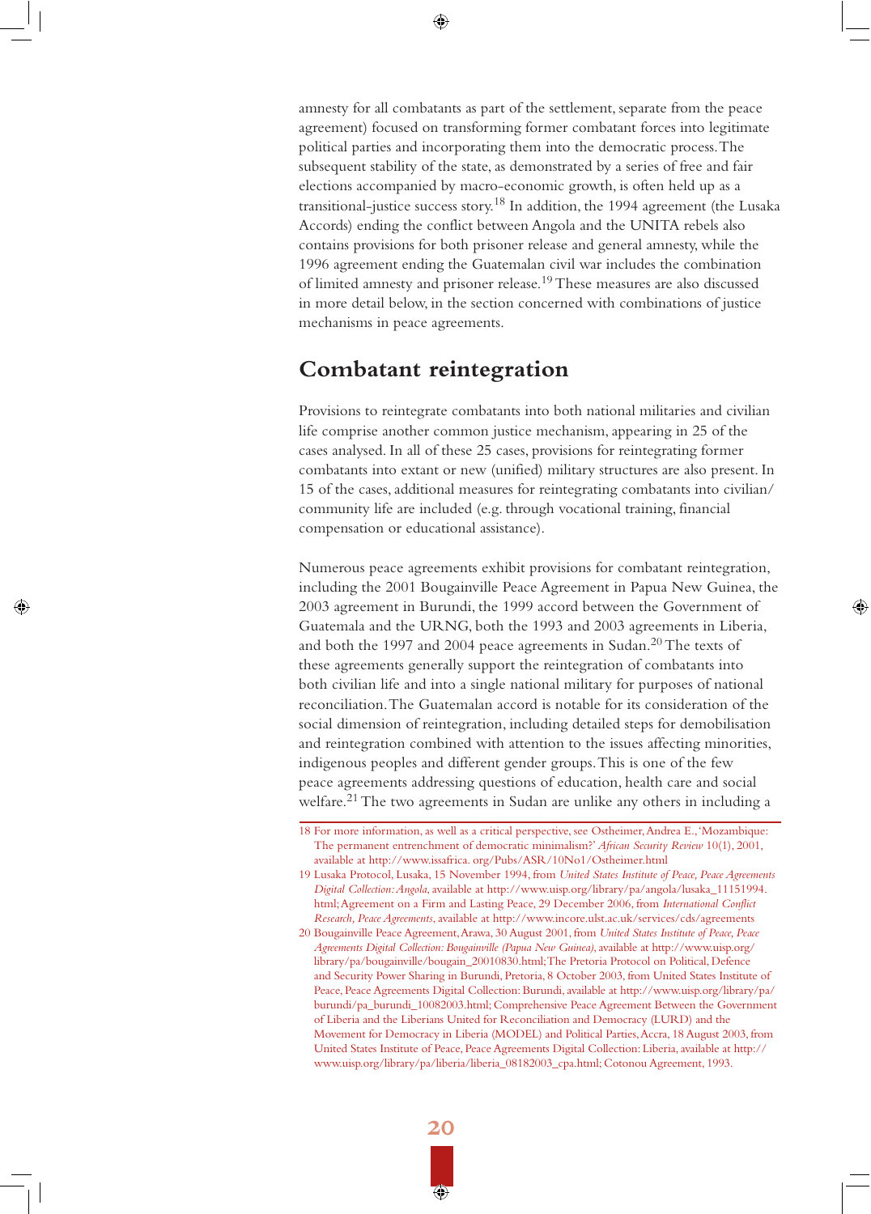amnesty for all combatants as part of the settlement, separate from the peace agreement) focused on transforming former combatant forces into legitimate political parties and incorporating them into the democratic process. The subsequent stability of the state, as demonstrated by a series of free and fair elections accompanied by macro-economic growth, is often held up as a transitional-justice success story.[18] In addition, the 1994 agreement (the Lusaka Accords) ending the conflict between Angola and the UNITA rebels also contains provisions for both prisoner release and general amnesty, while the 1996 agreement ending the Guatemalan civil war includes the combination of limited amnesty and prisoner release.[19] These measures are also discussed in more detail below, in the section concerned with combinations of justice mechanisms in peace agreements.

## Combatant reintegration

Provisions to reintegrate combatants into both national militaries and civilian life comprise another common justice mechanism, appearing in 25 of the cases analysed. In all of these 25 cases, provisions for reintegrating former combatants into extant or new (unified) military structures are also present. In 15 of the cases, additional measures for reintegrating combatants into civilian/community life are included (e.g. through vocational training, financial compensation or educational assistance).

Numerous peace agreements exhibit provisions for combatant reintegration, including the 2001 Bougainville Peace Agreement in Papua New Guinea, the 2003 agreement in Burundi, the 1999 accord between the Government of Guatemala and the URNG, both the 1993 and 2003 agreements in Liberia, and both the 1997 and 2004 peace agreements in Sudan.[20] The texts of these agreements generally support the reintegration of combatants into both civilian life and into a single national military for purposes of national reconciliation. The Guatemalan accord is notable for its consideration of the social dimension of reintegration, including detailed steps for demobilisation and reintegration combined with attention to the issues affecting minorities, indigenous peoples and different gender groups. This is one of the few peace agreements addressing questions of education, health care and social welfare.[21] The two agreements in Sudan are unlike any others in including a

---

18 For more information, as well as a critical perspective, see Ostheimer, Andrea E., 'Mozambique: The permanent entrenchment of democratic minimalism?' *African Security Review* 10(1), 2001, available at http://www.issafrica. org/Pubs/ASR/10No1/Ostheimer.html

19 Lusaka Protocol, Lusaka, 15 November 1994, from *United States Institute of Peace, Peace Agreements Digital Collection: Angola*, available at http://www.uisp.org/library/pa/angola/lusaka_11151994. html; Agreement on a Firm and Lasting Peace, 29 December 2006, from *International Conflict Research, Peace Agreements*, available at http://www.incore.ulst.ac.uk/services/cds/agreements

20 Bougainville Peace Agreement, Arawa, 30 August 2001, from *United States Institute of Peace, Peace Agreements Digital Collection: Bougainville (Papua New Guinea)*, available at http://www.uisp.org/library/pa/bougainville/bougain_20010830.html; The Pretoria Protocol on Political, Defence and Security Power Sharing in Burundi, Pretoria, 8 October 2003, from United States Institute of Peace, Peace Agreements Digital Collection: Burundi, available at http://www.uisp.org/library/pa/burundi/pa_burundi_10082003.html; Comprehensive Peace Agreement Between the Government of Liberia and the Liberians United for Reconciliation and Democracy (LURD) and the Movement for Democracy in Liberia (MODEL) and Political Parties, Accra, 18 August 2003, from United States Institute of Peace, Peace Agreements Digital Collection: Liberia, available at http://www.uisp.org/library/pa/liberia/liberia_08182003_cpa.html; Cotonou Agreement, 1993.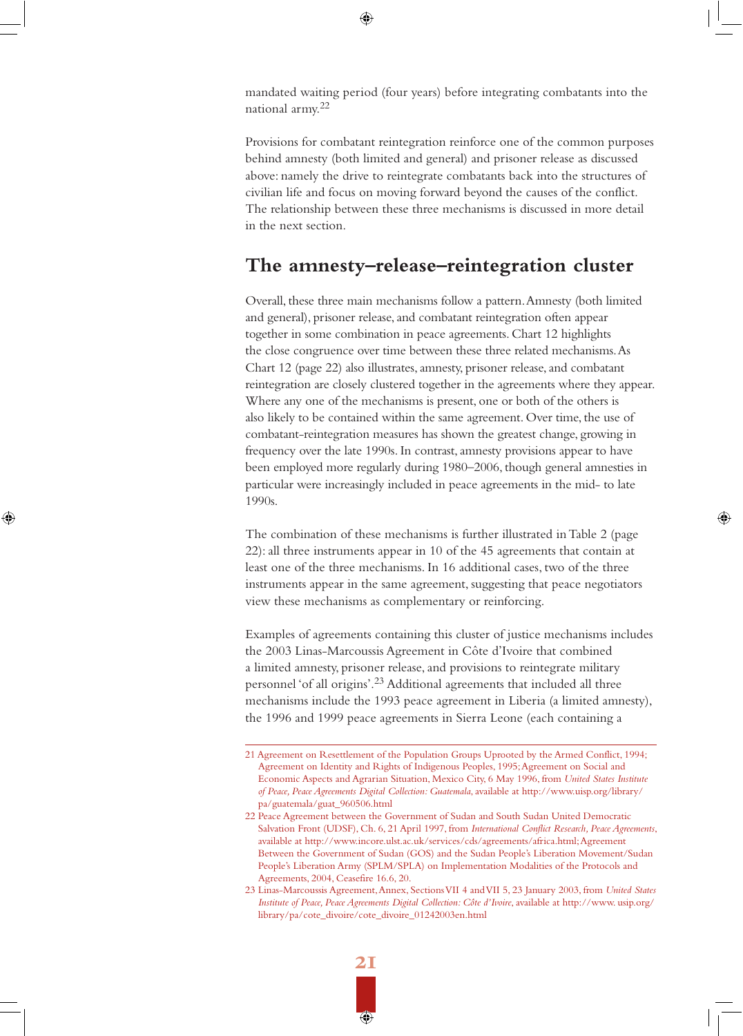mandated waiting period (four years) before integrating combatants into the national army.[22]

Provisions for combatant reintegration reinforce one of the common purposes behind amnesty (both limited and general) and prisoner release as discussed above: namely the drive to reintegrate combatants back into the structures of civilian life and focus on moving forward beyond the causes of the conflict. The relationship between these three mechanisms is discussed in more detail in the next section.

## The amnesty–release–reintegration cluster

Overall, these three main mechanisms follow a pattern. Amnesty (both limited and general), prisoner release, and combatant reintegration often appear together in some combination in peace agreements. Chart 12 highlights the close congruence over time between these three related mechanisms. As Chart 12 (page 22) also illustrates, amnesty, prisoner release, and combatant reintegration are closely clustered together in the agreements where they appear. Where any one of the mechanisms is present, one or both of the others is also likely to be contained within the same agreement. Over time, the use of combatant-reintegration measures has shown the greatest change, growing in frequency over the late 1990s. In contrast, amnesty provisions appear to have been employed more regularly during 1980–2006, though general amnesties in particular were increasingly included in peace agreements in the mid- to late 1990s.

The combination of these mechanisms is further illustrated in Table 2 (page 22): all three instruments appear in 10 of the 45 agreements that contain at least one of the three mechanisms. In 16 additional cases, two of the three instruments appear in the same agreement, suggesting that peace negotiators view these mechanisms as complementary or reinforcing.

Examples of agreements containing this cluster of justice mechanisms includes the 2003 Linas-Marcoussis Agreement in Côte d'Ivoire that combined a limited amnesty, prisoner release, and provisions to reintegrate military personnel 'of all origins'.[23] Additional agreements that included all three mechanisms include the 1993 peace agreement in Liberia (a limited amnesty), the 1996 and 1999 peace agreements in Sierra Leone (each containing a

---

21 Agreement on Resettlement of the Population Groups Uprooted by the Armed Conflict, 1994; Agreement on Identity and Rights of Indigenous Peoples, 1995; Agreement on Social and Economic Aspects and Agrarian Situation, Mexico City, 6 May 1996, from *United States Institute of Peace, Peace Agreements Digital Collection: Guatemala*, available at http://www.uisp.org/library/pa/guatemala/guat_960506.html

22 Peace Agreement between the Government of Sudan and South Sudan United Democratic Salvation Front (UDSF), Ch. 6, 21 April 1997, from *International Conflict Research, Peace Agreements*, available at http://www.incore.ulst.ac.uk/services/cds/agreements/africa.html; Agreement Between the Government of Sudan (GOS) and the Sudan People's Liberation Movement/Sudan People's Liberation Army (SPLM/SPLA) on Implementation Modalities of the Protocols and Agreements, 2004, Ceasefire 16.6, 20.

23 Linas-Marcoussis Agreement, Annex, Sections VII 4 and VII 5, 23 January 2003, from *United States Institute of Peace, Peace Agreements Digital Collection: Côte d'Ivoire*, available at http://www. usip.org/library/pa/cote_divoire/cote_divoire_01242003en.html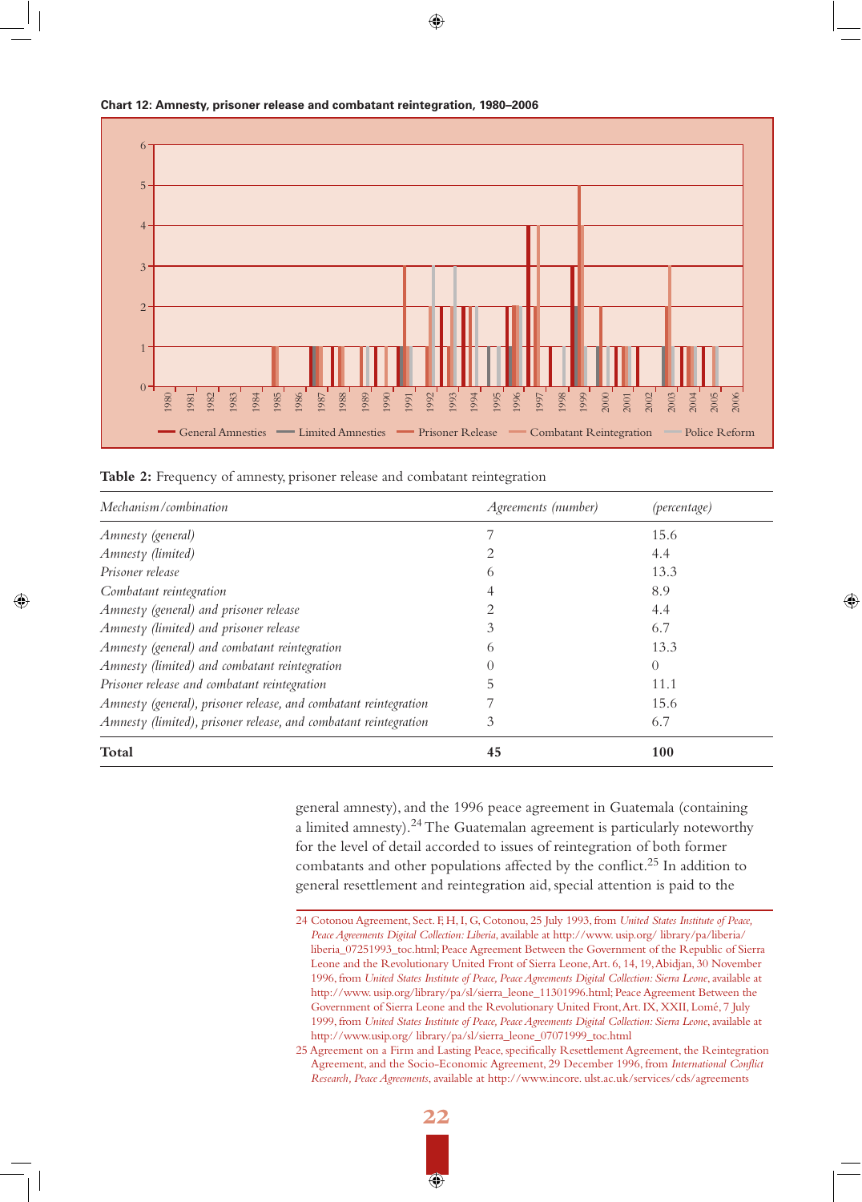**Chart 12: Amnesty, prisoner release and combatant reintegration, 1980–2006**

**Table 2:** Frequency of amnesty, prisoner release and combatant reintegration

| *Mechanism/combination* | *Agreements (number)* | *(percentage)* |
|---|---|---|
| *Amnesty (general)* | 7 | 15.6 |
| *Amnesty (limited)* | 2 | 4.4 |
| *Prisoner release* | 6 | 13.3 |
| *Combatant reintegration* | 4 | 8.9 |
| *Amnesty (general) and prisoner release* | 2 | 4.4 |
| *Amnesty (limited) and prisoner release* | 3 | 6.7 |
| *Amnesty (general) and combatant reintegration* | 6 | 13.3 |
| *Amnesty (limited) and combatant reintegration* | 0 | 0 |
| *Prisoner release and combatant reintegration* | 5 | 11.1 |
| *Amnesty (general), prisoner release, and combatant reintegration* | 7 | 15.6 |
| *Amnesty (limited), prisoner release, and combatant reintegration* | 3 | 6.7 |
| **Total** | **45** | **100** |

general amnesty), and the 1996 peace agreement in Guatemala (containing a limited amnesty).[24] The Guatemalan agreement is particularly noteworthy for the level of detail accorded to issues of reintegration of both former combatants and other populations affected by the conflict.[25] In addition to general resettlement and reintegration aid, special attention is paid to the

24 Cotonou Agreement, Sect. F, H, I, G, Cotonou, 25 July 1993, from *United States Institute of Peace, Peace Agreements Digital Collection: Liberia*, available at http://www. usip.org/ library/pa/liberia/ liberia_07251993_toc.html; Peace Agreement Between the Government of the Republic of Sierra Leone and the Revolutionary United Front of Sierra Leone, Art. 6, 14, 19, Abidjan, 30 November 1996, from *United States Institute of Peace, Peace Agreements Digital Collection: Sierra Leone*, available at http://www. usip.org/library/pa/sl/sierra_leone_11301996.html; Peace Agreement Between the Government of Sierra Leone and the Revolutionary United Front, Art. IX, XXII, Lomé, 7 July 1999, from *United States Institute of Peace, Peace Agreements Digital Collection: Sierra Leone*, available at http://www.usip.org/ library/pa/sl/sierra_leone_07071999_toc.html

25 Agreement on a Firm and Lasting Peace, specifically Resettlement Agreement, the Reintegration Agreement, and the Socio-Economic Agreement, 29 December 1996, from *International Conflict Research, Peace Agreements*, available at http://www.incore. ulst.ac.uk/services/cds/agreements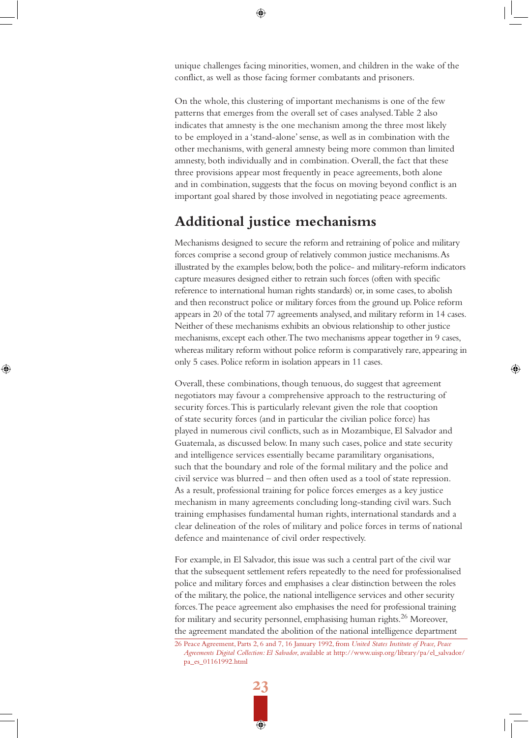unique challenges facing minorities, women, and children in the wake of the conflict, as well as those facing former combatants and prisoners.

On the whole, this clustering of important mechanisms is one of the few patterns that emerges from the overall set of cases analysed. Table 2 also indicates that amnesty is the one mechanism among the three most likely to be employed in a 'stand-alone' sense, as well as in combination with the other mechanisms, with general amnesty being more common than limited amnesty, both individually and in combination. Overall, the fact that these three provisions appear most frequently in peace agreements, both alone and in combination, suggests that the focus on moving beyond conflict is an important goal shared by those involved in negotiating peace agreements.

## Additional justice mechanisms

Mechanisms designed to secure the reform and retraining of police and military forces comprise a second group of relatively common justice mechanisms. As illustrated by the examples below, both the police- and military-reform indicators capture measures designed either to retrain such forces (often with specific reference to international human rights standards) or, in some cases, to abolish and then reconstruct police or military forces from the ground up. Police reform appears in 20 of the total 77 agreements analysed, and military reform in 14 cases. Neither of these mechanisms exhibits an obvious relationship to other justice mechanisms, except each other. The two mechanisms appear together in 9 cases, whereas military reform without police reform is comparatively rare, appearing in only 5 cases. Police reform in isolation appears in 11 cases.

Overall, these combinations, though tenuous, do suggest that agreement negotiators may favour a comprehensive approach to the restructuring of security forces. This is particularly relevant given the role that cooption of state security forces (and in particular the civilian police force) has played in numerous civil conflicts, such as in Mozambique, El Salvador and Guatemala, as discussed below. In many such cases, police and state security and intelligence services essentially became paramilitary organisations, such that the boundary and role of the formal military and the police and civil service was blurred – and then often used as a tool of state repression. As a result, professional training for police forces emerges as a key justice mechanism in many agreements concluding long-standing civil wars. Such training emphasises fundamental human rights, international standards and a clear delineation of the roles of military and police forces in terms of national defence and maintenance of civil order respectively.

For example, in El Salvador, this issue was such a central part of the civil war that the subsequent settlement refers repeatedly to the need for professionalised police and military forces and emphasises a clear distinction between the roles of the military, the police, the national intelligence services and other security forces. The peace agreement also emphasises the need for professional training for military and security personnel, emphasising human rights.[26] Moreover, the agreement mandated the abolition of the national intelligence department

26 Peace Agreement, Parts 2, 6 and 7, 16 January 1992, from *United States Institute of Peace, Peace Agreements Digital Collection: El Salvador*, available at http://www.uisp.org/library/pa/el_salvador/pa_es_01161992.html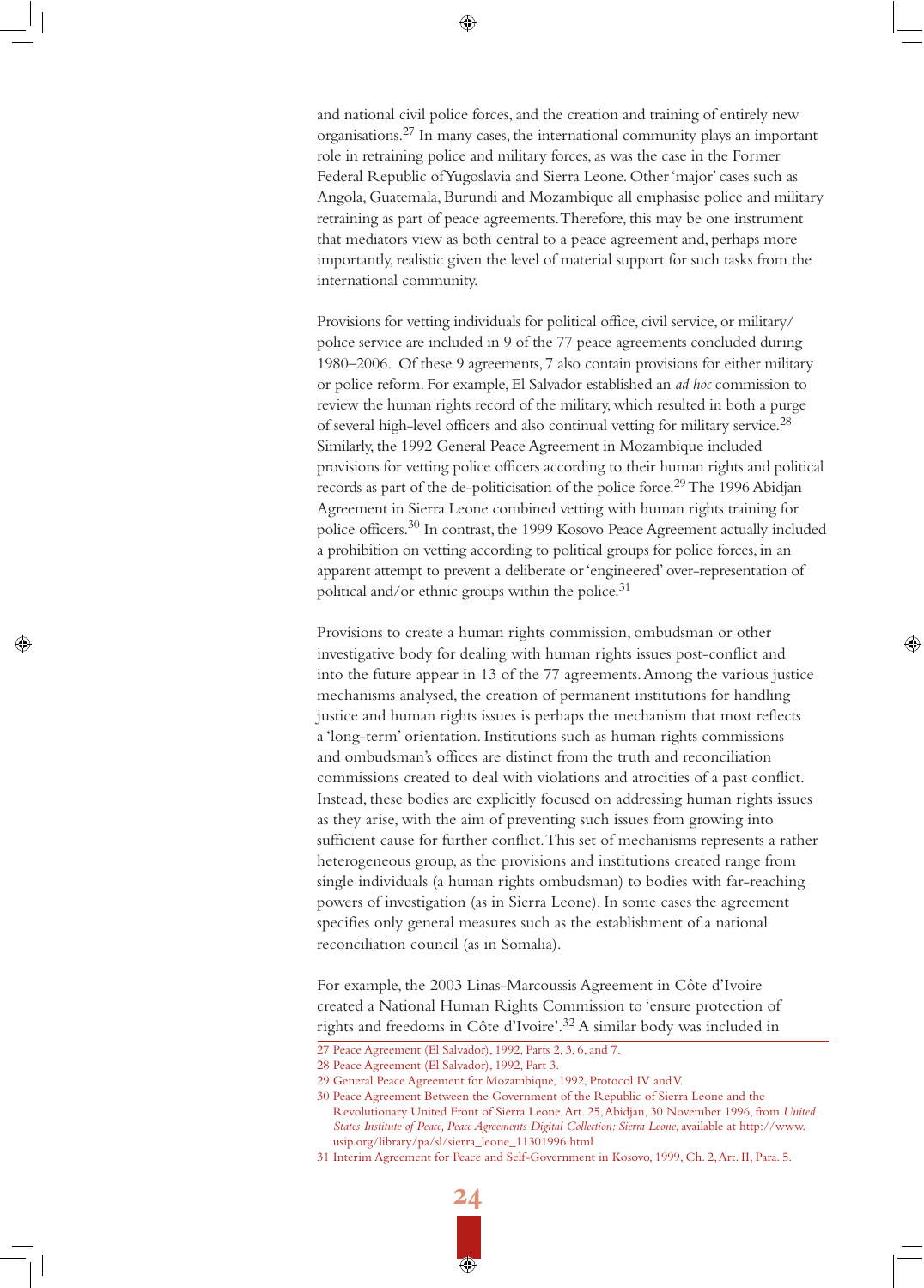and national civil police forces, and the creation and training of entirely new organisations.[27] In many cases, the international community plays an important role in retraining police and military forces, as was the case in the Former Federal Republic of Yugoslavia and Sierra Leone. Other 'major' cases such as Angola, Guatemala, Burundi and Mozambique all emphasise police and military retraining as part of peace agreements. Therefore, this may be one instrument that mediators view as both central to a peace agreement and, perhaps more importantly, realistic given the level of material support for such tasks from the international community.

Provisions for vetting individuals for political office, civil service, or military/police service are included in 9 of the 77 peace agreements concluded during 1980–2006. Of these 9 agreements, 7 also contain provisions for either military or police reform. For example, El Salvador established an *ad hoc* commission to review the human rights record of the military, which resulted in both a purge of several high-level officers and also continual vetting for military service.[28] Similarly, the 1992 General Peace Agreement in Mozambique included provisions for vetting police officers according to their human rights and political records as part of the de-politicisation of the police force.[29] The 1996 Abidjan Agreement in Sierra Leone combined vetting with human rights training for police officers.[30] In contrast, the 1999 Kosovo Peace Agreement actually included a prohibition on vetting according to political groups for police forces, in an apparent attempt to prevent a deliberate or 'engineered' over-representation of political and/or ethnic groups within the police.[31]

Provisions to create a human rights commission, ombudsman or other investigative body for dealing with human rights issues post-conflict and into the future appear in 13 of the 77 agreements. Among the various justice mechanisms analysed, the creation of permanent institutions for handling justice and human rights issues is perhaps the mechanism that most reflects a 'long-term' orientation. Institutions such as human rights commissions and ombudsman's offices are distinct from the truth and reconciliation commissions created to deal with violations and atrocities of a past conflict. Instead, these bodies are explicitly focused on addressing human rights issues as they arise, with the aim of preventing such issues from growing into sufficient cause for further conflict. This set of mechanisms represents a rather heterogeneous group, as the provisions and institutions created range from single individuals (a human rights ombudsman) to bodies with far-reaching powers of investigation (as in Sierra Leone). In some cases the agreement specifies only general measures such as the establishment of a national reconciliation council (as in Somalia).

For example, the 2003 Linas-Marcoussis Agreement in Côte d'Ivoire created a National Human Rights Commission to 'ensure protection of rights and freedoms in Côte d'Ivoire'.[32] A similar body was included in

---

27 Peace Agreement (El Salvador), 1992, Parts 2, 3, 6, and 7.

28 Peace Agreement (El Salvador), 1992, Part 3.

29 General Peace Agreement for Mozambique, 1992, Protocol IV and V.

30 Peace Agreement Between the Government of the Republic of Sierra Leone and the Revolutionary United Front of Sierra Leone, Art. 25, Abidjan, 30 November 1996, from *United States Institute of Peace, Peace Agreements Digital Collection: Sierra Leone*, available at http://www.usip.org/library/pa/sl/sierra_leone_11301996.html

31 Interim Agreement for Peace and Self-Government in Kosovo, 1999, Ch. 2, Art. II, Para. 5.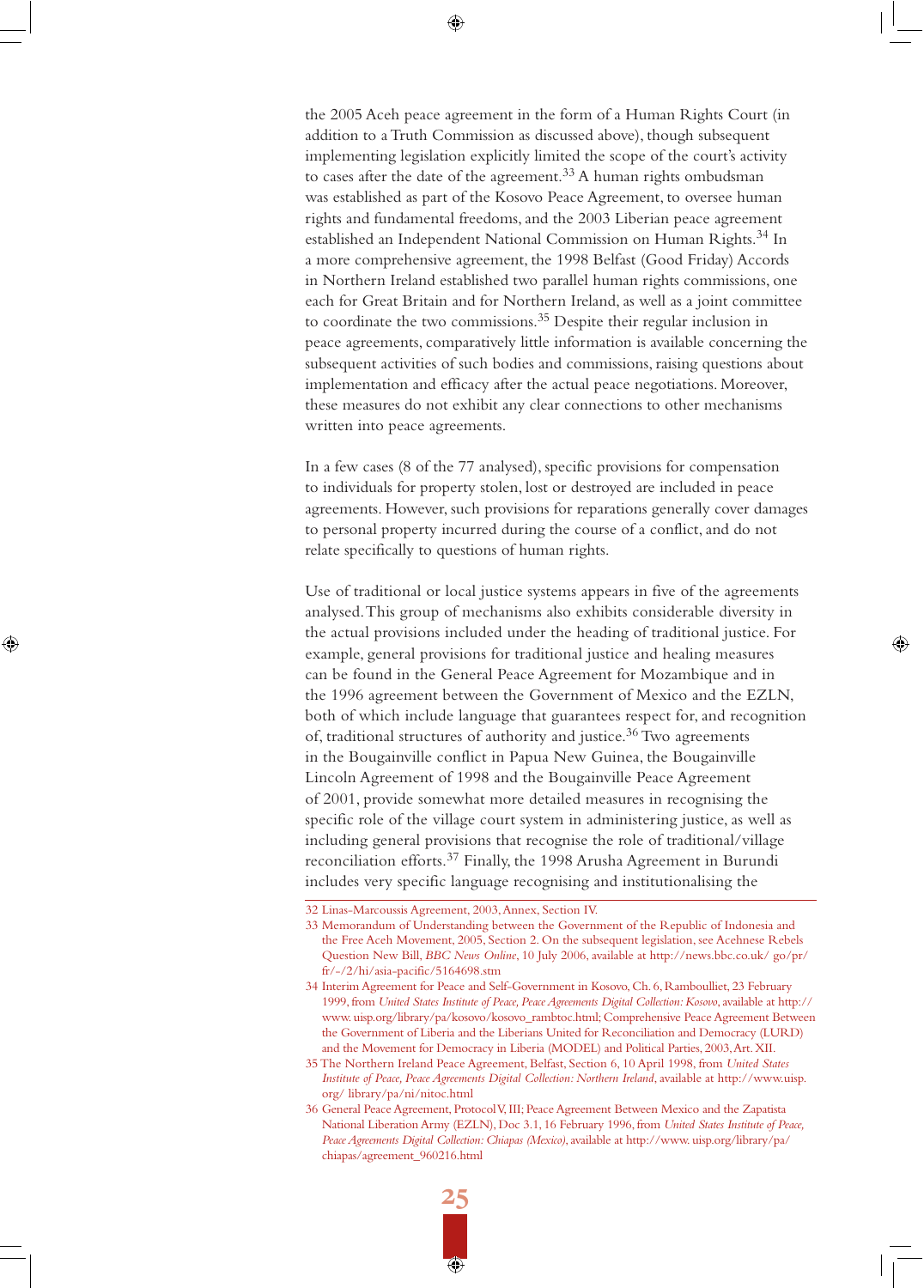the 2005 Aceh peace agreement in the form of a Human Rights Court (in addition to a Truth Commission as discussed above), though subsequent implementing legislation explicitly limited the scope of the court's activity to cases after the date of the agreement.[33] A human rights ombudsman was established as part of the Kosovo Peace Agreement, to oversee human rights and fundamental freedoms, and the 2003 Liberian peace agreement established an Independent National Commission on Human Rights.[34] In a more comprehensive agreement, the 1998 Belfast (Good Friday) Accords in Northern Ireland established two parallel human rights commissions, one each for Great Britain and for Northern Ireland, as well as a joint committee to coordinate the two commissions.[35] Despite their regular inclusion in peace agreements, comparatively little information is available concerning the subsequent activities of such bodies and commissions, raising questions about implementation and efficacy after the actual peace negotiations. Moreover, these measures do not exhibit any clear connections to other mechanisms written into peace agreements.

In a few cases (8 of the 77 analysed), specific provisions for compensation to individuals for property stolen, lost or destroyed are included in peace agreements. However, such provisions for reparations generally cover damages to personal property incurred during the course of a conflict, and do not relate specifically to questions of human rights.

Use of traditional or local justice systems appears in five of the agreements analysed. This group of mechanisms also exhibits considerable diversity in the actual provisions included under the heading of traditional justice. For example, general provisions for traditional justice and healing measures can be found in the General Peace Agreement for Mozambique and in the 1996 agreement between the Government of Mexico and the EZLN, both of which include language that guarantees respect for, and recognition of, traditional structures of authority and justice.[36] Two agreements in the Bougainville conflict in Papua New Guinea, the Bougainville Lincoln Agreement of 1998 and the Bougainville Peace Agreement of 2001, provide somewhat more detailed measures in recognising the specific role of the village court system in administering justice, as well as including general provisions that recognise the role of traditional/village reconciliation efforts.[37] Finally, the 1998 Arusha Agreement in Burundi includes very specific language recognising and institutionalising the

---

32 Linas-Marcoussis Agreement, 2003, Annex, Section IV.

33 Memorandum of Understanding between the Government of the Republic of Indonesia and the Free Aceh Movement, 2005, Section 2. On the subsequent legislation, see Acehnese Rebels Question New Bill, *BBC News Online*, 10 July 2006, available at http://news.bbc.co.uk/ go/pr/fr/-/2/hi/asia-pacific/5164698.stm

34 Interim Agreement for Peace and Self-Government in Kosovo, Ch. 6, Ramboulliet, 23 February 1999, from *United States Institute of Peace, Peace Agreements Digital Collection: Kosovo*, available at http://www.uisp.org/library/pa/kosovo/kosovo_rambtoc.html; Comprehensive Peace Agreement Between the Government of Liberia and the Liberians United for Reconciliation and Democracy (LURD) and the Movement for Democracy in Liberia (MODEL) and Political Parties, 2003, Art. XII.

35 The Northern Ireland Peace Agreement, Belfast, Section 6, 10 April 1998, from *United States Institute of Peace, Peace Agreements Digital Collection: Northern Ireland*, available at http://www.uisp.org/ library/pa/ni/nitoc.html

36 General Peace Agreement, Protocol V, III; Peace Agreement Between Mexico and the Zapatista National Liberation Army (EZLN), Doc 3.1, 16 February 1996, from *United States Institute of Peace, Peace Agreements Digital Collection: Chiapas (Mexico)*, available at http://www. uisp.org/library/pa/chiapas/agreement_960216.html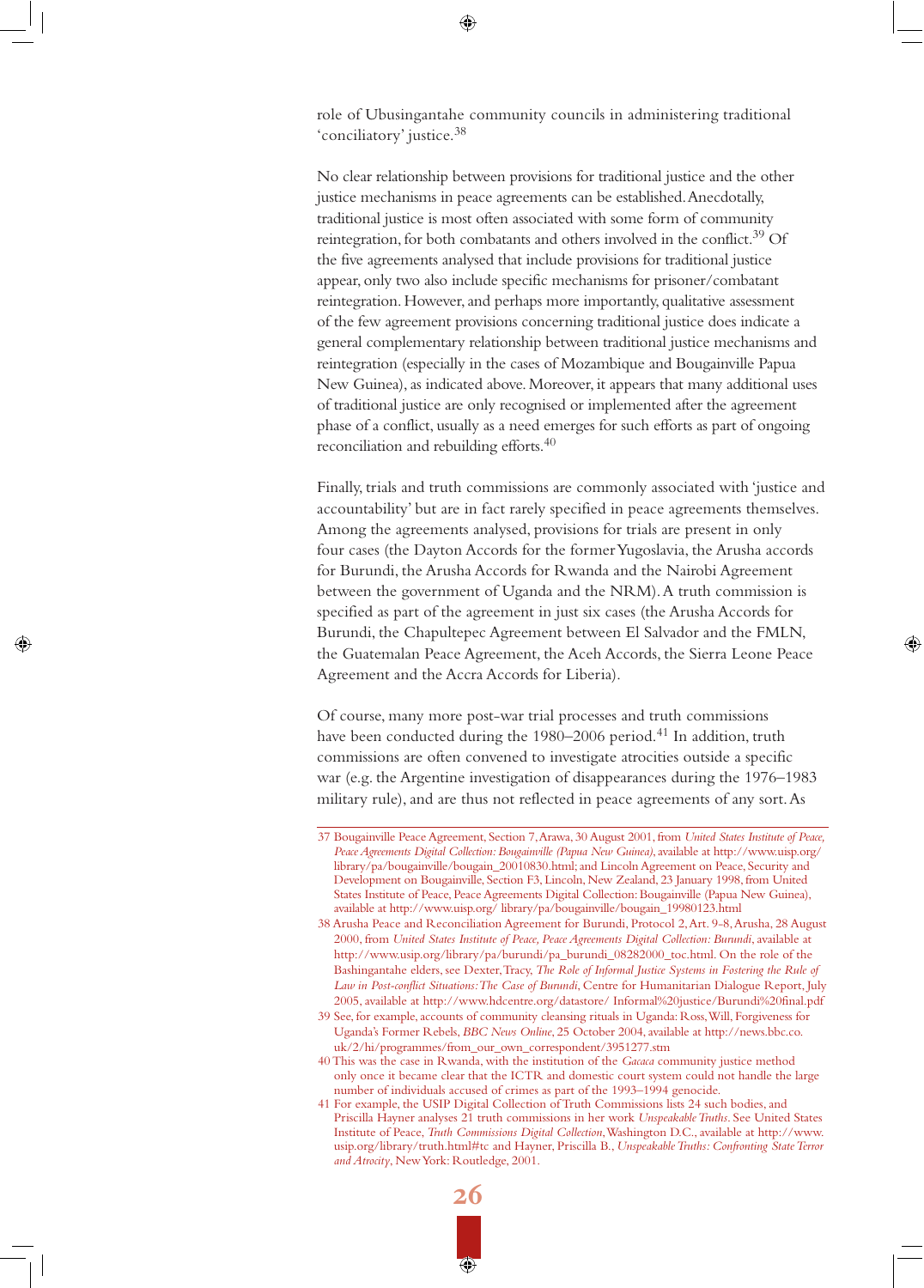role of Ubusingantahe community councils in administering traditional 'conciliatory' justice.[38]

No clear relationship between provisions for traditional justice and the other justice mechanisms in peace agreements can be established. Anecdotally, traditional justice is most often associated with some form of community reintegration, for both combatants and others involved in the conflict.[39] Of the five agreements analysed that include provisions for traditional justice appear, only two also include specific mechanisms for prisoner/combatant reintegration. However, and perhaps more importantly, qualitative assessment of the few agreement provisions concerning traditional justice does indicate a general complementary relationship between traditional justice mechanisms and reintegration (especially in the cases of Mozambique and Bougainville Papua New Guinea), as indicated above. Moreover, it appears that many additional uses of traditional justice are only recognised or implemented after the agreement phase of a conflict, usually as a need emerges for such efforts as part of ongoing reconciliation and rebuilding efforts.[40]

Finally, trials and truth commissions are commonly associated with 'justice and accountability' but are in fact rarely specified in peace agreements themselves. Among the agreements analysed, provisions for trials are present in only four cases (the Dayton Accords for the former Yugoslavia, the Arusha accords for Burundi, the Arusha Accords for Rwanda and the Nairobi Agreement between the government of Uganda and the NRM). A truth commission is specified as part of the agreement in just six cases (the Arusha Accords for Burundi, the Chapultepec Agreement between El Salvador and the FMLN, the Guatemalan Peace Agreement, the Aceh Accords, the Sierra Leone Peace Agreement and the Accra Accords for Liberia).

Of course, many more post-war trial processes and truth commissions have been conducted during the 1980–2006 period.[41] In addition, truth commissions are often convened to investigate atrocities outside a specific war (e.g. the Argentine investigation of disappearances during the 1976–1983 military rule), and are thus not reflected in peace agreements of any sort. As

---

37 Bougainville Peace Agreement, Section 7, Arawa, 30 August 2001, from *United States Institute of Peace, Peace Agreements Digital Collection: Bougainville (Papua New Guinea)*, available at http://www.uisp.org/library/pa/bougainville/bougain_20010830.html; and Lincoln Agreement on Peace, Security and Development on Bougainville, Section F3, Lincoln, New Zealand, 23 January 1998, from United States Institute of Peace, Peace Agreements Digital Collection: Bougainville (Papua New Guinea), available at http://www.uisp.org/ library/pa/bougainville/bougain_19980123.html

38 Arusha Peace and Reconciliation Agreement for Burundi, Protocol 2, Art. 9-8, Arusha, 28 August 2000, from *United States Institute of Peace, Peace Agreements Digital Collection: Burundi*, available at http://www.usip.org/library/pa/burundi/pa_burundi_08282000_toc.html. On the role of the Bashingantahe elders, see Dexter, Tracy, *The Role of Informal Justice Systems in Fostering the Rule of Law in Post-conflict Situations: The Case of Burundi*, Centre for Humanitarian Dialogue Report, July 2005, available at http://www.hdcentre.org/datastore/ Informal%20justice/Burundi%20final.pdf

39 See, for example, accounts of community cleansing rituals in Uganda: Ross, Will, Forgiveness for Uganda's Former Rebels, *BBC News Online*, 25 October 2004, available at http://news.bbc.co.uk/2/hi/programmes/from_our_own_correspondent/3951277.stm

40 This was the case in Rwanda, with the institution of the *Gacaca* community justice method only once it became clear that the ICTR and domestic court system could not handle the large number of individuals accused of crimes as part of the 1993–1994 genocide.

41 For example, the USIP Digital Collection of Truth Commissions lists 24 such bodies, and Priscilla Hayner analyses 21 truth commissions in her work *Unspeakable Truths*. See United States Institute of Peace, *Truth Commissions Digital Collection*, Washington D.C., available at http://www.usip.org/library/truth.html#tc and Hayner, Priscilla B., *Unspeakable Truths: Confronting State Terror and Atrocity*, New York: Routledge, 2001.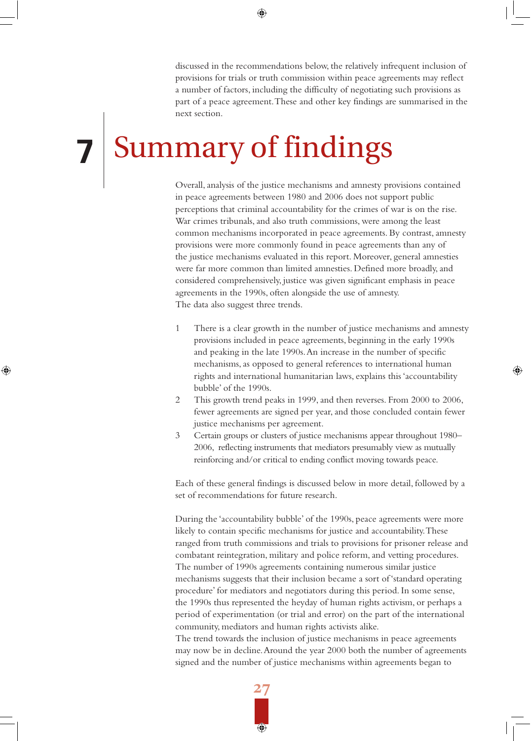discussed in the recommendations below, the relatively infrequent inclusion of provisions for trials or truth commission within peace agreements may reflect a number of factors, including the difficulty of negotiating such provisions as part of a peace agreement. These and other key findings are summarised in the next section.

# 7 Summary of findings

Overall, analysis of the justice mechanisms and amnesty provisions contained in peace agreements between 1980 and 2006 does not support public perceptions that criminal accountability for the crimes of war is on the rise. War crimes tribunals, and also truth commissions, were among the least common mechanisms incorporated in peace agreements. By contrast, amnesty provisions were more commonly found in peace agreements than any of the justice mechanisms evaluated in this report. Moreover, general amnesties were far more common than limited amnesties. Defined more broadly, and considered comprehensively, justice was given significant emphasis in peace agreements in the 1990s, often alongside the use of amnesty.
The data also suggest three trends.

1. There is a clear growth in the number of justice mechanisms and amnesty provisions included in peace agreements, beginning in the early 1990s and peaking in the late 1990s. An increase in the number of specific mechanisms, as opposed to general references to international human rights and international humanitarian laws, explains this 'accountability bubble' of the 1990s.
2. This growth trend peaks in 1999, and then reverses. From 2000 to 2006, fewer agreements are signed per year, and those concluded contain fewer justice mechanisms per agreement.
3. Certain groups or clusters of justice mechanisms appear throughout 1980–2006, reflecting instruments that mediators presumably view as mutually reinforcing and/or critical to ending conflict moving towards peace.

Each of these general findings is discussed below in more detail, followed by a set of recommendations for future research.

During the 'accountability bubble' of the 1990s, peace agreements were more likely to contain specific mechanisms for justice and accountability. These ranged from truth commissions and trials to provisions for prisoner release and combatant reintegration, military and police reform, and vetting procedures. The number of 1990s agreements containing numerous similar justice mechanisms suggests that their inclusion became a sort of 'standard operating procedure' for mediators and negotiators during this period. In some sense, the 1990s thus represented the heyday of human rights activism, or perhaps a period of experimentation (or trial and error) on the part of the international community, mediators and human rights activists alike.
The trend towards the inclusion of justice mechanisms in peace agreements may now be in decline. Around the year 2000 both the number of agreements signed and the number of justice mechanisms within agreements began to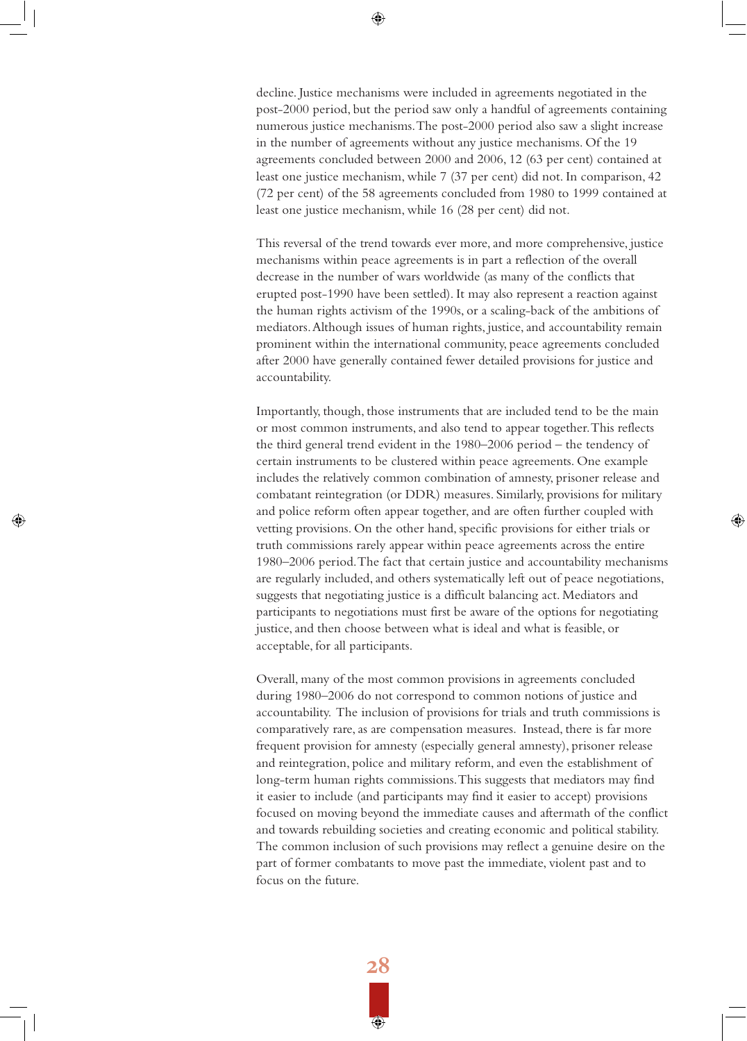decline. Justice mechanisms were included in agreements negotiated in the post-2000 period, but the period saw only a handful of agreements containing numerous justice mechanisms. The post-2000 period also saw a slight increase in the number of agreements without any justice mechanisms. Of the 19 agreements concluded between 2000 and 2006, 12 (63 per cent) contained at least one justice mechanism, while 7 (37 per cent) did not. In comparison, 42 (72 per cent) of the 58 agreements concluded from 1980 to 1999 contained at least one justice mechanism, while 16 (28 per cent) did not.

This reversal of the trend towards ever more, and more comprehensive, justice mechanisms within peace agreements is in part a reflection of the overall decrease in the number of wars worldwide (as many of the conflicts that erupted post-1990 have been settled). It may also represent a reaction against the human rights activism of the 1990s, or a scaling-back of the ambitions of mediators. Although issues of human rights, justice, and accountability remain prominent within the international community, peace agreements concluded after 2000 have generally contained fewer detailed provisions for justice and accountability.

Importantly, though, those instruments that are included tend to be the main or most common instruments, and also tend to appear together. This reflects the third general trend evident in the 1980–2006 period – the tendency of certain instruments to be clustered within peace agreements. One example includes the relatively common combination of amnesty, prisoner release and combatant reintegration (or DDR) measures. Similarly, provisions for military and police reform often appear together, and are often further coupled with vetting provisions. On the other hand, specific provisions for either trials or truth commissions rarely appear within peace agreements across the entire 1980–2006 period. The fact that certain justice and accountability mechanisms are regularly included, and others systematically left out of peace negotiations, suggests that negotiating justice is a difficult balancing act. Mediators and participants to negotiations must first be aware of the options for negotiating justice, and then choose between what is ideal and what is feasible, or acceptable, for all participants.

Overall, many of the most common provisions in agreements concluded during 1980–2006 do not correspond to common notions of justice and accountability. The inclusion of provisions for trials and truth commissions is comparatively rare, as are compensation measures. Instead, there is far more frequent provision for amnesty (especially general amnesty), prisoner release and reintegration, police and military reform, and even the establishment of long-term human rights commissions. This suggests that mediators may find it easier to include (and participants may find it easier to accept) provisions focused on moving beyond the immediate causes and aftermath of the conflict and towards rebuilding societies and creating economic and political stability. The common inclusion of such provisions may reflect a genuine desire on the part of former combatants to move past the immediate, violent past and to focus on the future.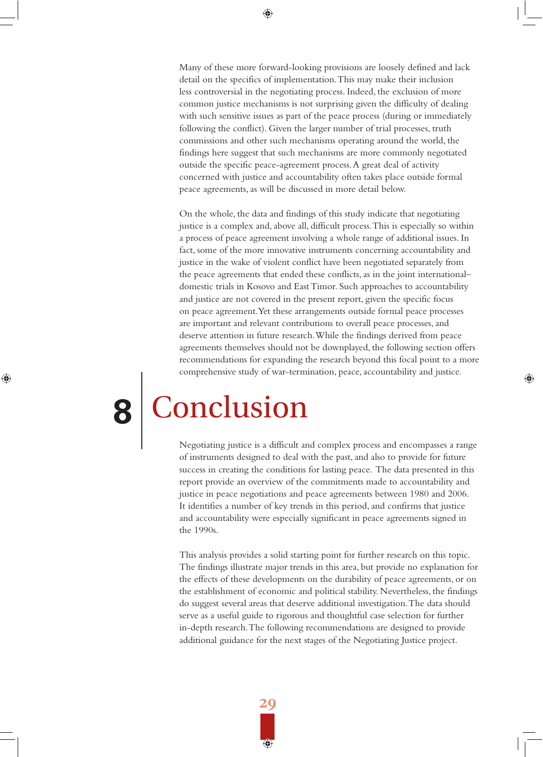Many of these more forward-looking provisions are loosely defined and lack detail on the specifics of implementation. This may make their inclusion less controversial in the negotiating process. Indeed, the exclusion of more common justice mechanisms is not surprising given the difficulty of dealing with such sensitive issues as part of the peace process (during or immediately following the conflict). Given the larger number of trial processes, truth commissions and other such mechanisms operating around the world, the findings here suggest that such mechanisms are more commonly negotiated outside the specific peace-agreement process. A great deal of activity concerned with justice and accountability often takes place outside formal peace agreements, as will be discussed in more detail below.

On the whole, the data and findings of this study indicate that negotiating justice is a complex and, above all, difficult process. This is especially so within a process of peace agreement involving a whole range of additional issues. In fact, some of the more innovative instruments concerning accountability and justice in the wake of violent conflict have been negotiated separately from the peace agreements that ended these conflicts, as in the joint international–domestic trials in Kosovo and East Timor. Such approaches to accountability and justice are not covered in the present report, given the specific focus on peace agreement. Yet these arrangements outside formal peace processes are important and relevant contributions to overall peace processes, and deserve attention in future research. While the findings derived from peace agreements themselves should not be downplayed, the following section offers recommendations for expanding the research beyond this focal point to a more comprehensive study of war-termination, peace, accountability and justice.

# 8 Conclusion

Negotiating justice is a difficult and complex process and encompasses a range of instruments designed to deal with the past, and also to provide for future success in creating the conditions for lasting peace. The data presented in this report provide an overview of the commitments made to accountability and justice in peace negotiations and peace agreements between 1980 and 2006. It identifies a number of key trends in this period, and confirms that justice and accountability were especially significant in peace agreements signed in the 1990s.

This analysis provides a solid starting point for further research on this topic. The findings illustrate major trends in this area, but provide no explanation for the effects of these developments on the durability of peace agreements, or on the establishment of economic and political stability. Nevertheless, the findings do suggest several areas that deserve additional investigation. The data should serve as a useful guide to rigorous and thoughtful case selection for further in-depth research. The following recommendations are designed to provide additional guidance for the next stages of the Negotiating Justice project.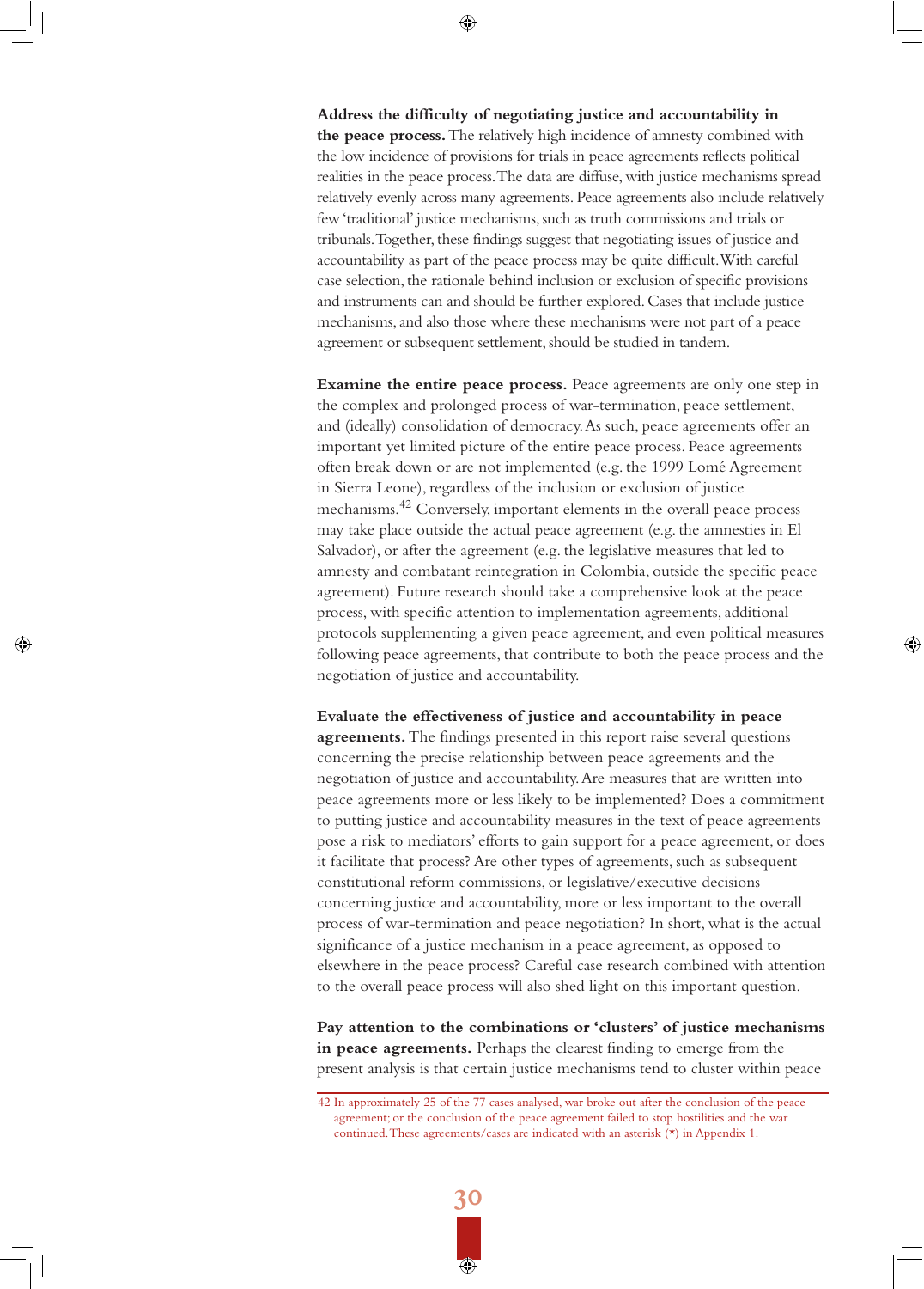**Address the difficulty of negotiating justice and accountability in the peace process.** The relatively high incidence of amnesty combined with the low incidence of provisions for trials in peace agreements reflects political realities in the peace process. The data are diffuse, with justice mechanisms spread relatively evenly across many agreements. Peace agreements also include relatively few 'traditional' justice mechanisms, such as truth commissions and trials or tribunals. Together, these findings suggest that negotiating issues of justice and accountability as part of the peace process may be quite difficult. With careful case selection, the rationale behind inclusion or exclusion of specific provisions and instruments can and should be further explored. Cases that include justice mechanisms, and also those where these mechanisms were not part of a peace agreement or subsequent settlement, should be studied in tandem.

**Examine the entire peace process.** Peace agreements are only one step in the complex and prolonged process of war-termination, peace settlement, and (ideally) consolidation of democracy. As such, peace agreements offer an important yet limited picture of the entire peace process. Peace agreements often break down or are not implemented (e.g. the 1999 Lomé Agreement in Sierra Leone), regardless of the inclusion or exclusion of justice mechanisms.[42] Conversely, important elements in the overall peace process may take place outside the actual peace agreement (e.g. the amnesties in El Salvador), or after the agreement (e.g. the legislative measures that led to amnesty and combatant reintegration in Colombia, outside the specific peace agreement). Future research should take a comprehensive look at the peace process, with specific attention to implementation agreements, additional protocols supplementing a given peace agreement, and even political measures following peace agreements, that contribute to both the peace process and the negotiation of justice and accountability.

**Evaluate the effectiveness of justice and accountability in peace agreements.** The findings presented in this report raise several questions concerning the precise relationship between peace agreements and the negotiation of justice and accountability. Are measures that are written into peace agreements more or less likely to be implemented? Does a commitment to putting justice and accountability measures in the text of peace agreements pose a risk to mediators' efforts to gain support for a peace agreement, or does it facilitate that process? Are other types of agreements, such as subsequent constitutional reform commissions, or legislative/executive decisions concerning justice and accountability, more or less important to the overall process of war-termination and peace negotiation? In short, what is the actual significance of a justice mechanism in a peace agreement, as opposed to elsewhere in the peace process? Careful case research combined with attention to the overall peace process will also shed light on this important question.

**Pay attention to the combinations or 'clusters' of justice mechanisms in peace agreements.** Perhaps the clearest finding to emerge from the present analysis is that certain justice mechanisms tend to cluster within peace

---

42 In approximately 25 of the 77 cases analysed, war broke out after the conclusion of the peace agreement; or the conclusion of the peace agreement failed to stop hostilities and the war continued. These agreements/cases are indicated with an asterisk (*) in Appendix 1.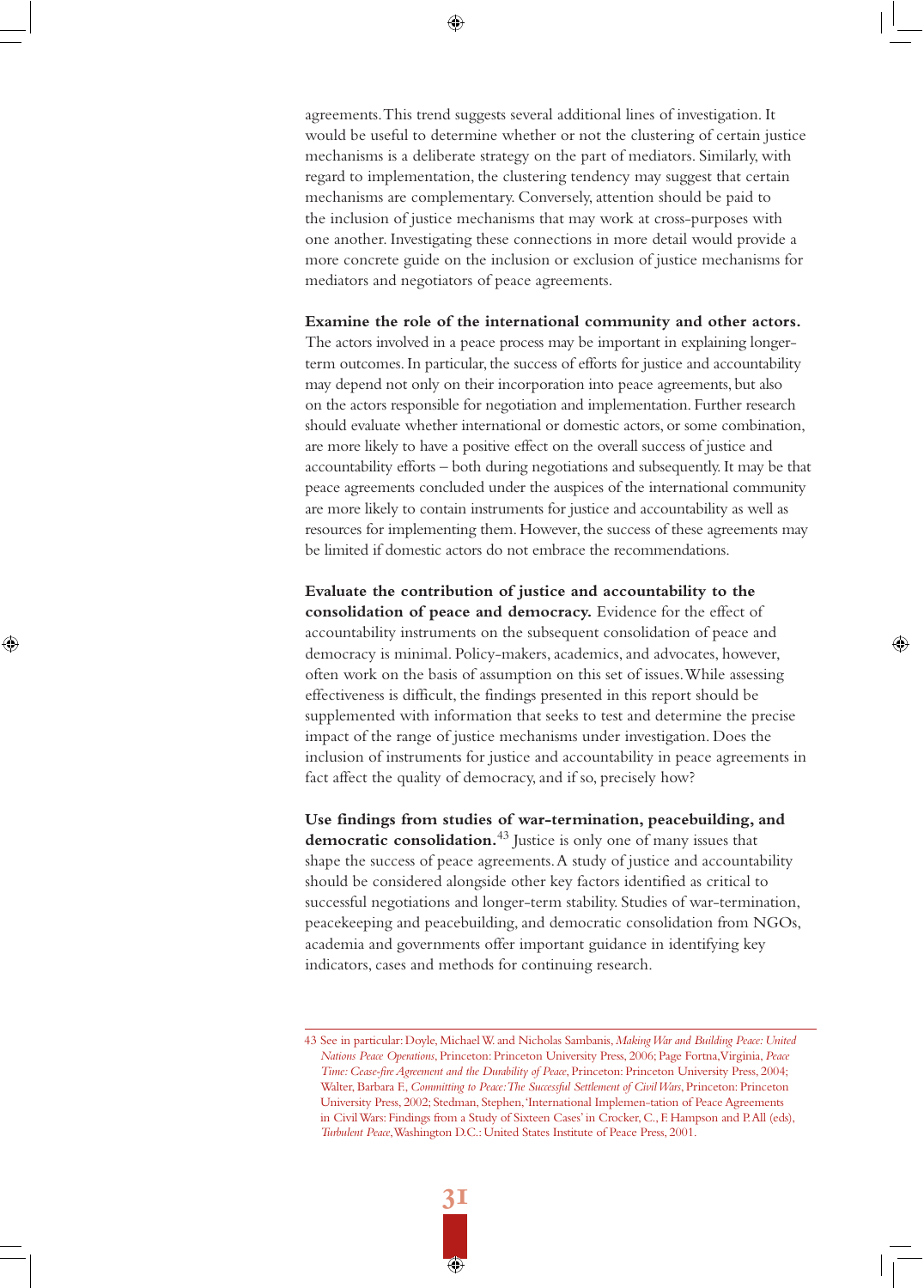agreements. This trend suggests several additional lines of investigation. It would be useful to determine whether or not the clustering of certain justice mechanisms is a deliberate strategy on the part of mediators. Similarly, with regard to implementation, the clustering tendency may suggest that certain mechanisms are complementary. Conversely, attention should be paid to the inclusion of justice mechanisms that may work at cross-purposes with one another. Investigating these connections in more detail would provide a more concrete guide on the inclusion or exclusion of justice mechanisms for mediators and negotiators of peace agreements.

**Examine the role of the international community and other actors.** The actors involved in a peace process may be important in explaining longer-term outcomes. In particular, the success of efforts for justice and accountability may depend not only on their incorporation into peace agreements, but also on the actors responsible for negotiation and implementation. Further research should evaluate whether international or domestic actors, or some combination, are more likely to have a positive effect on the overall success of justice and accountability efforts – both during negotiations and subsequently. It may be that peace agreements concluded under the auspices of the international community are more likely to contain instruments for justice and accountability as well as resources for implementing them. However, the success of these agreements may be limited if domestic actors do not embrace the recommendations.

**Evaluate the contribution of justice and accountability to the consolidation of peace and democracy.** Evidence for the effect of accountability instruments on the subsequent consolidation of peace and democracy is minimal. Policy-makers, academics, and advocates, however, often work on the basis of assumption on this set of issues. While assessing effectiveness is difficult, the findings presented in this report should be supplemented with information that seeks to test and determine the precise impact of the range of justice mechanisms under investigation. Does the inclusion of instruments for justice and accountability in peace agreements in fact affect the quality of democracy, and if so, precisely how?

**Use findings from studies of war-termination, peacebuilding, and democratic consolidation.**[43] Justice is only one of many issues that shape the success of peace agreements. A study of justice and accountability should be considered alongside other key factors identified as critical to successful negotiations and longer-term stability. Studies of war-termination, peacekeeping and peacebuilding, and democratic consolidation from NGOs, academia and governments offer important guidance in identifying key indicators, cases and methods for continuing research.

---

43 See in particular: Doyle, Michael W. and Nicholas Sambanis, *Making War and Building Peace: United Nations Peace Operations*, Princeton: Princeton University Press, 2006; Page Fortna, Virginia, *Peace Time: Cease-fire Agreement and the Durability of Peace*, Princeton: Princeton University Press, 2004; Walter, Barbara F., *Committing to Peace: The Successful Settlement of Civil Wars*, Princeton: Princeton University Press, 2002; Stedman, Stephen, 'International Implemen-tation of Peace Agreements in Civil Wars: Findings from a Study of Sixteen Cases' in Crocker, C., F. Hampson and P. All (eds), *Turbulent Peace*, Washington D.C.: United States Institute of Peace Press, 2001.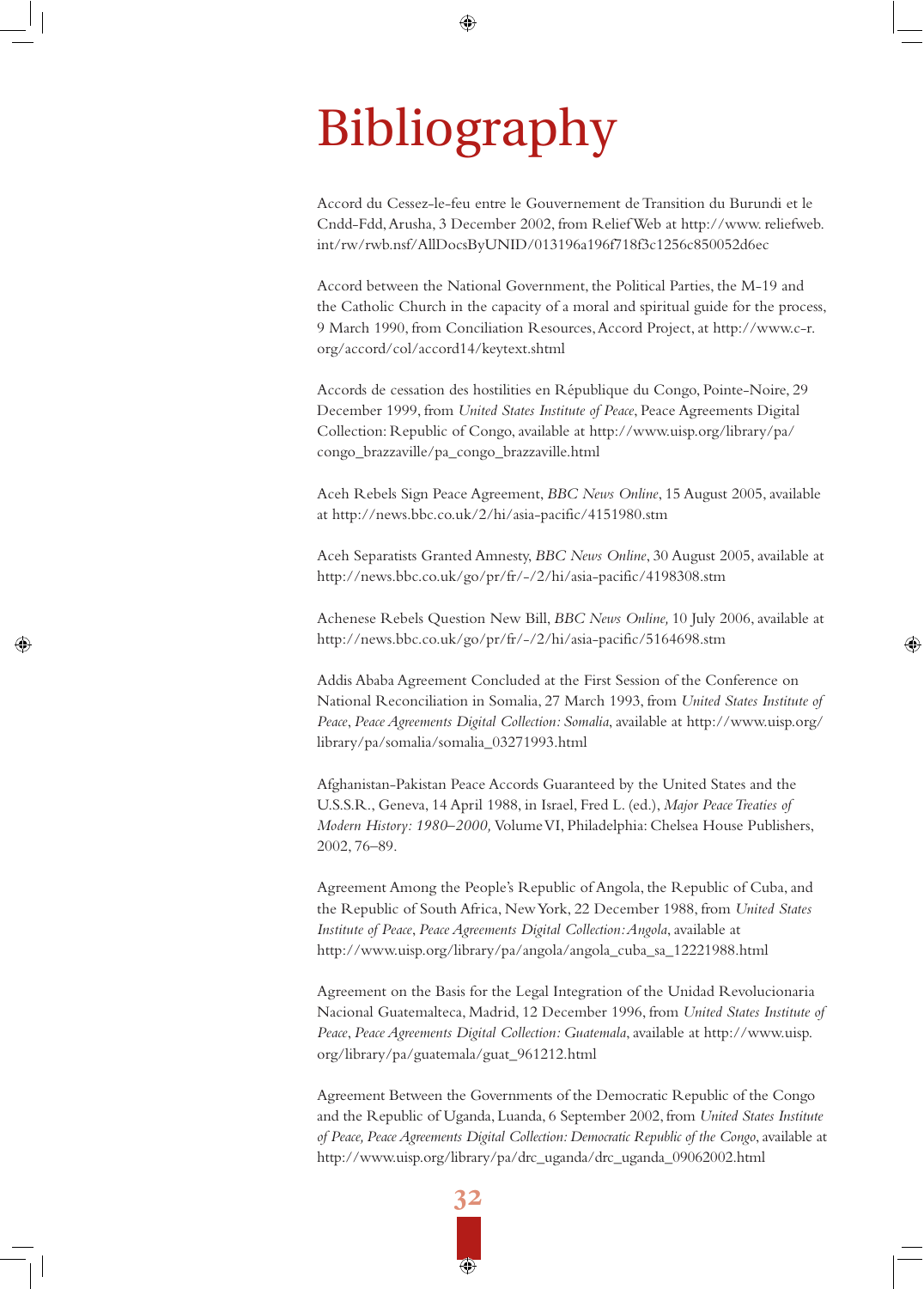# Bibliography

Accord du Cessez-le-feu entre le Gouvernement de Transition du Burundi et le Cndd-Fdd, Arusha, 3 December 2002, from Relief Web at http://www. reliefweb. int/rw/rwb.nsf/AllDocsByUNID/013196a196f718f3c1256c850052d6ec

Accord between the National Government, the Political Parties, the M-19 and the Catholic Church in the capacity of a moral and spiritual guide for the process, 9 March 1990, from Conciliation Resources, Accord Project, at http://www.c-r. org/accord/col/accord14/keytext.shtml

Accords de cessation des hostilities en République du Congo, Pointe-Noire, 29 December 1999, from *United States Institute of Peace*, Peace Agreements Digital Collection: Republic of Congo, available at http://www.uisp.org/library/pa/congo_brazzaville/pa_congo_brazzaville.html

Aceh Rebels Sign Peace Agreement, *BBC News Online*, 15 August 2005, available at http://news.bbc.co.uk/2/hi/asia-pacific/4151980.stm

Aceh Separatists Granted Amnesty, *BBC News Online*, 30 August 2005, available at http://news.bbc.co.uk/go/pr/fr/-/2/hi/asia-pacific/4198308.stm

Achenese Rebels Question New Bill, *BBC News Online,* 10 July 2006, available at http://news.bbc.co.uk/go/pr/fr/-/2/hi/asia-pacific/5164698.stm

Addis Ababa Agreement Concluded at the First Session of the Conference on National Reconciliation in Somalia, 27 March 1993, from *United States Institute of Peace*, *Peace Agreements Digital Collection: Somalia*, available at http://www.uisp.org/library/pa/somalia/somalia_03271993.html

Afghanistan-Pakistan Peace Accords Guaranteed by the United States and the U.S.S.R., Geneva, 14 April 1988, in Israel, Fred L. (ed.), *Major Peace Treaties of Modern History: 1980–2000,* Volume VI, Philadelphia: Chelsea House Publishers, 2002, 76–89.

Agreement Among the People's Republic of Angola, the Republic of Cuba, and the Republic of South Africa, New York, 22 December 1988, from *United States Institute of Peace*, *Peace Agreements Digital Collection: Angola*, available at http://www.uisp.org/library/pa/angola/angola_cuba_sa_12221988.html

Agreement on the Basis for the Legal Integration of the Unidad Revolucionaria Nacional Guatemalteca, Madrid, 12 December 1996, from *United States Institute of Peace*, *Peace Agreements Digital Collection: Guatemala*, available at http://www.uisp. org/library/pa/guatemala/guat_961212.html

Agreement Between the Governments of the Democratic Republic of the Congo and the Republic of Uganda, Luanda, 6 September 2002, from *United States Institute of Peace, Peace Agreements Digital Collection: Democratic Republic of the Congo*, available at http://www.uisp.org/library/pa/drc_uganda/drc_uganda_09062002.html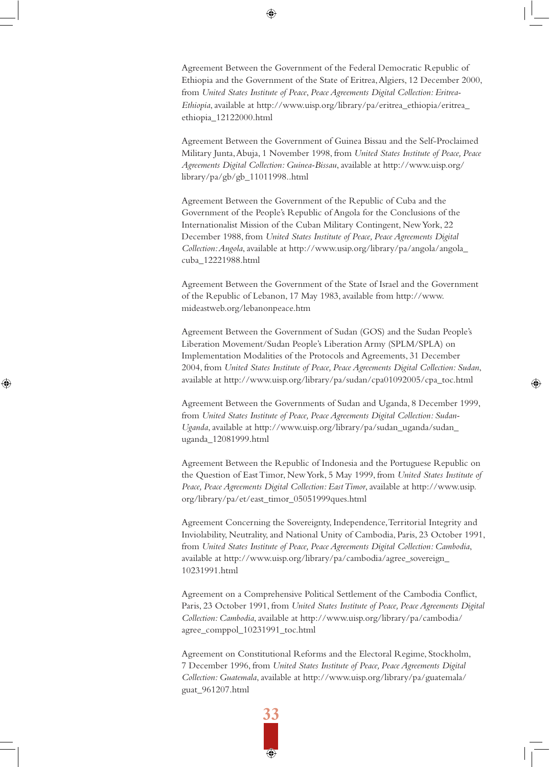Agreement Between the Government of the Federal Democratic Republic of Ethiopia and the Government of the State of Eritrea, Algiers, 12 December 2000, from *United States Institute of Peace*, *Peace Agreements Digital Collection: Eritrea-Ethiopia*, available at http://www.uisp.org/library/pa/eritrea_ethiopia/eritrea_ethiopia_12122000.html

Agreement Between the Government of Guinea Bissau and the Self-Proclaimed Military Junta, Abuja, 1 November 1998, from *United States Institute of Peace, Peace Agreements Digital Collection: Guinea-Bissau*, available at http://www.uisp.org/library/pa/gb/gb_11011998..html

Agreement Between the Government of the Republic of Cuba and the Government of the People's Republic of Angola for the Conclusions of the Internationalist Mission of the Cuban Military Contingent, New York, 22 December 1988, from *United States Institute of Peace, Peace Agreements Digital Collection: Angola*, available at http://www.usip.org/library/pa/angola/angola_cuba_12221988.html

Agreement Between the Government of the State of Israel and the Government of the Republic of Lebanon, 17 May 1983, available from http://www.mideastweb.org/lebanonpeace.htm

Agreement Between the Government of Sudan (GOS) and the Sudan People's Liberation Movement/Sudan People's Liberation Army (SPLM/SPLA) on Implementation Modalities of the Protocols and Agreements, 31 December 2004, from *United States Institute of Peace, Peace Agreements Digital Collection: Sudan*, available at http://www.uisp.org/library/pa/sudan/cpa01092005/cpa_toc.html

Agreement Between the Governments of Sudan and Uganda, 8 December 1999, from *United States Institute of Peace, Peace Agreements Digital Collection: Sudan-Uganda*, available at http://www.uisp.org/library/pa/sudan_uganda/sudan_uganda_12081999.html

Agreement Between the Republic of Indonesia and the Portuguese Republic on the Question of East Timor, New York, 5 May 1999, from *United States Institute of Peace, Peace Agreements Digital Collection: East Timor*, available at http://www.usip.org/library/pa/et/east_timor_05051999ques.html

Agreement Concerning the Sovereignty, Independence, Territorial Integrity and Inviolability, Neutrality, and National Unity of Cambodia, Paris, 23 October 1991, from *United States Institute of Peace, Peace Agreements Digital Collection: Cambodia*, available at http://www.uisp.org/library/pa/cambodia/agree_sovereign_10231991.html

Agreement on a Comprehensive Political Settlement of the Cambodia Conflict, Paris, 23 October 1991, from *United States Institute of Peace, Peace Agreements Digital Collection: Cambodia*, available at http://www.uisp.org/library/pa/cambodia/agree_comppol_10231991_toc.html

Agreement on Constitutional Reforms and the Electoral Regime, Stockholm, 7 December 1996, from *United States Institute of Peace, Peace Agreements Digital Collection: Guatemala*, available at http://www.uisp.org/library/pa/guatemala/guat_961207.html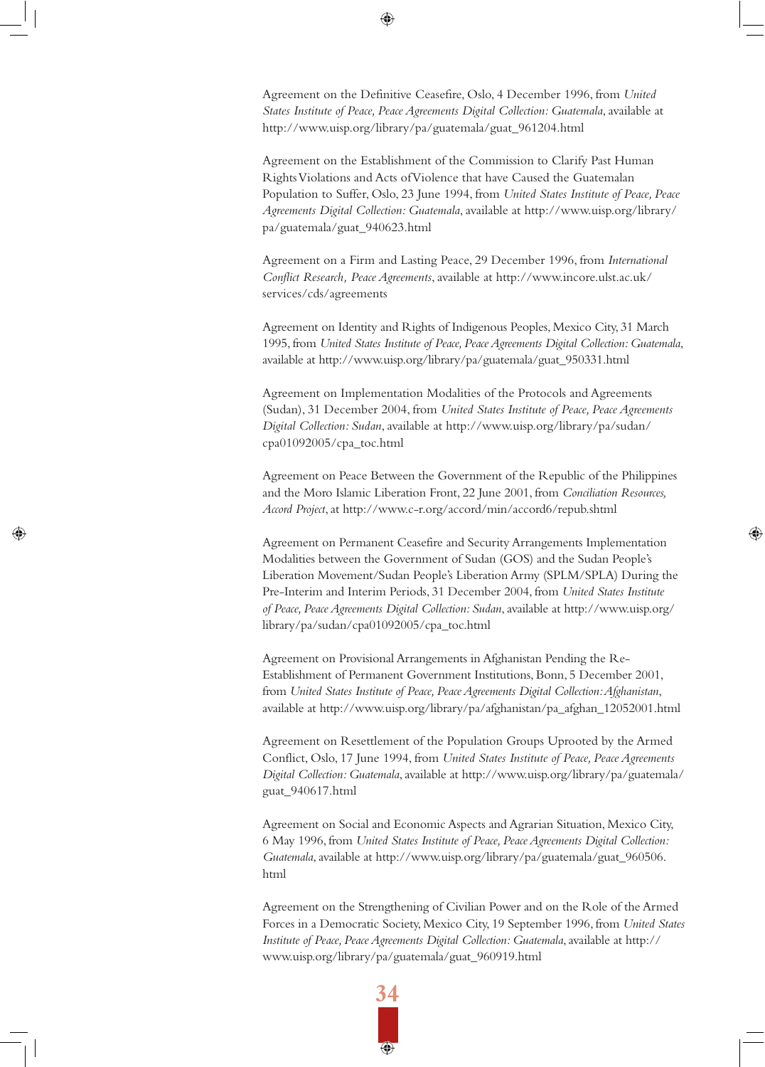Agreement on the Definitive Ceasefire, Oslo, 4 December 1996, from *United States Institute of Peace, Peace Agreements Digital Collection: Guatemala*, available at http://www.uisp.org/library/pa/guatemala/guat_961204.html

Agreement on the Establishment of the Commission to Clarify Past Human Rights Violations and Acts of Violence that have Caused the Guatemalan Population to Suffer, Oslo, 23 June 1994, from *United States Institute of Peace, Peace Agreements Digital Collection: Guatemala*, available at http://www.uisp.org/library/pa/guatemala/guat_940623.html

Agreement on a Firm and Lasting Peace, 29 December 1996, from *International Conflict Research, Peace Agreements*, available at http://www.incore.ulst.ac.uk/services/cds/agreements

Agreement on Identity and Rights of Indigenous Peoples, Mexico City, 31 March 1995, from *United States Institute of Peace, Peace Agreements Digital Collection: Guatemala*, available at http://www.uisp.org/library/pa/guatemala/guat_950331.html

Agreement on Implementation Modalities of the Protocols and Agreements (Sudan), 31 December 2004, from *United States Institute of Peace, Peace Agreements Digital Collection: Sudan*, available at http://www.uisp.org/library/pa/sudan/cpa01092005/cpa_toc.html

Agreement on Peace Between the Government of the Republic of the Philippines and the Moro Islamic Liberation Front, 22 June 2001, from *Conciliation Resources, Accord Project*, at http://www.c-r.org/accord/min/accord6/repub.shtml

Agreement on Permanent Ceasefire and Security Arrangements Implementation Modalities between the Government of Sudan (GOS) and the Sudan People's Liberation Movement/Sudan People's Liberation Army (SPLM/SPLA) During the Pre-Interim and Interim Periods, 31 December 2004, from *United States Institute of Peace, Peace Agreements Digital Collection: Sudan*, available at http://www.uisp.org/library/pa/sudan/cpa01092005/cpa_toc.html

Agreement on Provisional Arrangements in Afghanistan Pending the Re-Establishment of Permanent Government Institutions, Bonn, 5 December 2001, from *United States Institute of Peace, Peace Agreements Digital Collection: Afghanistan*, available at http://www.uisp.org/library/pa/afghanistan/pa_afghan_12052001.html

Agreement on Resettlement of the Population Groups Uprooted by the Armed Conflict, Oslo, 17 June 1994, from *United States Institute of Peace, Peace Agreements Digital Collection: Guatemala*, available at http://www.uisp.org/library/pa/guatemala/guat_940617.html

Agreement on Social and Economic Aspects and Agrarian Situation, Mexico City, 6 May 1996, from *United States Institute of Peace, Peace Agreements Digital Collection: Guatemala*, available at http://www.uisp.org/library/pa/guatemala/guat_960506.html

Agreement on the Strengthening of Civilian Power and on the Role of the Armed Forces in a Democratic Society, Mexico City, 19 September 1996, from *United States Institute of Peace, Peace Agreements Digital Collection: Guatemala*, available at http://www.uisp.org/library/pa/guatemala/guat_960919.html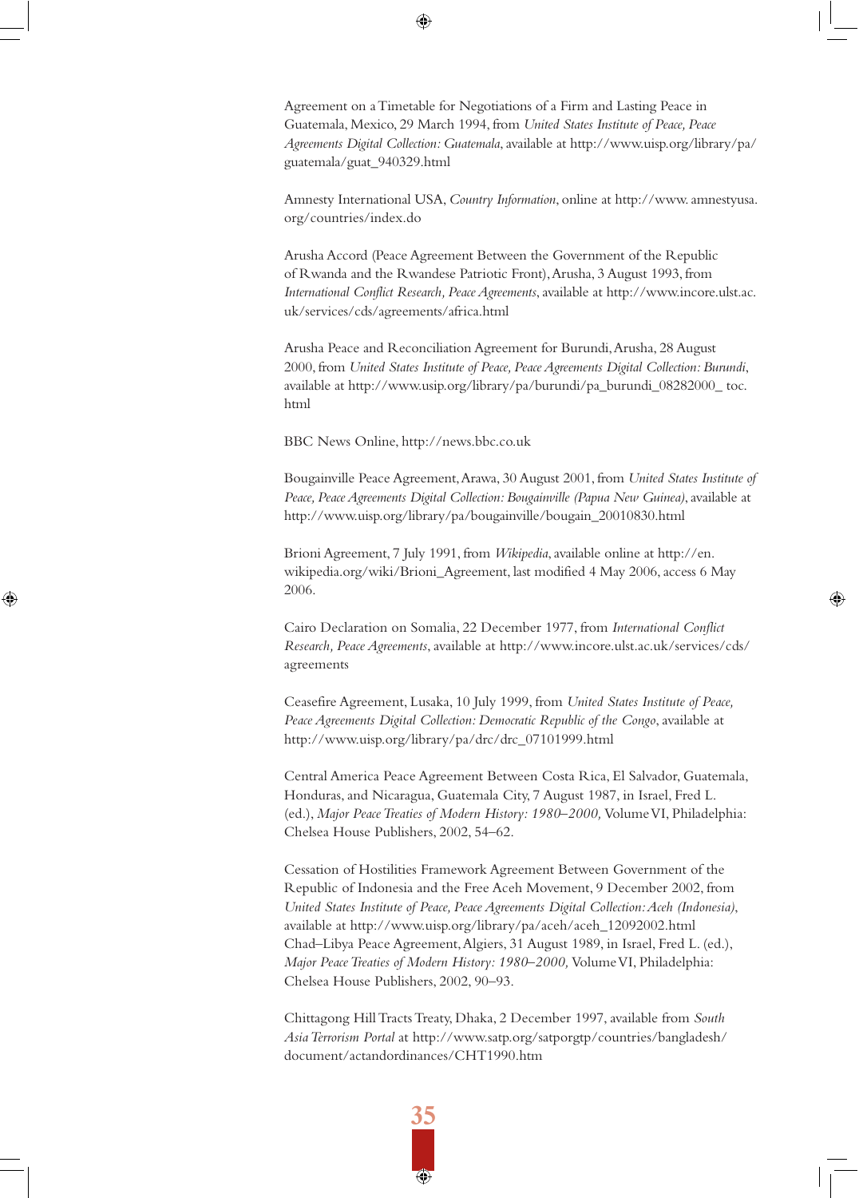Agreement on a Timetable for Negotiations of a Firm and Lasting Peace in Guatemala, Mexico, 29 March 1994, from *United States Institute of Peace, Peace Agreements Digital Collection: Guatemala*, available at http://www.uisp.org/library/pa/guatemala/guat_940329.html

Amnesty International USA, *Country Information*, online at http://www.amnestyusa.org/countries/index.do

Arusha Accord (Peace Agreement Between the Government of the Republic of Rwanda and the Rwandese Patriotic Front), Arusha, 3 August 1993, from *International Conflict Research, Peace Agreements*, available at http://www.incore.ulst.ac.uk/services/cds/agreements/africa.html

Arusha Peace and Reconciliation Agreement for Burundi, Arusha, 28 August 2000, from *United States Institute of Peace, Peace Agreements Digital Collection: Burundi*, available at http://www.usip.org/library/pa/burundi/pa_burundi_08282000_ toc.html

BBC News Online, http://news.bbc.co.uk

Bougainville Peace Agreement, Arawa, 30 August 2001, from *United States Institute of Peace, Peace Agreements Digital Collection: Bougainville (Papua New Guinea)*, available at http://www.uisp.org/library/pa/bougainville/bougain_20010830.html

Brioni Agreement, 7 July 1991, from *Wikipedia*, available online at http://en.wikipedia.org/wiki/Brioni_Agreement, last modified 4 May 2006, access 6 May 2006.

Cairo Declaration on Somalia, 22 December 1977, from *International Conflict Research, Peace Agreements*, available at http://www.incore.ulst.ac.uk/services/cds/agreements

Ceasefire Agreement, Lusaka, 10 July 1999, from *United States Institute of Peace, Peace Agreements Digital Collection: Democratic Republic of the Congo*, available at http://www.uisp.org/library/pa/drc/drc_07101999.html

Central America Peace Agreement Between Costa Rica, El Salvador, Guatemala, Honduras, and Nicaragua, Guatemala City, 7 August 1987, in Israel, Fred L. (ed.), *Major Peace Treaties of Modern History: 1980–2000,* Volume VI, Philadelphia: Chelsea House Publishers, 2002, 54–62.

Cessation of Hostilities Framework Agreement Between Government of the Republic of Indonesia and the Free Aceh Movement, 9 December 2002, from *United States Institute of Peace, Peace Agreements Digital Collection: Aceh (Indonesia)*, available at http://www.uisp.org/library/pa/aceh/aceh_12092002.html

Chad–Libya Peace Agreement, Algiers, 31 August 1989, in Israel, Fred L. (ed.), *Major Peace Treaties of Modern History: 1980–2000,* Volume VI, Philadelphia: Chelsea House Publishers, 2002, 90–93.

Chittagong Hill Tracts Treaty, Dhaka, 2 December 1997, available from *South Asia Terrorism Portal* at http://www.satp.org/satporgtp/countries/bangladesh/document/actandordinances/CHT1990.htm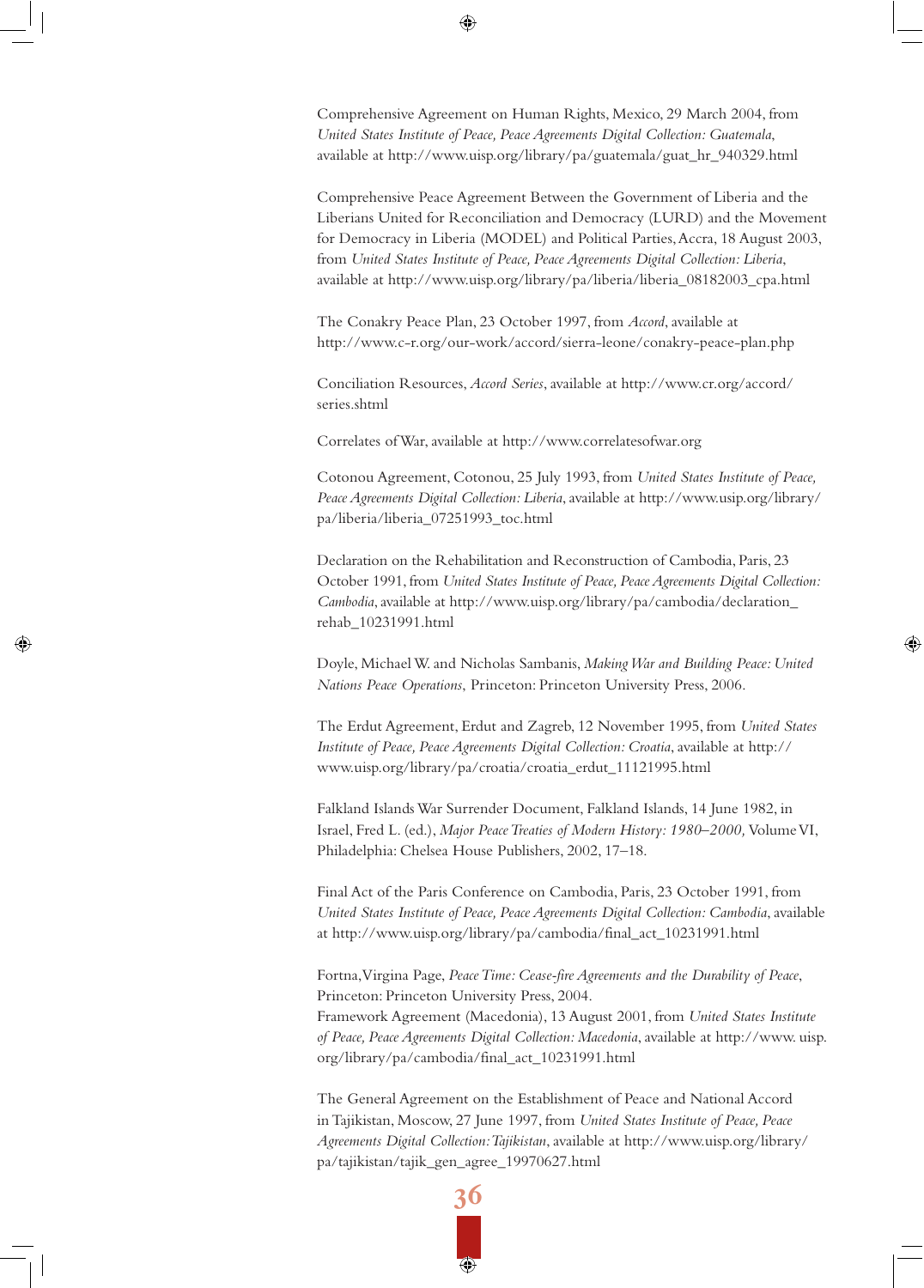Comprehensive Agreement on Human Rights, Mexico, 29 March 2004, from *United States Institute of Peace, Peace Agreements Digital Collection: Guatemala*, available at http://www.uisp.org/library/pa/guatemala/guat_hr_940329.html

Comprehensive Peace Agreement Between the Government of Liberia and the Liberians United for Reconciliation and Democracy (LURD) and the Movement for Democracy in Liberia (MODEL) and Political Parties, Accra, 18 August 2003, from *United States Institute of Peace, Peace Agreements Digital Collection: Liberia*, available at http://www.uisp.org/library/pa/liberia/liberia_08182003_cpa.html

The Conakry Peace Plan, 23 October 1997, from *Accord*, available at http://www.c-r.org/our-work/accord/sierra-leone/conakry-peace-plan.php

Conciliation Resources, *Accord Series*, available at http://www.cr.org/accord/series.shtml

Correlates of War, available at http://www.correlatesofwar.org

Cotonou Agreement, Cotonou, 25 July 1993, from *United States Institute of Peace, Peace Agreements Digital Collection: Liberia*, available at http://www.usip.org/library/pa/liberia/liberia_07251993_toc.html

Declaration on the Rehabilitation and Reconstruction of Cambodia, Paris, 23 October 1991, from *United States Institute of Peace, Peace Agreements Digital Collection: Cambodia*, available at http://www.uisp.org/library/pa/cambodia/declaration_rehab_10231991.html

Doyle, Michael W. and Nicholas Sambanis, *Making War and Building Peace: United Nations Peace Operations*, Princeton: Princeton University Press, 2006.

The Erdut Agreement, Erdut and Zagreb, 12 November 1995, from *United States Institute of Peace, Peace Agreements Digital Collection: Croatia*, available at http://www.uisp.org/library/pa/croatia/croatia_erdut_11121995.html

Falkland Islands War Surrender Document, Falkland Islands, 14 June 1982, in Israel, Fred L. (ed.), *Major Peace Treaties of Modern History: 1980–2000,* Volume VI, Philadelphia: Chelsea House Publishers, 2002, 17–18.

Final Act of the Paris Conference on Cambodia, Paris, 23 October 1991, from *United States Institute of Peace, Peace Agreements Digital Collection: Cambodia*, available at http://www.uisp.org/library/pa/cambodia/final_act_10231991.html

Fortna, Virgina Page, *Peace Time: Cease-fire Agreements and the Durability of Peace*, Princeton: Princeton University Press, 2004.

Framework Agreement (Macedonia), 13 August 2001, from *United States Institute of Peace, Peace Agreements Digital Collection: Macedonia*, available at http://www.uisp.org/library/pa/cambodia/final_act_10231991.html

The General Agreement on the Establishment of Peace and National Accord in Tajikistan, Moscow, 27 June 1997, from *United States Institute of Peace, Peace Agreements Digital Collection: Tajikistan*, available at http://www.uisp.org/library/pa/tajikistan/tajik_gen_agree_19970627.html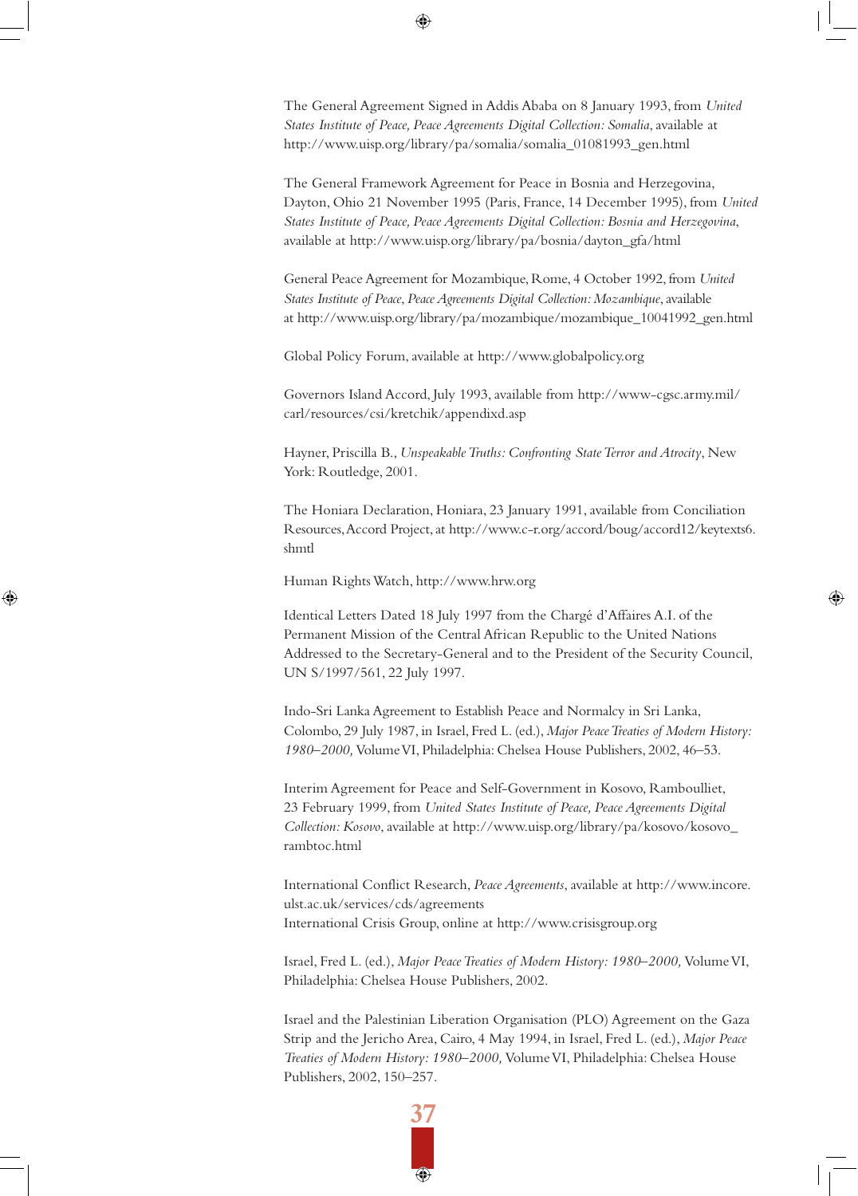The General Agreement Signed in Addis Ababa on 8 January 1993, from *United States Institute of Peace, Peace Agreements Digital Collection: Somalia*, available at http://www.uisp.org/library/pa/somalia/somalia_01081993_gen.html

The General Framework Agreement for Peace in Bosnia and Herzegovina, Dayton, Ohio 21 November 1995 (Paris, France, 14 December 1995), from *United States Institute of Peace, Peace Agreements Digital Collection: Bosnia and Herzegovina*, available at http://www.uisp.org/library/pa/bosnia/dayton_gfa/html

General Peace Agreement for Mozambique, Rome, 4 October 1992, from *United States Institute of Peace*, *Peace Agreements Digital Collection: Mozambique*, available at http://www.uisp.org/library/pa/mozambique/mozambique_10041992_gen.html

Global Policy Forum, available at http://www.globalpolicy.org

Governors Island Accord, July 1993, available from http://www-cgsc.army.mil/carl/resources/csi/kretchik/appendixd.asp

Hayner, Priscilla B., *Unspeakable Truths: Confronting State Terror and Atrocity*, New York: Routledge, 2001.

The Honiara Declaration, Honiara, 23 January 1991, available from Conciliation Resources, Accord Project, at http://www.c-r.org/accord/boug/accord12/keytexts6.shmtl

Human Rights Watch, http://www.hrw.org

Identical Letters Dated 18 July 1997 from the Chargé d'Affaires A.I. of the Permanent Mission of the Central African Republic to the United Nations Addressed to the Secretary-General and to the President of the Security Council, UN S/1997/561, 22 July 1997.

Indo-Sri Lanka Agreement to Establish Peace and Normalcy in Sri Lanka, Colombo, 29 July 1987, in Israel, Fred L. (ed.), *Major Peace Treaties of Modern History: 1980–2000,* Volume VI, Philadelphia: Chelsea House Publishers, 2002, 46–53.

Interim Agreement for Peace and Self-Government in Kosovo, Ramboulliet, 23 February 1999, from *United States Institute of Peace, Peace Agreements Digital Collection: Kosovo*, available at http://www.uisp.org/library/pa/kosovo/kosovo_rambtoc.html

International Conflict Research, *Peace Agreements*, available at http://www.incore.ulst.ac.uk/services/cds/agreements
International Crisis Group, online at http://www.crisisgroup.org

Israel, Fred L. (ed.), *Major Peace Treaties of Modern History: 1980–2000,* Volume VI, Philadelphia: Chelsea House Publishers, 2002.

Israel and the Palestinian Liberation Organisation (PLO) Agreement on the Gaza Strip and the Jericho Area, Cairo, 4 May 1994, in Israel, Fred L. (ed.), *Major Peace Treaties of Modern History: 1980–2000,* Volume VI, Philadelphia: Chelsea House Publishers, 2002, 150–257.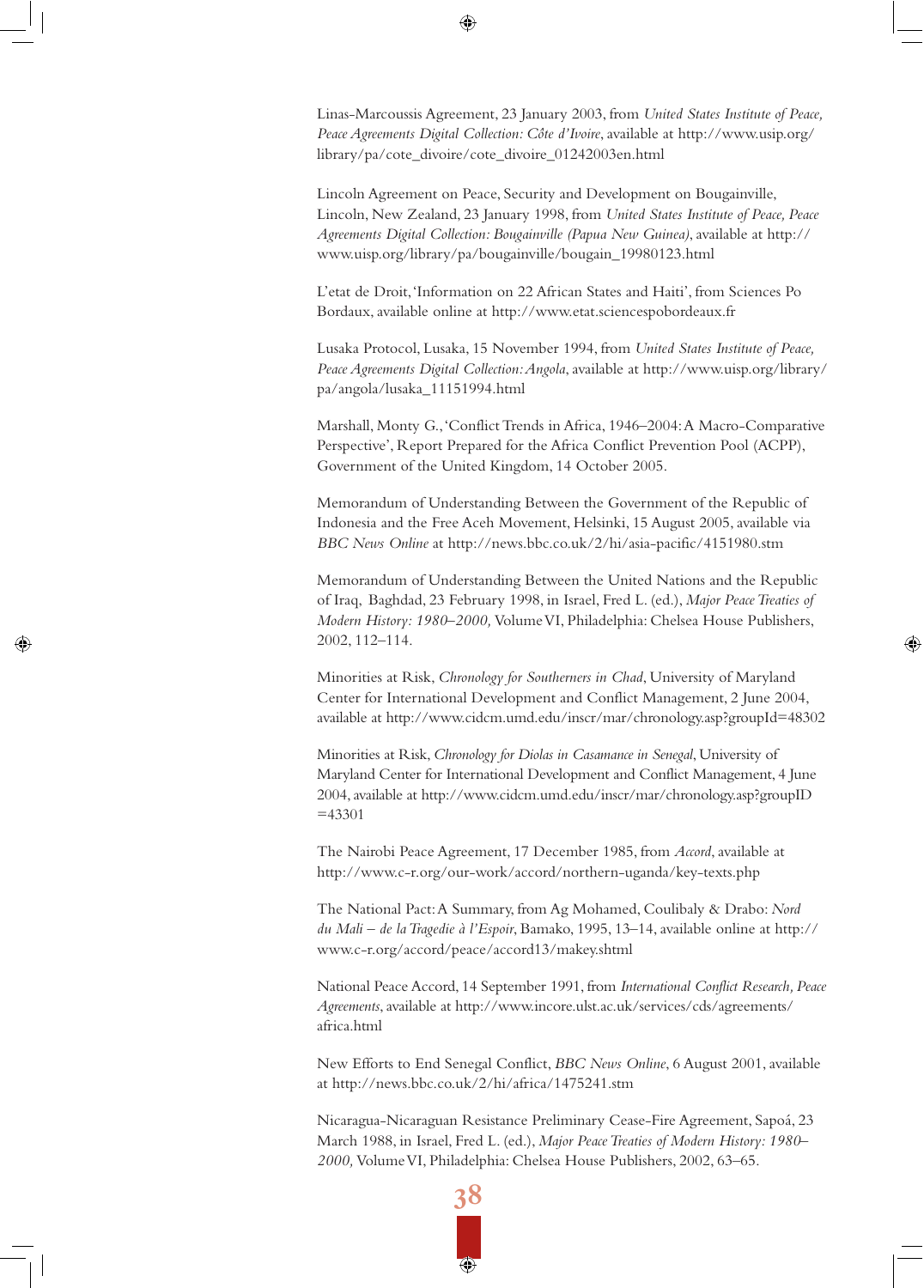Linas-Marcoussis Agreement, 23 January 2003, from *United States Institute of Peace, Peace Agreements Digital Collection: Côte d'Ivoire*, available at http://www.usip.org/library/pa/cote_divoire/cote_divoire_01242003en.html

Lincoln Agreement on Peace, Security and Development on Bougainville, Lincoln, New Zealand, 23 January 1998, from *United States Institute of Peace, Peace Agreements Digital Collection: Bougainville (Papua New Guinea)*, available at http://www.uisp.org/library/pa/bougainville/bougain_19980123.html

L'etat de Droit, 'Information on 22 African States and Haiti', from Sciences Po Bordaux, available online at http://www.etat.sciencespobordeaux.fr

Lusaka Protocol, Lusaka, 15 November 1994, from *United States Institute of Peace, Peace Agreements Digital Collection: Angola*, available at http://www.uisp.org/library/pa/angola/lusaka_11151994.html

Marshall, Monty G., 'Conflict Trends in Africa, 1946–2004: A Macro-Comparative Perspective', Report Prepared for the Africa Conflict Prevention Pool (ACPP), Government of the United Kingdom, 14 October 2005.

Memorandum of Understanding Between the Government of the Republic of Indonesia and the Free Aceh Movement, Helsinki, 15 August 2005, available via *BBC News Online* at http://news.bbc.co.uk/2/hi/asia-pacific/4151980.stm

Memorandum of Understanding Between the United Nations and the Republic of Iraq, Baghdad, 23 February 1998, in Israel, Fred L. (ed.), *Major Peace Treaties of Modern History: 1980–2000,* Volume VI, Philadelphia: Chelsea House Publishers, 2002, 112–114.

Minorities at Risk, *Chronology for Southerners in Chad*, University of Maryland Center for International Development and Conflict Management, 2 June 2004, available at http://www.cidcm.umd.edu/inscr/mar/chronology.asp?groupId=48302

Minorities at Risk, *Chronology for Diolas in Casamance in Senegal*, University of Maryland Center for International Development and Conflict Management, 4 June 2004, available at http://www.cidcm.umd.edu/inscr/mar/chronology.asp?groupID=43301

The Nairobi Peace Agreement, 17 December 1985, from *Accord*, available at http://www.c-r.org/our-work/accord/northern-uganda/key-texts.php

The National Pact: A Summary, from Ag Mohamed, Coulibaly & Drabo: *Nord du Mali – de la Tragedie à l'Espoir*, Bamako, 1995, 13–14, available online at http://www.c-r.org/accord/peace/accord13/makey.shtml

National Peace Accord, 14 September 1991, from *International Conflict Research, Peace Agreements*, available at http://www.incore.ulst.ac.uk/services/cds/agreements/africa.html

New Efforts to End Senegal Conflict, *BBC News Online*, 6 August 2001, available at http://news.bbc.co.uk/2/hi/africa/1475241.stm

Nicaragua-Nicaraguan Resistance Preliminary Cease-Fire Agreement, Sapoá, 23 March 1988, in Israel, Fred L. (ed.), *Major Peace Treaties of Modern History: 1980–2000,* Volume VI, Philadelphia: Chelsea House Publishers, 2002, 63–65.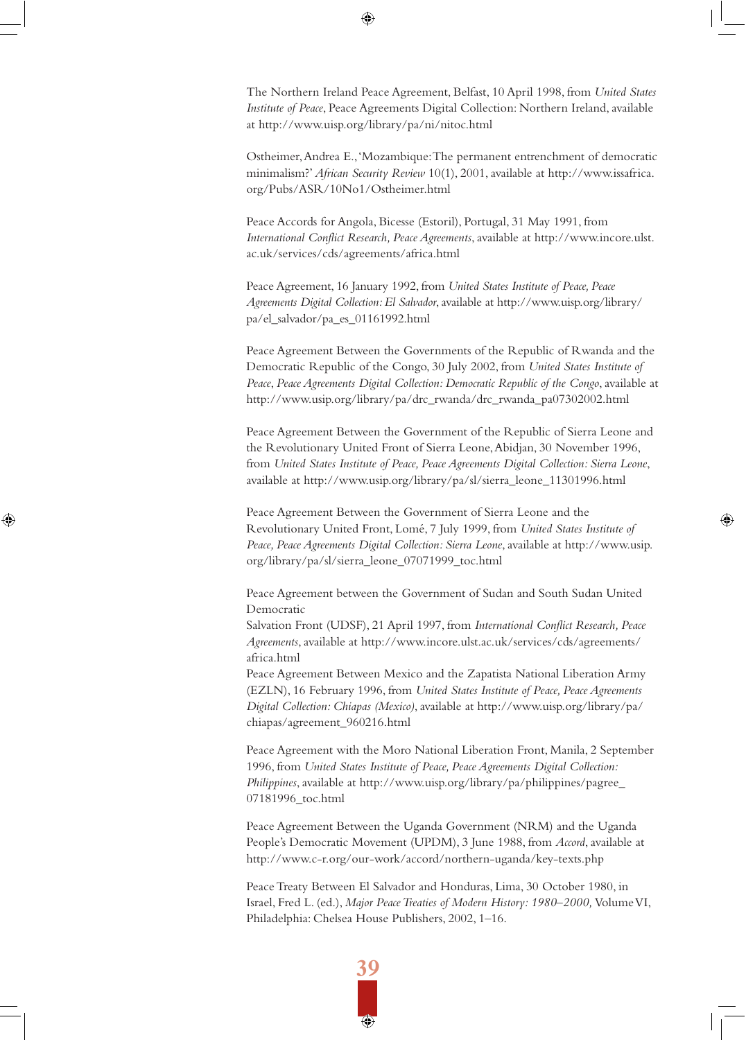The Northern Ireland Peace Agreement, Belfast, 10 April 1998, from *United States Institute of Peace*, Peace Agreements Digital Collection: Northern Ireland, available at http://www.uisp.org/library/pa/ni/nitoc.html

Ostheimer, Andrea E., 'Mozambique: The permanent entrenchment of democratic minimalism?' *African Security Review* 10(1), 2001, available at http://www.issafrica.org/Pubs/ASR/10No1/Ostheimer.html

Peace Accords for Angola, Bicesse (Estoril), Portugal, 31 May 1991, from *International Conflict Research, Peace Agreements*, available at http://www.incore.ulst.ac.uk/services/cds/agreements/africa.html

Peace Agreement, 16 January 1992, from *United States Institute of Peace, Peace Agreements Digital Collection: El Salvador*, available at http://www.uisp.org/library/pa/el_salvador/pa_es_01161992.html

Peace Agreement Between the Governments of the Republic of Rwanda and the Democratic Republic of the Congo, 30 July 2002, from *United States Institute of Peace*, *Peace Agreements Digital Collection: Democratic Republic of the Congo*, available at http://www.usip.org/library/pa/drc_rwanda/drc_rwanda_pa07302002.html

Peace Agreement Between the Government of the Republic of Sierra Leone and the Revolutionary United Front of Sierra Leone, Abidjan, 30 November 1996, from *United States Institute of Peace, Peace Agreements Digital Collection: Sierra Leone*, available at http://www.usip.org/library/pa/sl/sierra_leone_11301996.html

Peace Agreement Between the Government of Sierra Leone and the Revolutionary United Front, Lomé, 7 July 1999, from *United States Institute of Peace, Peace Agreements Digital Collection: Sierra Leone*, available at http://www.usip.org/library/pa/sl/sierra_leone_07071999_toc.html

Peace Agreement between the Government of Sudan and South Sudan United Democratic
Salvation Front (UDSF), 21 April 1997, from *International Conflict Research, Peace Agreements*, available at http://www.incore.ulst.ac.uk/services/cds/agreements/africa.html

Peace Agreement Between Mexico and the Zapatista National Liberation Army (EZLN), 16 February 1996, from *United States Institute of Peace, Peace Agreements Digital Collection: Chiapas (Mexico)*, available at http://www.uisp.org/library/pa/chiapas/agreement_960216.html

Peace Agreement with the Moro National Liberation Front, Manila, 2 September 1996, from *United States Institute of Peace, Peace Agreements Digital Collection: Philippines*, available at http://www.uisp.org/library/pa/philippines/pagree_07181996_toc.html

Peace Agreement Between the Uganda Government (NRM) and the Uganda People's Democratic Movement (UPDM), 3 June 1988, from *Accord*, available at http://www.c-r.org/our-work/accord/northern-uganda/key-texts.php

Peace Treaty Between El Salvador and Honduras, Lima, 30 October 1980, in Israel, Fred L. (ed.), *Major Peace Treaties of Modern History: 1980–2000,* Volume VI, Philadelphia: Chelsea House Publishers, 2002, 1–16.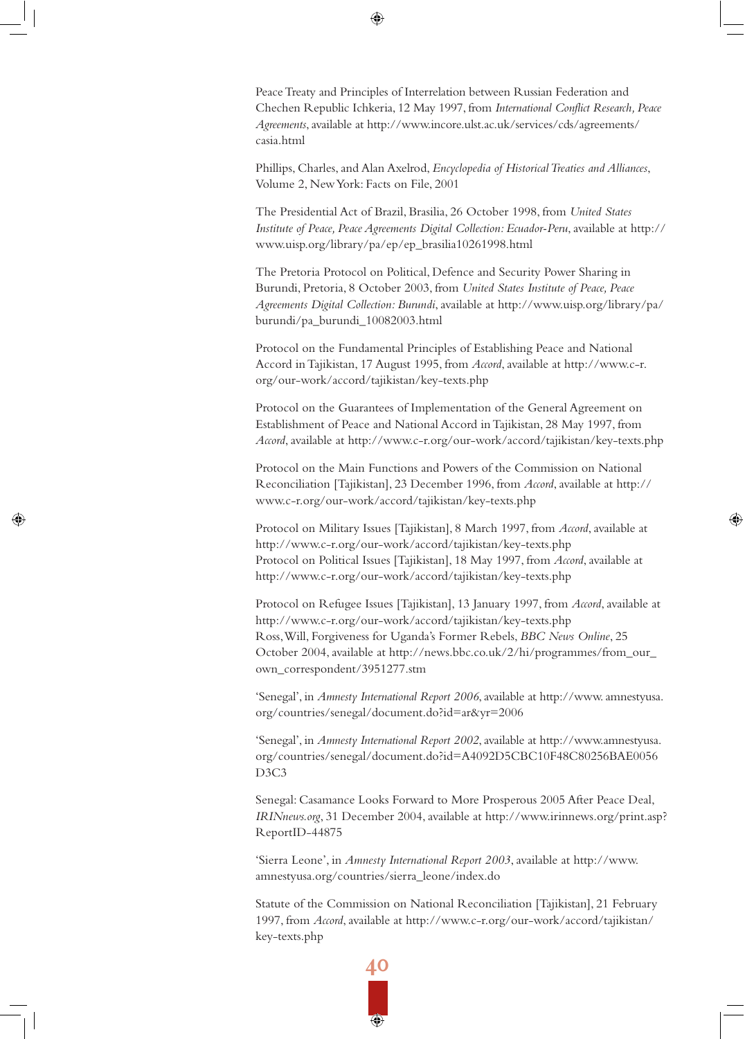Peace Treaty and Principles of Interrelation between Russian Federation and Chechen Republic Ichkeria, 12 May 1997, from *International Conflict Research, Peace Agreements*, available at http://www.incore.ulst.ac.uk/services/cds/agreements/casia.html

Phillips, Charles, and Alan Axelrod, *Encyclopedia of Historical Treaties and Alliances*, Volume 2, New York: Facts on File, 2001

The Presidential Act of Brazil, Brasilia, 26 October 1998, from *United States Institute of Peace, Peace Agreements Digital Collection: Ecuador-Peru*, available at http://www.uisp.org/library/pa/ep/ep_brasilia10261998.html

The Pretoria Protocol on Political, Defence and Security Power Sharing in Burundi, Pretoria, 8 October 2003, from *United States Institute of Peace, Peace Agreements Digital Collection: Burundi*, available at http://www.uisp.org/library/pa/burundi/pa_burundi_10082003.html

Protocol on the Fundamental Principles of Establishing Peace and National Accord in Tajikistan, 17 August 1995, from *Accord*, available at http://www.c-r.org/our-work/accord/tajikistan/key-texts.php

Protocol on the Guarantees of Implementation of the General Agreement on Establishment of Peace and National Accord in Tajikistan, 28 May 1997, from *Accord*, available at http://www.c-r.org/our-work/accord/tajikistan/key-texts.php

Protocol on the Main Functions and Powers of the Commission on National Reconciliation [Tajikistan], 23 December 1996, from *Accord*, available at http://www.c-r.org/our-work/accord/tajikistan/key-texts.php

Protocol on Military Issues [Tajikistan], 8 March 1997, from *Accord*, available at http://www.c-r.org/our-work/accord/tajikistan/key-texts.php
Protocol on Political Issues [Tajikistan], 18 May 1997, from *Accord*, available at http://www.c-r.org/our-work/accord/tajikistan/key-texts.php

Protocol on Refugee Issues [Tajikistan], 13 January 1997, from *Accord*, available at http://www.c-r.org/our-work/accord/tajikistan/key-texts.php
Ross, Will, Forgiveness for Uganda's Former Rebels, *BBC News Online*, 25 October 2004, available at http://news.bbc.co.uk/2/hi/programmes/from_our_own_correspondent/3951277.stm

'Senegal', in *Amnesty International Report 2006*, available at http://www. amnestyusa.org/countries/senegal/document.do?id=ar&yr=2006

'Senegal', in *Amnesty International Report 2002*, available at http://www.amnestyusa.org/countries/senegal/document.do?id=A4092D5CBC10F48C80256BAE0056D3C3

Senegal: Casamance Looks Forward to More Prosperous 2005 After Peace Deal, *IRINnews.org*, 31 December 2004, available at http://www.irinnews.org/print.asp?ReportID-44875

'Sierra Leone', in *Amnesty International Report 2003*, available at http://www.amnestyusa.org/countries/sierra_leone/index.do

Statute of the Commission on National Reconciliation [Tajikistan], 21 February 1997, from *Accord*, available at http://www.c-r.org/our-work/accord/tajikistan/key-texts.php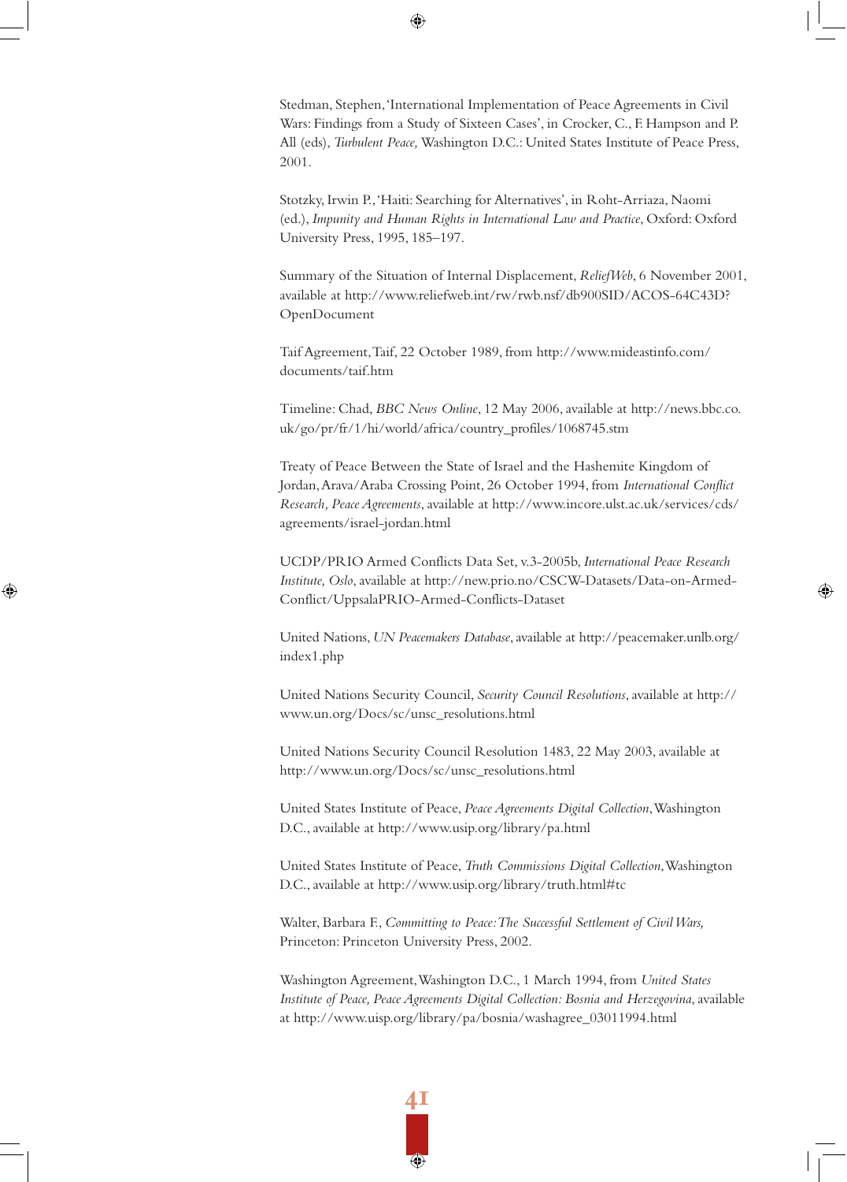Stedman, Stephen, 'International Implementation of Peace Agreements in Civil Wars: Findings from a Study of Sixteen Cases', in Crocker, C., F. Hampson and P. All (eds), *Turbulent Peace,* Washington D.C.: United States Institute of Peace Press, 2001.

Stotzky, Irwin P., 'Haiti: Searching for Alternatives', in Roht-Arriaza, Naomi (ed.), *Impunity and Human Rights in International Law and Practice*, Oxford: Oxford University Press, 1995, 185–197.

Summary of the Situation of Internal Displacement, *ReliefWeb*, 6 November 2001, available at http://www.reliefweb.int/rw/rwb.nsf/db900SID/ACOS-64C43D?OpenDocument

Taif Agreement, Taif, 22 October 1989, from http://www.mideastinfo.com/documents/taif.htm

Timeline: Chad, *BBC News Online*, 12 May 2006, available at http://news.bbc.co.uk/go/pr/fr/1/hi/world/africa/country_profiles/1068745.stm

Treaty of Peace Between the State of Israel and the Hashemite Kingdom of Jordan, Arava/Araba Crossing Point, 26 October 1994, from *International Conflict Research, Peace Agreements*, available at http://www.incore.ulst.ac.uk/services/cds/agreements/israel-jordan.html

UCDP/PRIO Armed Conflicts Data Set, v.3-2005b, *International Peace Research Institute, Oslo*, available at http://new.prio.no/CSCW-Datasets/Data-on-Armed-Conflict/UppsalaPRIO-Armed-Conflicts-Dataset

United Nations, *UN Peacemakers Database*, available at http://peacemaker.unlb.org/index1.php

United Nations Security Council, *Security Council Resolutions*, available at http://www.un.org/Docs/sc/unsc_resolutions.html

United Nations Security Council Resolution 1483, 22 May 2003, available at http://www.un.org/Docs/sc/unsc_resolutions.html

United States Institute of Peace, *Peace Agreements Digital Collection*, Washington D.C., available at http://www.usip.org/library/pa.html

United States Institute of Peace, *Truth Commissions Digital Collection*, Washington D.C., available at http://www.usip.org/library/truth.html#tc

Walter, Barbara F., *Committing to Peace: The Successful Settlement of Civil Wars,* Princeton: Princeton University Press, 2002.

Washington Agreement, Washington D.C., 1 March 1994, from *United States Institute of Peace, Peace Agreements Digital Collection: Bosnia and Herzegovina*, available at http://www.uisp.org/library/pa/bosnia/washagree_03011994.html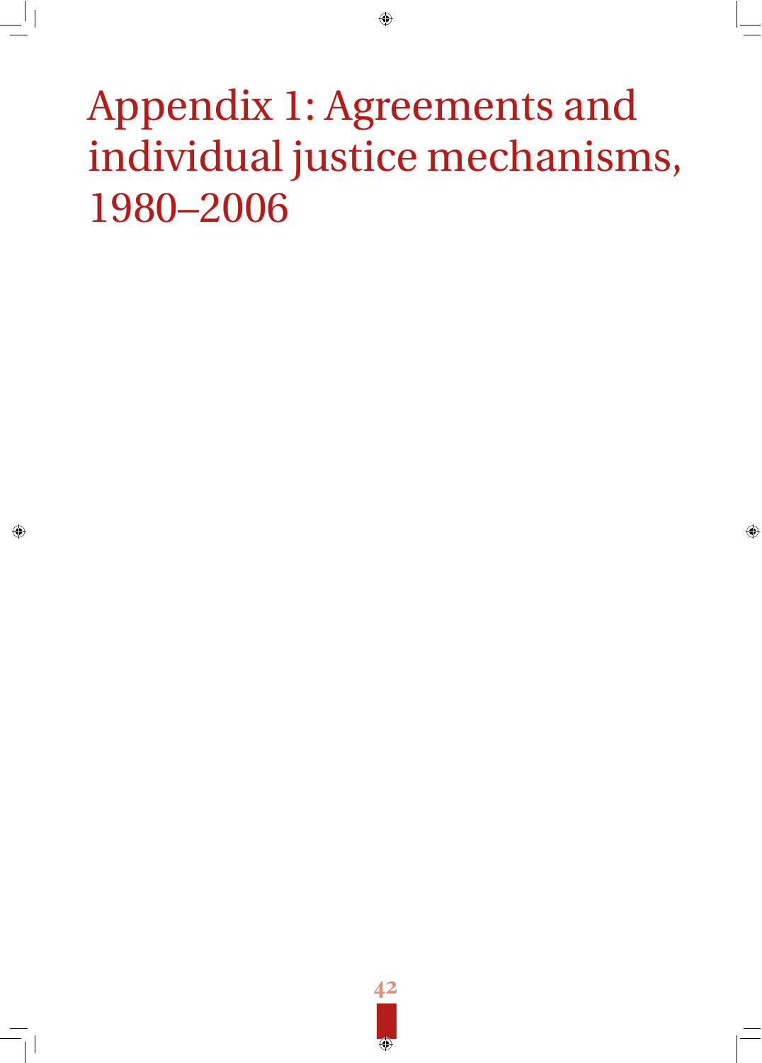# Appendix 1: Agreements and individual justice mechanisms, 1980–2006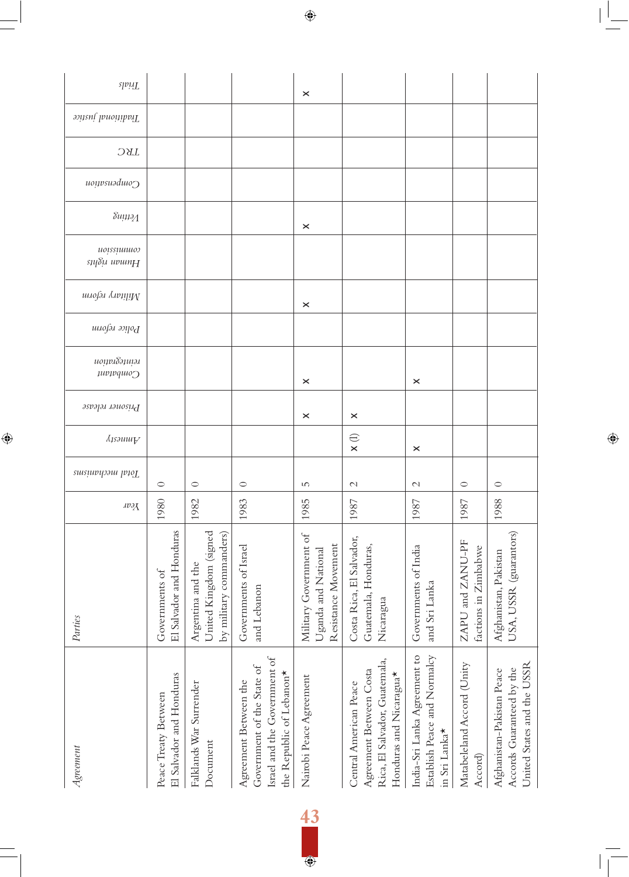| *Agreement* | *Parties* | *Year* | *Total mechanisms* | *Amnesty* | *Prisoner release* | *Combatant reintegration* | *Police reform* | *Military reform* | *Human rights commission* | *Vetting* | *Compensation* | *TRC* | *Traditional justice* | *Trials* |
|---|---|---|---|---|---|---|---|---|---|---|---|---|---|---|
| Peace Treaty Between El Salvador and Honduras | Governments of El Salvador and Honduras | 1980 | 0 | | | | | | | | | | | |
| Falklands War Surrender Document | Argentina and the United Kingdom (signed by military commanders) | 1982 | 0 | | | | | | | | | | | |
| Agreement Between the Government of the State of Israel and the Government of the Republic of Lebanon* | Governments of Israel and Lebanon | 1983 | 0 | | | | | | | | | | | |
| Nairobi Peace Agreement | Military Government of Uganda and National Resistance Movement | 1985 | 5 | | x | x | | x | | x | | | | x |
| Central American Peace Agreement Between Costa Rica, El Salvador, Guatemala, Honduras and Nicaragua* | Costa Rica, El Salvador, Guatemala, Honduras, Nicaragua | 1987 | 2 | x (I) | x | | | | | | | | | |
| India–Sri Lanka Agreement to Establish Peace and Normalcy in Sri Lanka* | Governments of India and Sri Lanka | 1987 | 2 | x | | x | | | | | | | | |
| Matabeleland Accord (Unity Accord) | ZAPU and ZANU-PF factions in Zimbabwe | 1987 | 0 | | | | | | | | | | | |
| Afghanistan-Pakistan Peace Accords Guaranteed by the United States and the USSR | Afghanistan, Pakistan USA, USSR (guarantors) | 1988 | 0 | | | | | | | | | | | |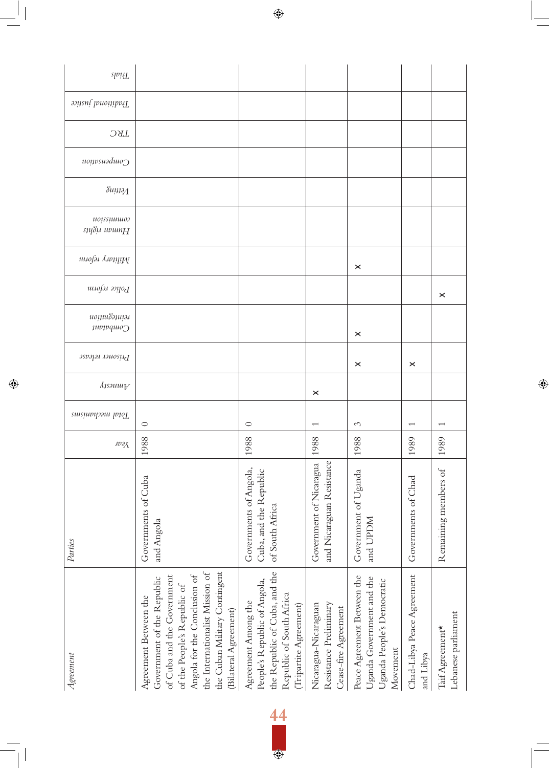| Agreement | Parties | Year | Total mechanisms | Amnesty | Prisoner release | Combatant reintegration | Police reform | Military reform | Human rights commission | Vetting | Compensation | TRC | Traditional justice | Trials |
|---|---|---|---|---|---|---|---|---|---|---|---|---|---|---|
| Agreement Between the Government of the Republic of Cuba and the Government of the People's Republic of Angola for the Conclusion of the Internationalist Mission of the Cuban Military Contingent (Bilateral Agreement) | Governments of Cuba and Angola | 1988 | 0 | | | | | | | | | | | |
| Agreement Among the People's Republic of Angola, the Republic of Cuba, and the Republic of South Africa (Tripartite Agreement) | Governments of Angola, Cuba, and the Republic of South Africa | 1988 | 0 | | | | | | | | | | | |
| Nicaragua-Nicaraguan Resistance Preliminary Cease-fire Agreement | Government of Nicaragua and Nicaraguan Resistance | 1988 | 1 | x | | | | | | | | | | |
| Peace Agreement Between the Uganda Government and the Uganda People's Democratic Movement | Government of Uganda and UPDM | 1988 | 3 | | x | x | | x | | | | | | |
| Chad-Libya Peace Agreement | Governments of Chad and Libya | 1989 | 1 | | x | | | | | | | | | |
| Taif Agreement* | Remaining members of Lebanese parliament | 1989 | 1 | | | | x | | | | | | | |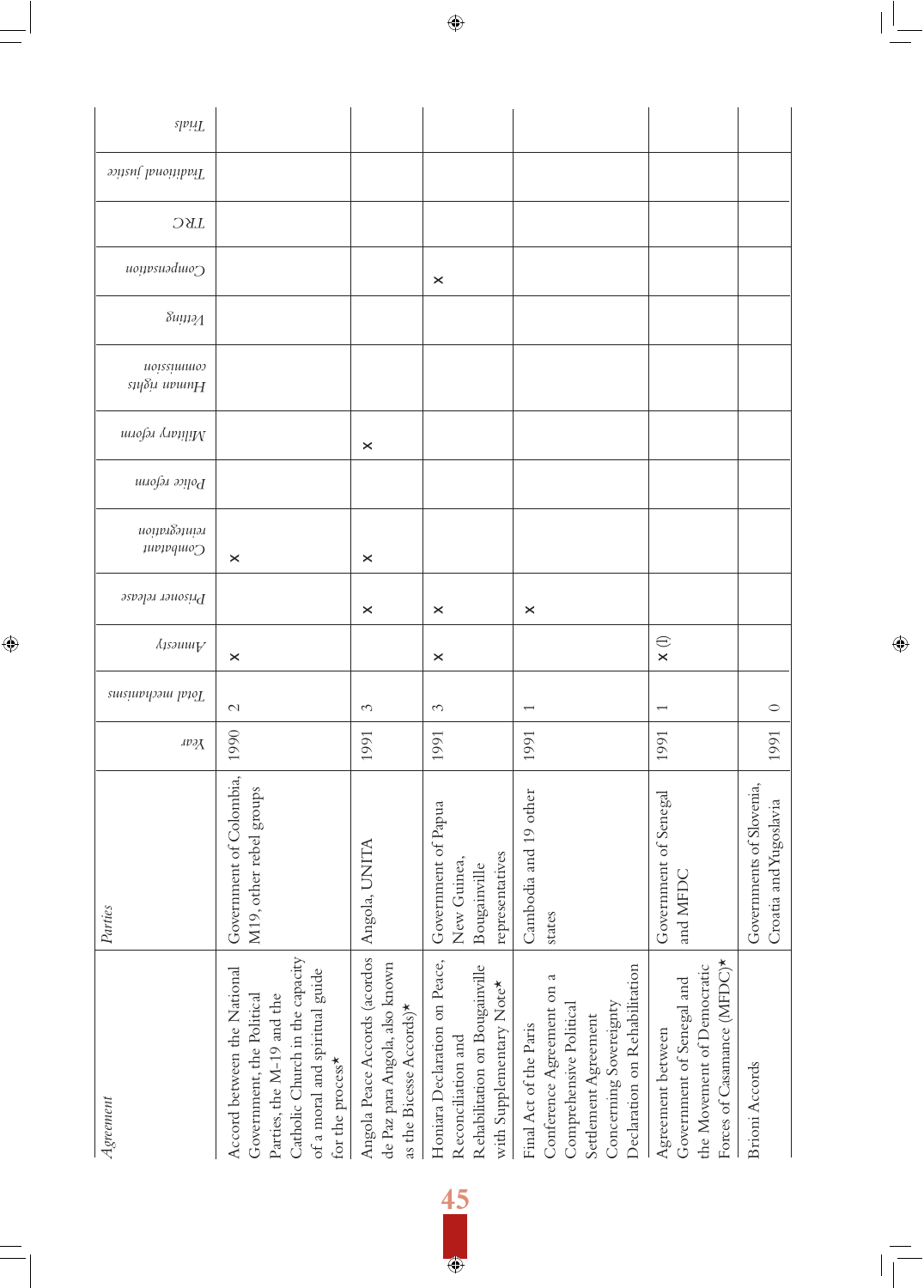| Agreement | Parties | Year | Total mechanisms | Amnesty | Prisoner release | Combatant reintegration | Police reform | Military reform | Human rights commission | Vetting | Compensation | TRC | Traditional justice | Trials |
|---|---|---|---|---|---|---|---|---|---|---|---|---|---|---|
| Accord between the National Government, the Political Parties, the M-19 and the Catholic Church in the capacity of a moral and spiritual guide for the process* | Government of Colombia, M19, other rebel groups | 1990 | 2 | x | | x | | | | | | | | |
| Angola Peace Accords (acordos de Paz para Angola, also known as the Bicesse Accords)* | Angola, UNITA | 1991 | 3 | | x | x | | x | | | | | | |
| Honiara Declaration on Peace, Reconciliation and Rehabilitation on Bougainville with Supplementary Note* | Government of Papua New Guinea, Bougainville representatives | 1991 | 3 | x | x | | | | | | x | | | |
| Final Act of the Paris Conference Agreement on a Comprehensive Political Settlement Agreement Concerning Sovereignty Declaration on Rehabilitation | Cambodia and 19 other states | 1991 | 1 | | x | | | | | | | | | |
| Agreement between Government of Senegal and the Movement of Democratic Forces of Casamance (MFDC)* | Government of Senegal and MFDC | 1991 | 1 | x (I) | | | | | | | | | | |
| Brioni Accords | Governments of Slovenia, Croatia and Yugoslavia | 1991 | 0 | | | | | | | | | | | |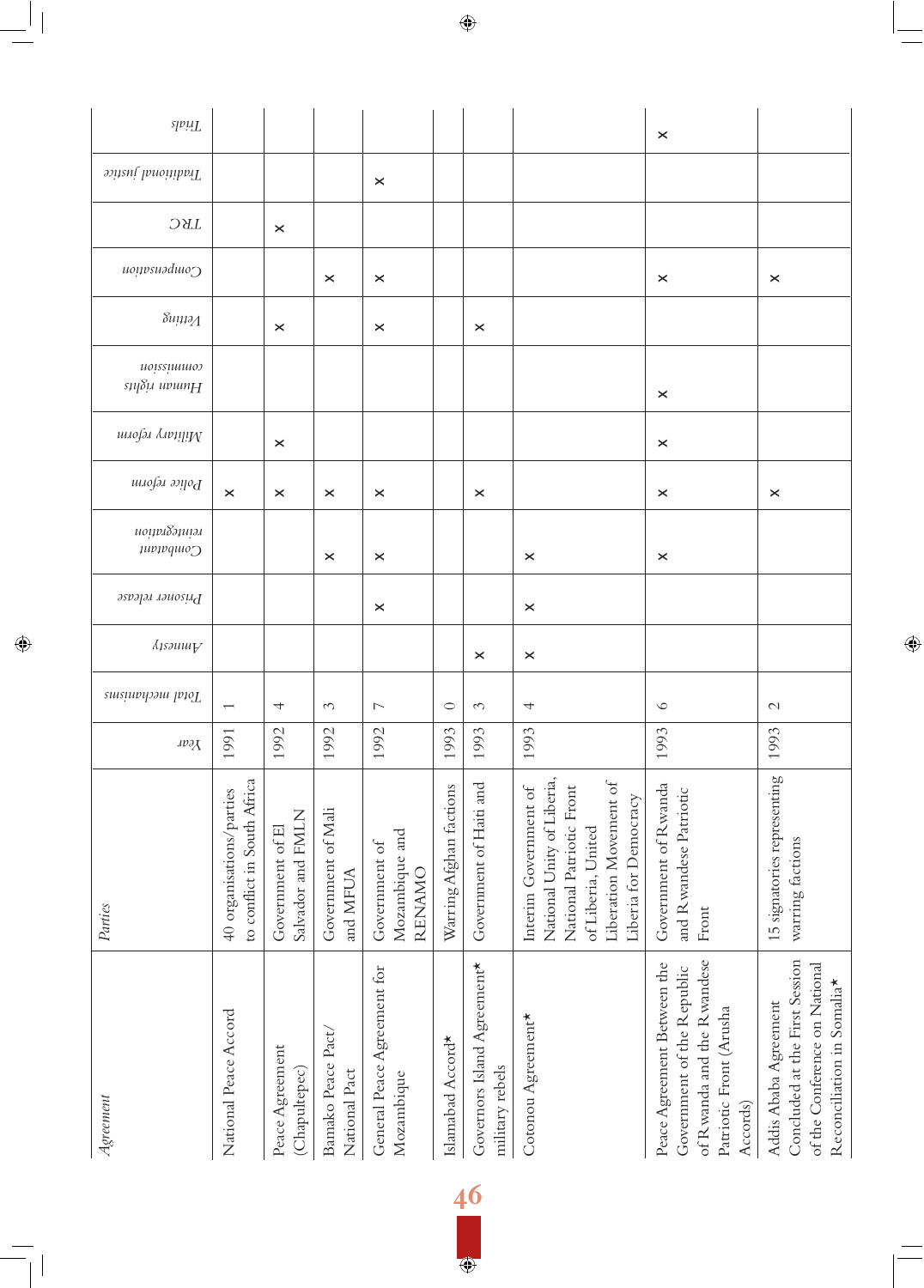| *Agreement* | *Parties* | *Year* | *Total mechanisms* | *Amnesty* | *Prisoner release* | *Combatant reintegration* | *Police reform* | *Military reform* | *Human rights commission* | *Vetting* | *Compensation* | *TRC* | *Traditional justice* | *Trials* |
|---|---|---|---|---|---|---|---|---|---|---|---|---|---|---|
| National Peace Accord | 40 organisations/parties to conflict in South Africa | 1991 | 1 | | | | × | | | | | | | |
| Peace Agreement (Chapultepec) | Government of El Salvador and FMLN | 1992 | 4 | | | | × | × | | × | | × | | |
| Bamako Peace Pact/ National Pact | Government of Mali and MFUA | 1992 | 3 | | | × | × | | | | × | | | |
| General Peace Agreement for Mozambique | Government of Mozambique and RENAMO | 1992 | 7 | | × | × | × | | | × | × | | × | |
| Islamabad Accord* | Warring Afghan factions | 1993 | 0 | | | | | | | | | | | |
| Governors Island Agreement* | Government of Haiti and military rebels | 1993 | 3 | × | | | × | | | × | | | | |
| Cotonou Agreement* | Interim Government of National Unity of Liberia, National Patriotic Front of Liberia, United Liberation Movement of Liberia for Democracy | 1993 | 4 | × | × | × | | | | | | | | |
| Peace Agreement Between the Government of the Republic of Rwanda and the Rwandese Patriotic Front (Arusha Accords) | Government of Rwanda and Rwandese Patriotic Front | 1993 | 6 | | | × | × | × | × | | × | | | × |
| Addis Ababa Agreement Concluded at the First Session of the Conference on National Reconciliation in Somalia* | 15 signatories representing warring factions | 1993 | 2 | | | | × | | | | × | | | |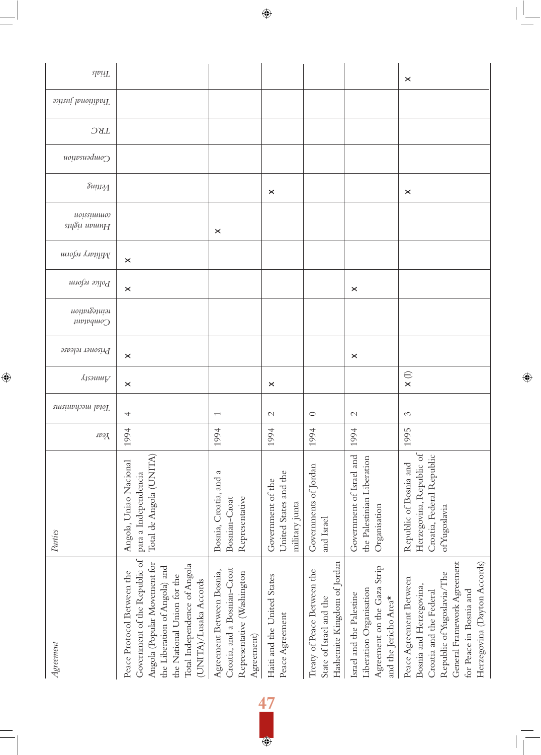| Agreement | Parties | Year | Total mechanisms | Amnesty | Prisoner release | Combatant reintegration | Police reform | Military reform | Human rights commission | Vetting | Compensation | TRC | Traditional justice | Trials |
|---|---|---|---|---|---|---|---|---|---|---|---|---|---|---|
| Peace Protocol Between the Government of the Republic of Angola (Popular Movement for the Liberation of Angola) and the National Union for the Total Independence of Angola (UNITA)/Lusaka Accords | Angola, Uniao Nacional para a Independencia Total de Angola (UNITA) | 1994 | 4 | × | × | | × | × | | | | | | |
| Agreement Between Bosnia, Croatia, and a Bosnian-Croat Representative (Washington Agreement) | Bosnia, Croatia, and a Bosnian-Croat Representative | 1994 | 1 | | | | | | × | | | | | |
| Haiti and the United States Peace Agreement | Government of the United States and the military junta | 1994 | 2 | × | | | | | | × | | | | |
| Treaty of Peace Between the State of Israel and the Hashemite Kingdom of Jordan | Governments of Jordan and Israel | 1994 | 0 | | | | | | | | | | | |
| Israel and the Palestine Liberation Organisation Agreement on the Gaza Strip and the Jericho Area* | Government of Israel and the Palestinian Liberation Organisation | 1994 | 2 | | × | | × | | | | | | | |
| Peace Agreement Between Bosnia and Herzegovina, Croatia and the Federal Republic of Yugoslavia/The General Framework Agreement for Peace in Bosnia and Herzegovina (Dayton Accords) | Republic of Bosnia and Herzegovina, Republic of Croatia, Federal Republic of Yugoslavia | 1995 | 3 | × (l) | | | | | | × | | | | × |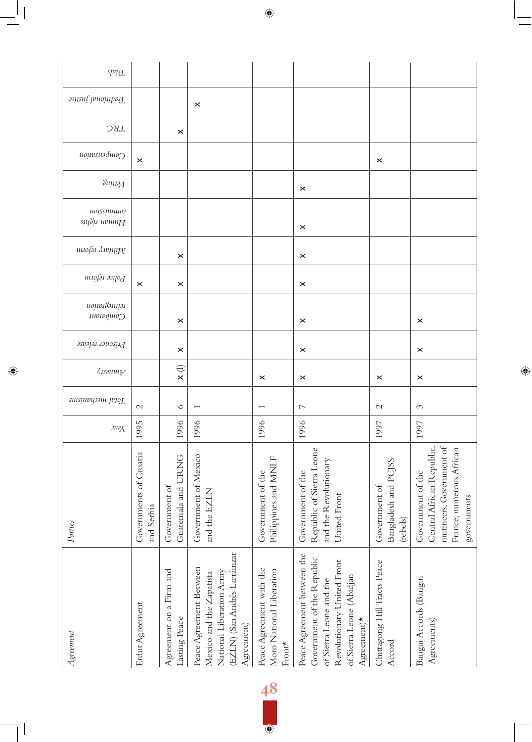| Agreement | Parties | Year | Total mechanisms | Amnesty | Prisoner release | Combatant reintegration | Police reform | Military reform | Human rights commission | Vetting | Compensation | TRC | Traditional justice | Trials |
|---|---|---|---|---|---|---|---|---|---|---|---|---|---|---|
| Erdut Agreement | Governments of Croatia and Serbia | 1995 | 2 | | | | x | | | | x | | | |
| Agreement on a Firm and Lasting Peace | Government of Guatemala and URNG | 1996 | 6 | x (l) | x | x | x | x | | | | x | | |
| Peace Agreement Between Mexico and the Zapatista National Liberation Army (EZLN) (San Andrés Larráinzar Agreement) | Government of Mexico and the EZLN | 1996 | 1 | | | | | | | | | | x | |
| Peace Agreement with the Moro National Liberation Front* | Government of the Philippines and MNLF | 1996 | 1 | x | | | | | | | | | | |
| Peace Agreement between the Government of the Republic of Sierra Leone and the Revolutionary United Front of Sierra Leone (Abidjan Agreement)* | Government of the Republic of Sierra Leone and the Revolutionary United Front | 1996 | 7 | x | x | x | x | x | x | x | | | | |
| Chittagong Hill Tracts Peace Accord | Government of Bangladesh and PCJSS (rebels) | 1997 | 2 | x | | | | | | | x | | | |
| Bangui Accords (Bangui Agreements) | Government of the Central African Republic, mutineers, Government of France, numerous African governments | 1997 | 3 | x | x | x | | | | | | | | |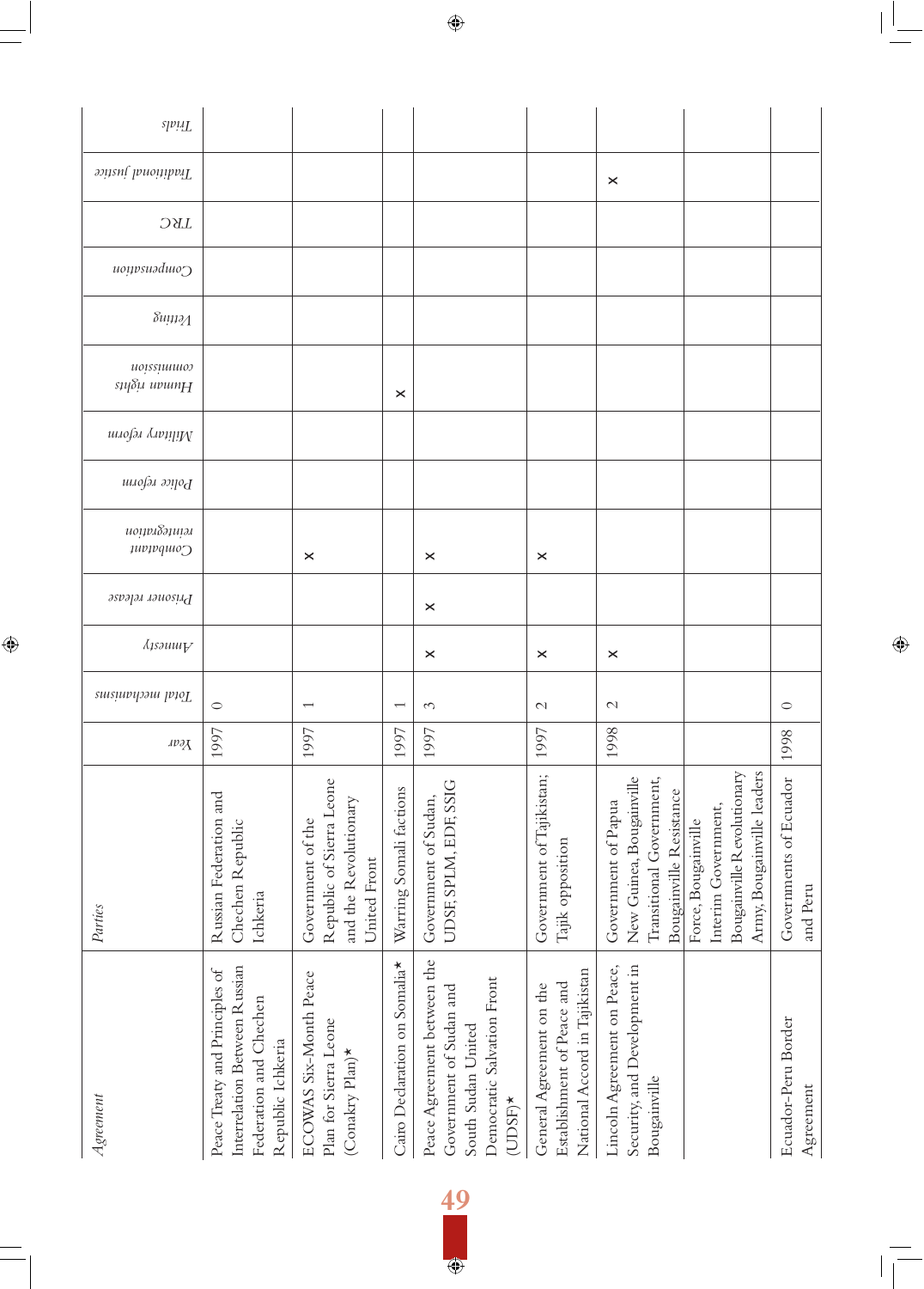| *Agreement* | *Parties* | *Year* | *Total mechanisms* | *Amnesty* | *Prisoner release* | *Combatant reintegration* | *Police reform* | *Military reform* | *Human rights commission* | *Vetting* | *Compensation* | *TRC* | *Traditional justice* | *Trials* |
|---|---|---|---|---|---|---|---|---|---|---|---|---|---|---|
| Peace Treaty and Principles of Interrelation Between Russian Federation and Chechen Republic Ichkeria | Russian Federation and Chechen Republic Ichkeria | 1997 | 0 | | | | | | | | | | | |
| ECOWAS Six-Month Peace Plan for Sierra Leone (Conakry Plan)* | Government of the Republic of Sierra Leone and the Revolutionary United Front | 1997 | 1 | | | x | | | | | | | | |
| Cairo Declaration on Somalia* | Warring Somali factions | 1997 | 1 | | | | | | x | | | | | |
| Peace Agreement between the Government of Sudan and South Sudan United Democratic Salvation Front (UDSF)* | Government of Sudan, UDSF, SPLM, EDF, SSIG | 1997 | 3 | x | x | x | | | | | | | | |
| General Agreement on the Establishment of Peace and National Accord in Tajikistan | Government of Tajikistan; Tajik opposition | 1997 | 2 | x | | x | | | | | | | | |
| Lincoln Agreement on Peace, Security, and Development in Bougainville | Government of Papua New Guinea, Bougainville Transitional Government, Bougainville Resistance Force, Bougainville Interim Government, Bougainville Revolutionary Army, Bougainville leaders | 1998 | 2 | x | | | | | | | | | x | |
| Ecuador-Peru Border Agreement | Governments of Ecuador and Peru | 1998 | 0 | | | | | | | | | | | |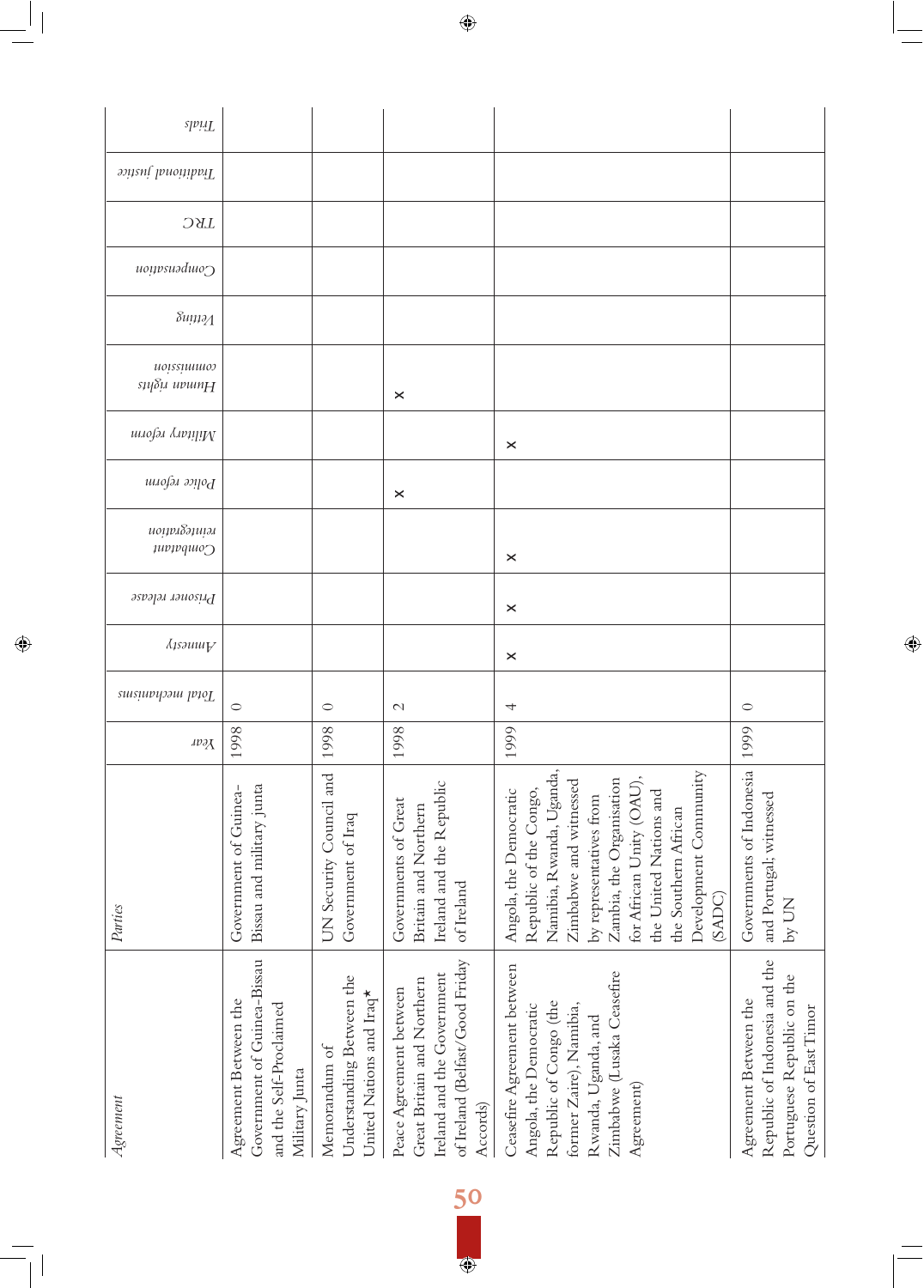| Agreement | Parties | Year | Total mechanisms | Amnesty | Prisoner release | Combatant reintegration | Police reform | Military reform | Human rights commission | Vetting | Compensation | TRC | Traditional justice | Trials |
|---|---|---|---|---|---|---|---|---|---|---|---|---|---|---|
| Agreement Between the Government of Guinea-Bissau and the Self-Proclaimed Military Junta | Government of Guinea-Bissau and military junta | 1998 | 0 | | | | | | | | | | | |
| Memorandum of Understanding Between the United Nations and Iraq* | UN Security Council and Government of Iraq | 1998 | 0 | | | | | | | | | | | |
| Peace Agreement between Great Britain and Northern Ireland and the Government of Ireland (Belfast/Good Friday Accords) | Governments of Great Britain and Northern Ireland and the Republic of Ireland | 1998 | 2 | | | | × | | × | | | | | |
| Ceasefire Agreement between Angola, the Democratic Republic of Congo (the former Zaire), Namibia, Rwanda, Uganda, and Zimbabwe (Lusaka Ceasefire Agreement) | Angola, the Democratic Republic of the Congo, Namibia, Rwanda, Uganda, Zimbabwe and witnessed by representatives from Zambia, the Organisation for African Unity (OAU), the United Nations and the Southern African Development Community (SADC) | 1999 | 4 | × | × | × | | × | | | | | | |
| Agreement Between the Republic of Indonesia and the Portuguese Republic on the Question of East Timor | Governments of Indonesia and Portugal; witnessed by UN | 1999 | 0 | | | | | | | | | | | |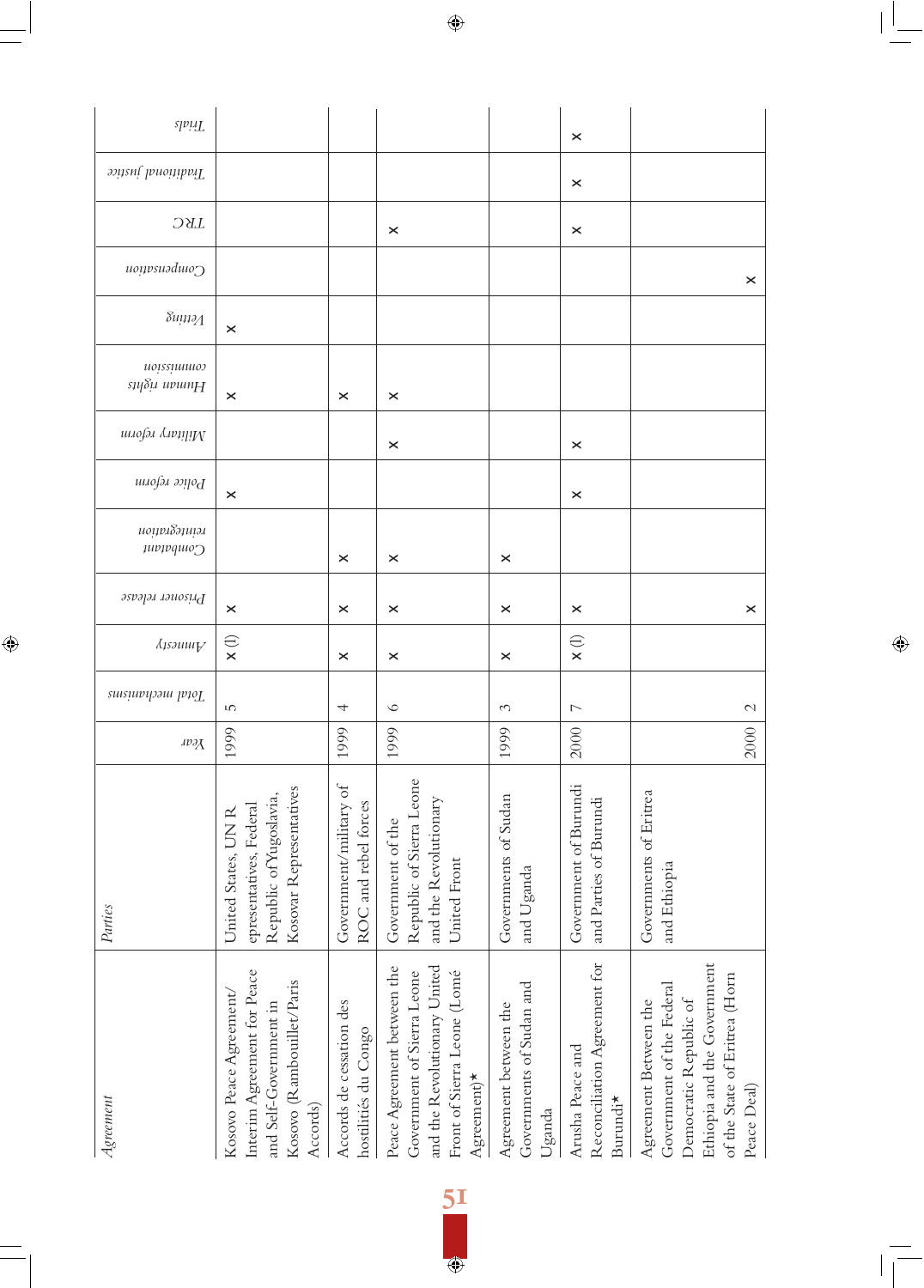| Agreement | Parties | Year | Total mechanisms | Amnesty | Prisoner release | Combatant reintegration | Police reform | Military reform | Human rights commission | Vetting | Compensation | TRC | Traditional justice | Trials |
|---|---|---|---|---|---|---|---|---|---|---|---|---|---|---|
| Kosovo Peace Agreement/ Interim Agreement for Peace and Self-Government in Kosovo (Rambouillet/Paris Accords) | United States, UN Representatives, Federal Republic of Yugoslavia, Kosovar Representatives | 1999 | 5 | × (I) | × | | × | | × | × | | | | |
| Accords de cessation des hostilités du Congo | Government/military of ROC and rebel forces | 1999 | 4 | × | × | × | | | × | | | | | |
| Peace Agreement between the Government of Sierra Leone and the Revolutionary United Front of Sierra Leone (Lomé Agreement)* | Government of the Republic of Sierra Leone and the Revolutionary United Front | 1999 | 6 | × | × | × | | × | × | | | × | | |
| Agreement between the Governments of Sudan and Uganda | Governments of Sudan and Uganda | 1999 | 3 | × | × | × | | | | | | | | |
| Arusha Peace and Reconciliation Agreement for Burundi* | Government of Burundi and Parties of Burundi | 2000 | 7 | × (I) | × | | × | × | | | | × | × | × |
| Agreement Between the Government of the Federal Democratic Republic of Ethiopia and the Government of the State of Eritrea (Horn Peace Deal) | Governments of Eritrea and Ethiopia | 2000 | 2 | | × | | | | | | × | | | |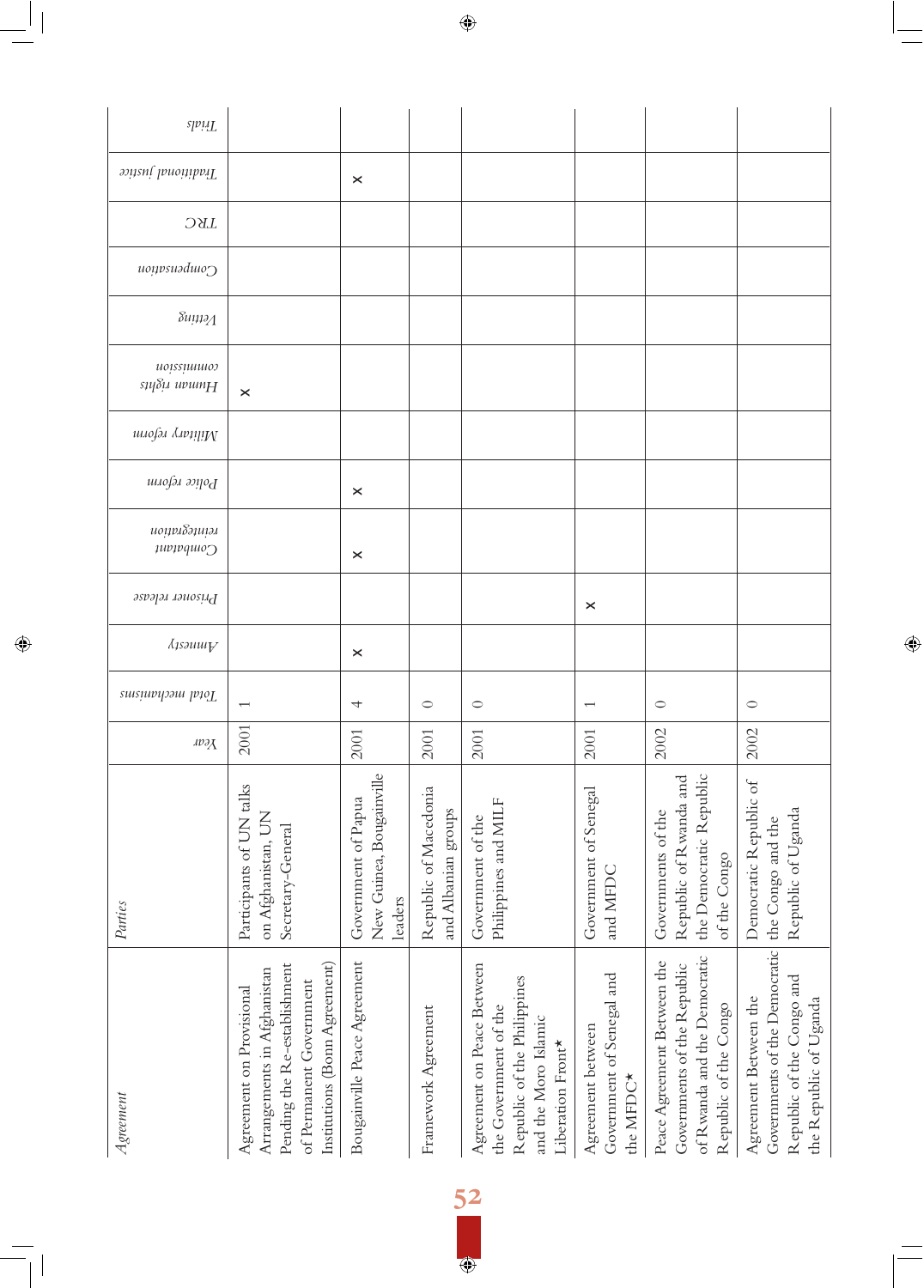| Agreement | Parties | Year | Total mechanisms | Amnesty | Prisoner release | Combatant reintegration | Police reform | Military reform | Human rights commission | Vetting | Compensation | TRC | Traditional justice | Trials |
|---|---|---|---|---|---|---|---|---|---|---|---|---|---|---|
| Agreement on Provisional Arrangements in Afghanistan Pending the Re-establishment of Permanent Government Institutions (Bonn Agreement) | Participants of UN talks on Afghanistan, UN Secretary-General | 2001 | 1 | | | | | | × | | | | | |
| Bougainville Peace Agreement | Government of Papua New Guinea, Bougainville leaders | 2001 | 4 | × | | × | × | | | | | | × | |
| Framework Agreement | Republic of Macedonia and Albanian groups | 2001 | 0 | | | | | | | | | | | |
| Agreement on Peace Between the Government of the Republic of the Philippines and the Moro Islamic Liberation Front* | Government of the Philippines and MILF | 2001 | 0 | | | | | | | | | | | |
| Agreement between Government of Senegal and the MFDC* | Government of Senegal and MFDC | 2001 | 1 | | × | | | | | | | | | |
| Peace Agreement Between the Governments of the Republic of Rwanda and the Democratic Republic of the Congo | Governments of the Republic of Rwanda and the Democratic Republic of the Congo | 2002 | 0 | | | | | | | | | | | |
| Agreement Between the Governments of the Democratic Republic of the Congo and the Republic of Uganda | Democratic Republic of the Congo and the Republic of Uganda | 2002 | 0 | | | | | | | | | | | |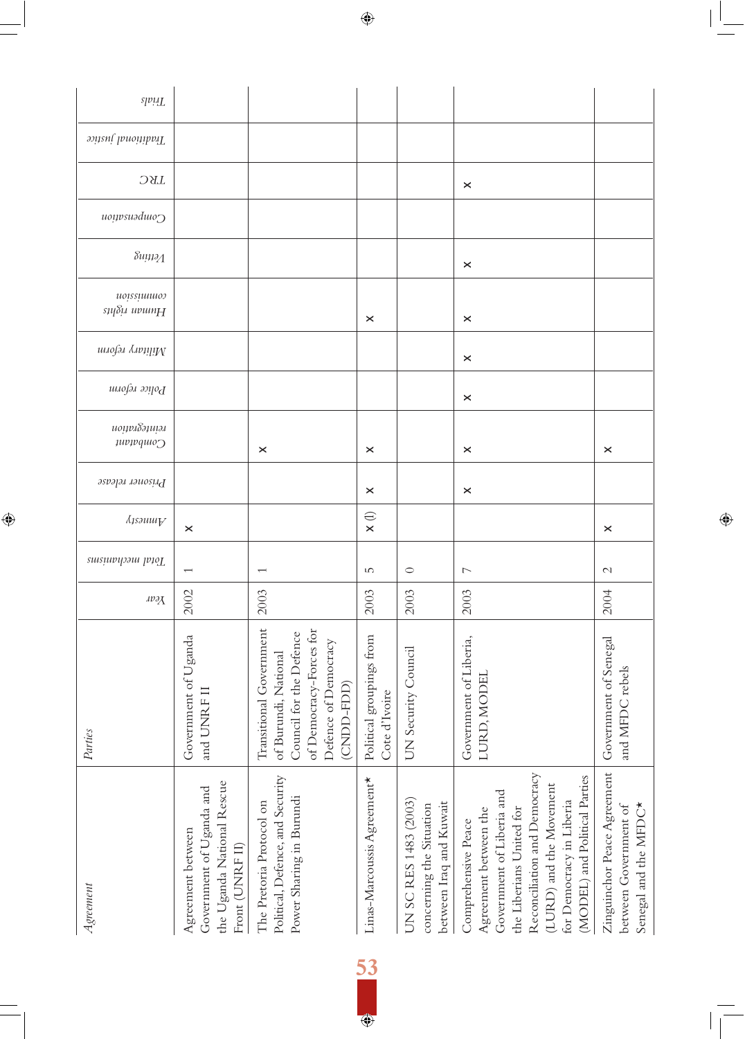| *Agreement* | *Parties* | *Year* | *Total mechanisms* | *Amnesty* | *Prisoner release* | *Combatant reintegration* | *Police reform* | *Military reform* | *Human rights commission* | *Vetting* | *Compensation* | *TRC* | *Traditional justice* | *Trials* |
|---|---|---|---|---|---|---|---|---|---|---|---|---|---|---|
| Agreement between Government of Uganda and the Uganda National Rescue Front (UNRF II) | Government of Uganda and UNRF II | 2002 | 1 | × | | | | | | | | | | |
| The Pretoria Protocol on Political, Defence, and Security Power Sharing in Burundi | Transitional Government of Burundi, National Council for the Defence of Democracy-Forces for Defence of Democracy (CNDD-FDD) | 2003 | 1 | | | × | | | | | | | | |
| Linas-Marcoussis Agreement* | Political groupings from Cote d'Ivoire | 2003 | 5 | × (I) | × | × | | | × | | | | | |
| UN SC RES 1483 (2003) concerning the Situation between Iraq and Kuwait | UN Security Council | 2003 | 0 | | | | | | | | | | | |
| Comprehensive Peace Agreement between the Government of Liberia and the Liberians United for Reconciliation and Democracy (LURD) and the Movement for Democracy in Liberia (MODEL) and Political Parties | Government of Liberia, LURD, MODEL | 2003 | 7 | | × | × | × | × | × | × | | × | | |
| Zinguinchor Peace Agreement between Government of Senegal and the MFDC* | Government of Senegal and MFDC rebels | 2004 | 2 | × | | × | | | | | | | | |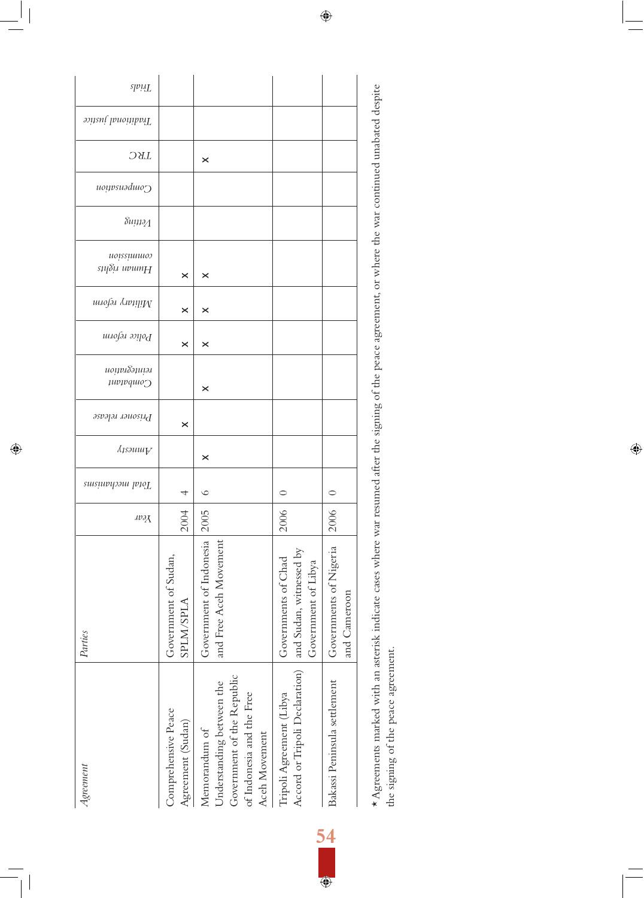| *Agreement* | *Parties* | *Year* | *Total mechanisms* | *Amnesty* | *Prisoner release* | *Combatant reintegration* | *Police reform* | *Military reform* | *Human rights commission* | *Vetting* | *Compensation* | *TRC* | *Traditional justice* | *Trials* |
|---|---|---|---|---|---|---|---|---|---|---|---|---|---|---|
| Comprehensive Peace Agreement (Sudan) | Government of Sudan, SPLM/SPLA | 2004 | 4 | | × | | × | × | × | | | | | |
| Memorandum of Understanding between the Government of the Republic of Indonesia and the Free Aceh Movement | Government of Indonesia and Free Aceh Movement | 2005 | 6 | × | | × | × | × | × | | | × | | |
| Tripoli Agreement (Libya Accord or Tripoli Declaration) | Governments of Chad and Sudan, witnessed by Government of Libya | 2006 | 0 | | | | | | | | | | | |
| Bakassi Peninsula settlement | Governments of Nigeria and Cameroon | 2006 | 0 | | | | | | | | | | | |

* Agreements marked with an asterisk indicate cases where war resumed after the signing of the peace agreement, or where the war continued unabated despite the signing of the peace agreement.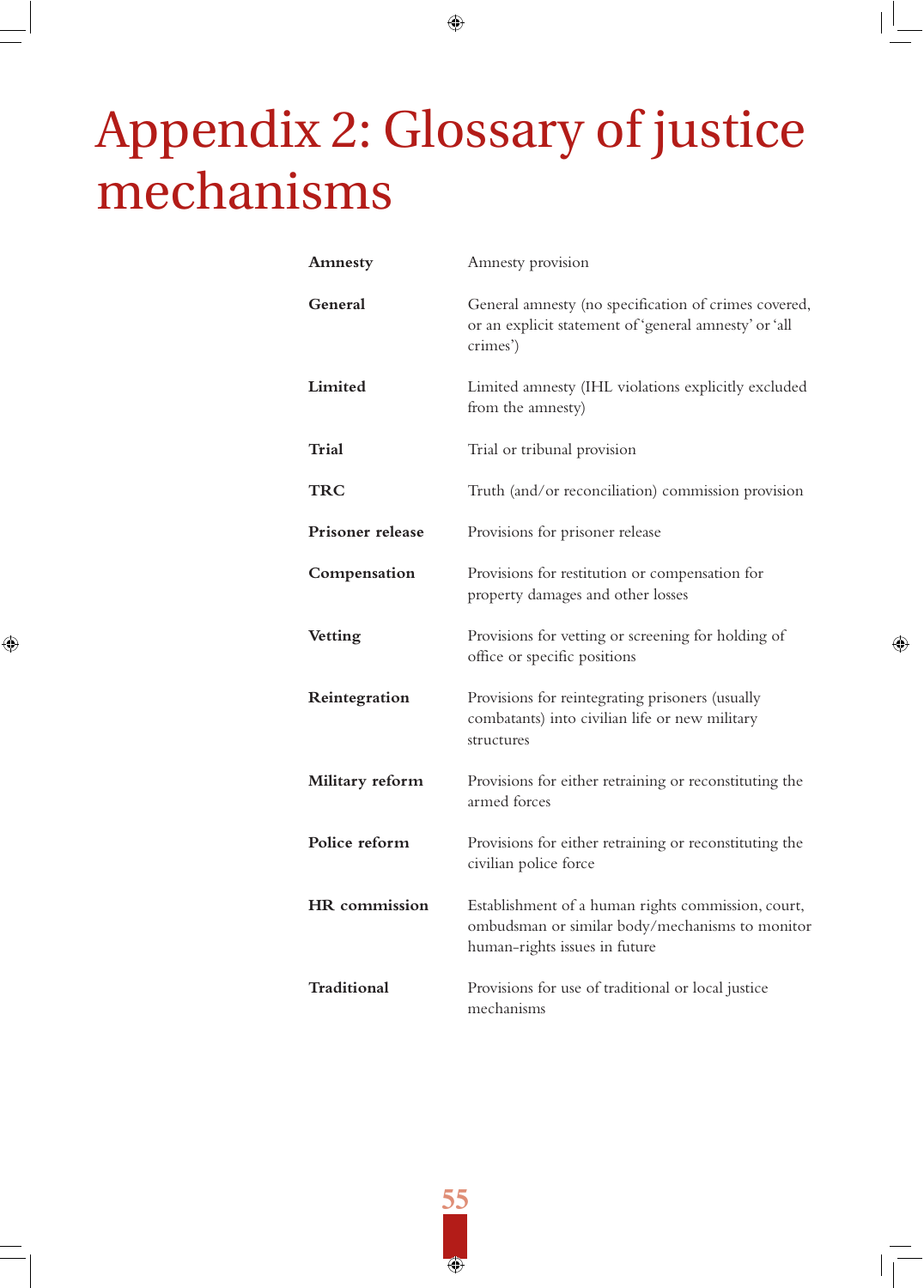# Appendix 2: Glossary of justice mechanisms

| | |
|---|---|
| **Amnesty** | Amnesty provision |
| **General** | General amnesty (no specification of crimes covered, or an explicit statement of 'general amnesty' or 'all crimes') |
| **Limited** | Limited amnesty (IHL violations explicitly excluded from the amnesty) |
| **Trial** | Trial or tribunal provision |
| **TRC** | Truth (and/or reconciliation) commission provision |
| **Prisoner release** | Provisions for prisoner release |
| **Compensation** | Provisions for restitution or compensation for property damages and other losses |
| **Vetting** | Provisions for vetting or screening for holding of office or specific positions |
| **Reintegration** | Provisions for reintegrating prisoners (usually combatants) into civilian life or new military structures |
| **Military reform** | Provisions for either retraining or reconstituting the armed forces |
| **Police reform** | Provisions for either retraining or reconstituting the civilian police force |
| **HR commission** | Establishment of a human rights commission, court, ombudsman or similar body/mechanisms to monitor human-rights issues in future |
| **Traditional** | Provisions for use of traditional or local justice mechanisms |